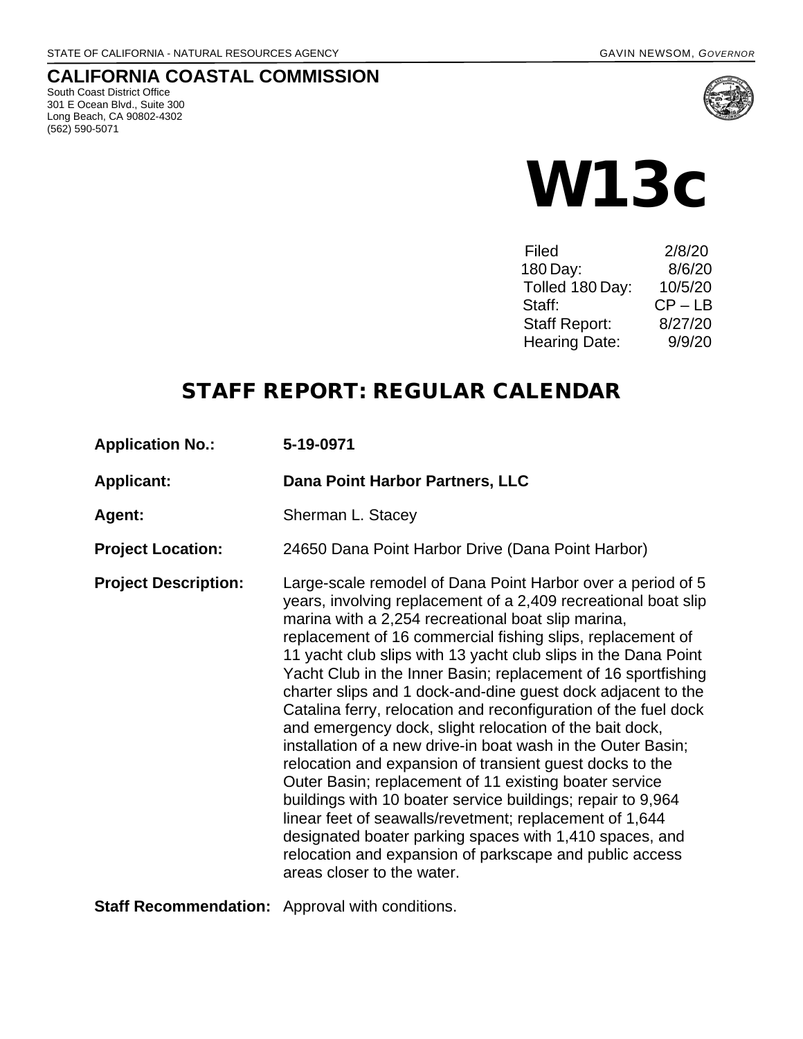STATE OF CALIFORNIA - NATURAL RESOURCES AGENCY GAVIN NEWSOM, *GOVERNOR*

# CALIFORNIA COASTAL COMMISSION

South Coast District Office
301 E Ocean Blvd., Suite 300
Long Beach, CA 90802-4302
(562) 590-5071

# W13c

| | |
|---|---|
| Filed | 2/8/20 |
| 180 Day: | 8/6/20 |
| Tolled 180 Day: | 10/5/20 |
| Staff: | CP – LB |
| Staff Report: | 8/27/20 |
| Hearing Date: | 9/9/20 |

## STAFF REPORT: REGULAR CALENDAR

**Application No.:** **5-19-0971**

**Applicant:** **Dana Point Harbor Partners, LLC**

**Agent:** Sherman L. Stacey

**Project Location:** 24650 Dana Point Harbor Drive (Dana Point Harbor)

**Project Description:** Large-scale remodel of Dana Point Harbor over a period of 5 years, involving replacement of a 2,409 recreational boat slip marina with a 2,254 recreational boat slip marina, replacement of 16 commercial fishing slips, replacement of 11 yacht club slips with 13 yacht club slips in the Dana Point Yacht Club in the Inner Basin; replacement of 16 sportfishing charter slips and 1 dock-and-dine guest dock adjacent to the Catalina ferry, relocation and reconfiguration of the fuel dock and emergency dock, slight relocation of the bait dock, installation of a new drive-in boat wash in the Outer Basin; relocation and expansion of transient guest docks to the Outer Basin; replacement of 11 existing boater service buildings with 10 boater service buildings; repair to 9,964 linear feet of seawalls/revetment; replacement of 1,644 designated boater parking spaces with 1,410 spaces, and relocation and expansion of parkscape and public access areas closer to the water.

**Staff Recommendation:** Approval with conditions.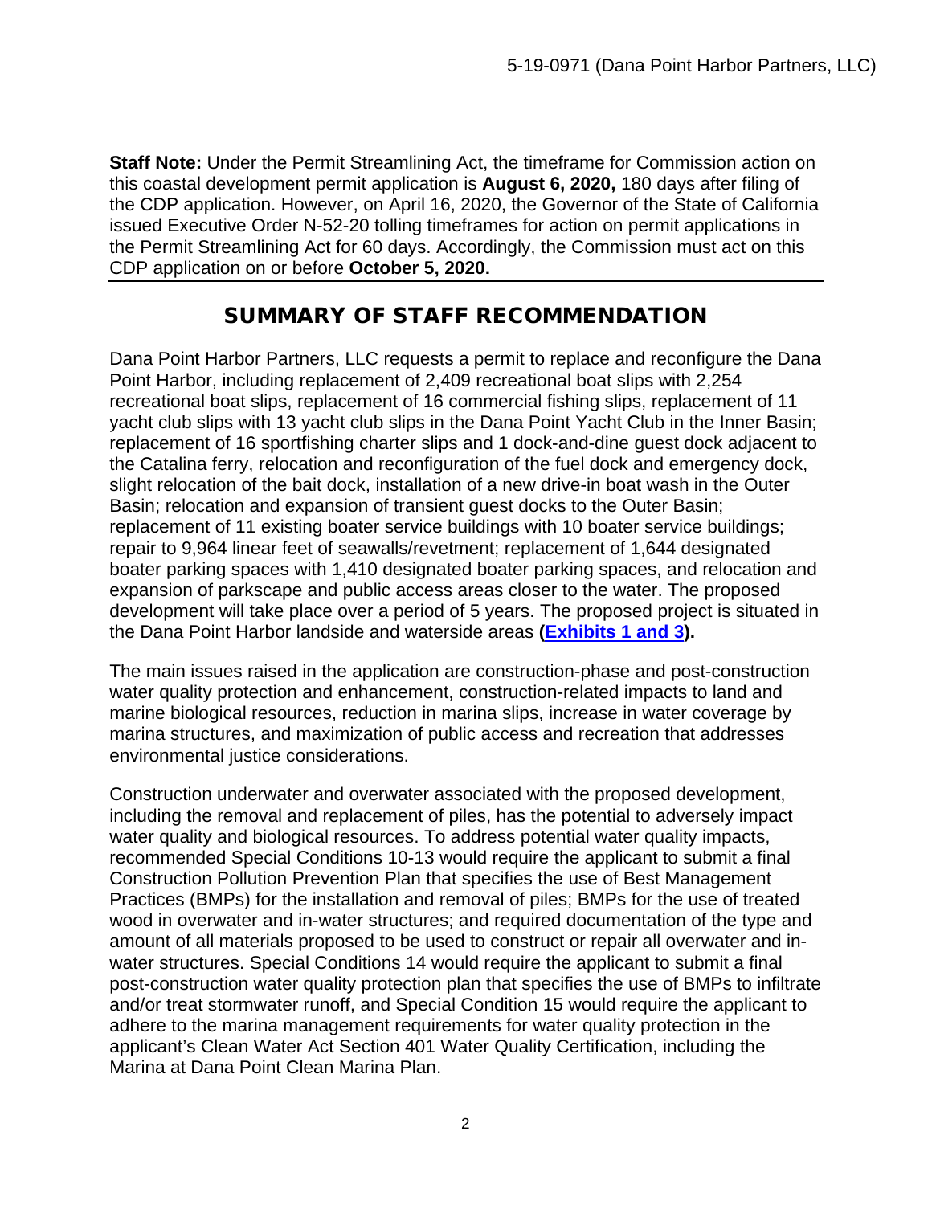**Staff Note:** Under the Permit Streamlining Act, the timeframe for Commission action on this coastal development permit application is **August 6, 2020,** 180 days after filing of the CDP application. However, on April 16, 2020, the Governor of the State of California issued Executive Order N-52-20 tolling timeframes for action on permit applications in the Permit Streamlining Act for 60 days. Accordingly, the Commission must act on this CDP application on or before **October 5, 2020.**

## SUMMARY OF STAFF RECOMMENDATION

Dana Point Harbor Partners, LLC requests a permit to replace and reconfigure the Dana Point Harbor, including replacement of 2,409 recreational boat slips with 2,254 recreational boat slips, replacement of 16 commercial fishing slips, replacement of 11 yacht club slips with 13 yacht club slips in the Dana Point Yacht Club in the Inner Basin; replacement of 16 sportfishing charter slips and 1 dock-and-dine guest dock adjacent to the Catalina ferry, relocation and reconfiguration of the fuel dock and emergency dock, slight relocation of the bait dock, installation of a new drive-in boat wash in the Outer Basin; relocation and expansion of transient guest docks to the Outer Basin; replacement of 11 existing boater service buildings with 10 boater service buildings; repair to 9,964 linear feet of seawalls/revetment; replacement of 1,644 designated boater parking spaces with 1,410 designated boater parking spaces, and relocation and expansion of parkscape and public access areas closer to the water. The proposed development will take place over a period of 5 years. The proposed project is situated in the Dana Point Harbor landside and waterside areas **(Exhibits 1 and 3).**

The main issues raised in the application are construction-phase and post-construction water quality protection and enhancement, construction-related impacts to land and marine biological resources, reduction in marina slips, increase in water coverage by marina structures, and maximization of public access and recreation that addresses environmental justice considerations.

Construction underwater and overwater associated with the proposed development, including the removal and replacement of piles, has the potential to adversely impact water quality and biological resources. To address potential water quality impacts, recommended Special Conditions 10-13 would require the applicant to submit a final Construction Pollution Prevention Plan that specifies the use of Best Management Practices (BMPs) for the installation and removal of piles; BMPs for the use of treated wood in overwater and in-water structures; and required documentation of the type and amount of all materials proposed to be used to construct or repair all overwater and in-water structures. Special Conditions 14 would require the applicant to submit a final post-construction water quality protection plan that specifies the use of BMPs to infiltrate and/or treat stormwater runoff, and Special Condition 15 would require the applicant to adhere to the marina management requirements for water quality protection in the applicant's Clean Water Act Section 401 Water Quality Certification, including the Marina at Dana Point Clean Marina Plan.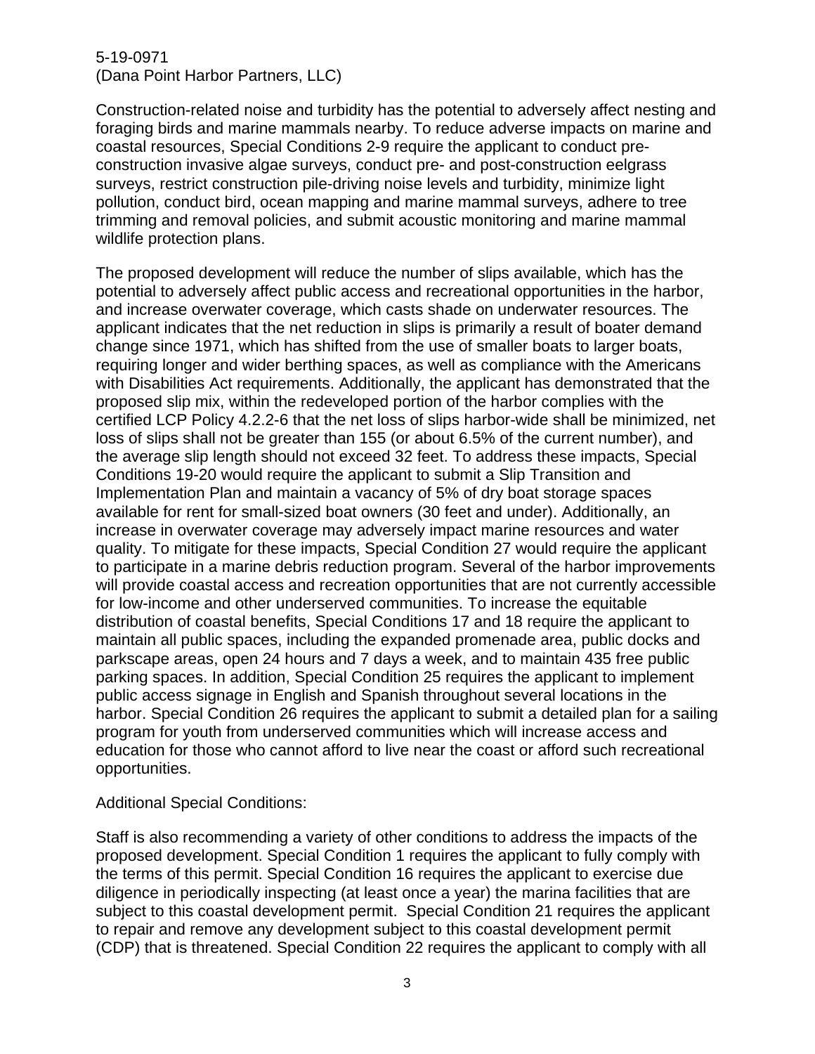Construction-related noise and turbidity has the potential to adversely affect nesting and foraging birds and marine mammals nearby. To reduce adverse impacts on marine and coastal resources, Special Conditions 2-9 require the applicant to conduct pre-construction invasive algae surveys, conduct pre- and post-construction eelgrass surveys, restrict construction pile-driving noise levels and turbidity, minimize light pollution, conduct bird, ocean mapping and marine mammal surveys, adhere to tree trimming and removal policies, and submit acoustic monitoring and marine mammal wildlife protection plans.

The proposed development will reduce the number of slips available, which has the potential to adversely affect public access and recreational opportunities in the harbor, and increase overwater coverage, which casts shade on underwater resources. The applicant indicates that the net reduction in slips is primarily a result of boater demand change since 1971, which has shifted from the use of smaller boats to larger boats, requiring longer and wider berthing spaces, as well as compliance with the Americans with Disabilities Act requirements. Additionally, the applicant has demonstrated that the proposed slip mix, within the redeveloped portion of the harbor complies with the certified LCP Policy 4.2.2-6 that the net loss of slips harbor-wide shall be minimized, net loss of slips shall not be greater than 155 (or about 6.5% of the current number), and the average slip length should not exceed 32 feet. To address these impacts, Special Conditions 19-20 would require the applicant to submit a Slip Transition and Implementation Plan and maintain a vacancy of 5% of dry boat storage spaces available for rent for small-sized boat owners (30 feet and under). Additionally, an increase in overwater coverage may adversely impact marine resources and water quality. To mitigate for these impacts, Special Condition 27 would require the applicant to participate in a marine debris reduction program. Several of the harbor improvements will provide coastal access and recreation opportunities that are not currently accessible for low-income and other underserved communities. To increase the equitable distribution of coastal benefits, Special Conditions 17 and 18 require the applicant to maintain all public spaces, including the expanded promenade area, public docks and parkscape areas, open 24 hours and 7 days a week, and to maintain 435 free public parking spaces. In addition, Special Condition 25 requires the applicant to implement public access signage in English and Spanish throughout several locations in the harbor. Special Condition 26 requires the applicant to submit a detailed plan for a sailing program for youth from underserved communities which will increase access and education for those who cannot afford to live near the coast or afford such recreational opportunities.

Additional Special Conditions:

Staff is also recommending a variety of other conditions to address the impacts of the proposed development. Special Condition 1 requires the applicant to fully comply with the terms of this permit. Special Condition 16 requires the applicant to exercise due diligence in periodically inspecting (at least once a year) the marina facilities that are subject to this coastal development permit. Special Condition 21 requires the applicant to repair and remove any development subject to this coastal development permit (CDP) that is threatened. Special Condition 22 requires the applicant to comply with all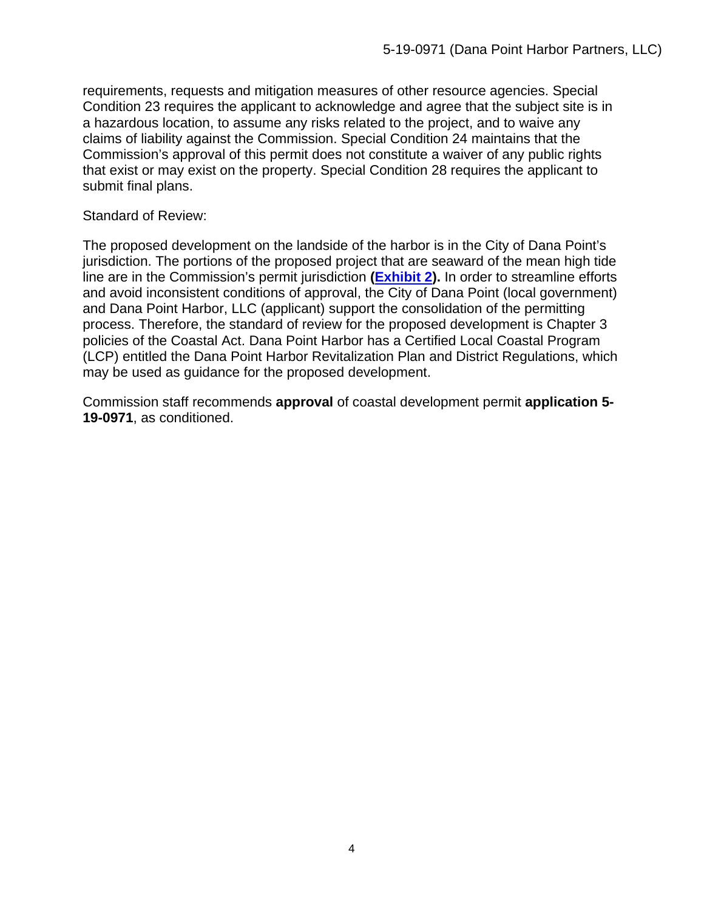requirements, requests and mitigation measures of other resource agencies. Special Condition 23 requires the applicant to acknowledge and agree that the subject site is in a hazardous location, to assume any risks related to the project, and to waive any claims of liability against the Commission. Special Condition 24 maintains that the Commission's approval of this permit does not constitute a waiver of any public rights that exist or may exist on the property. Special Condition 28 requires the applicant to submit final plans.

Standard of Review:

The proposed development on the landside of the harbor is in the City of Dana Point's jurisdiction. The portions of the proposed project that are seaward of the mean high tide line are in the Commission's permit jurisdiction **(Exhibit 2).** In order to streamline efforts and avoid inconsistent conditions of approval, the City of Dana Point (local government) and Dana Point Harbor, LLC (applicant) support the consolidation of the permitting process. Therefore, the standard of review for the proposed development is Chapter 3 policies of the Coastal Act. Dana Point Harbor has a Certified Local Coastal Program (LCP) entitled the Dana Point Harbor Revitalization Plan and District Regulations, which may be used as guidance for the proposed development.

Commission staff recommends **approval** of coastal development permit **application 5-19-0971**, as conditioned.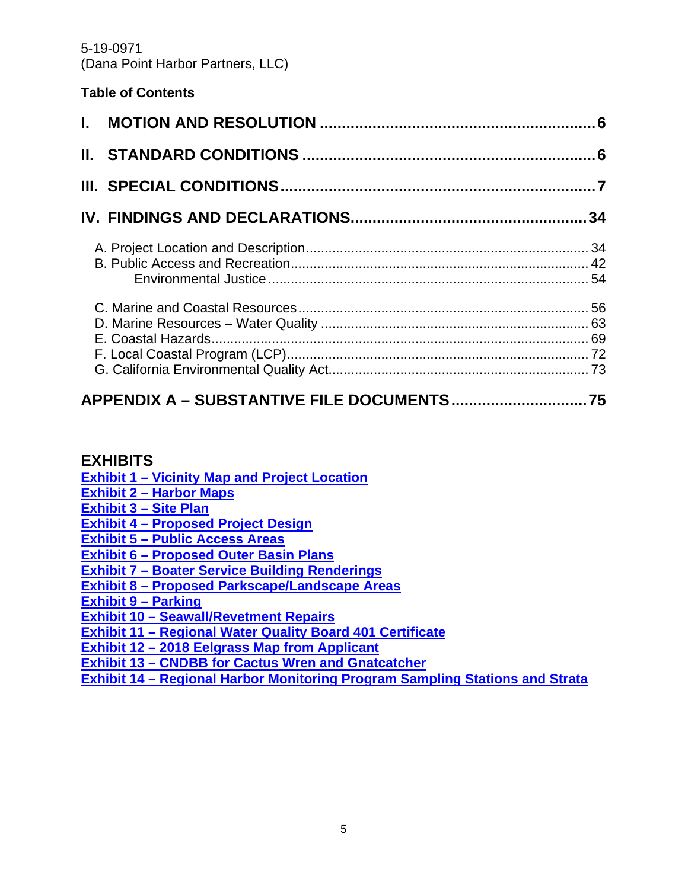5-19-0971
(Dana Point Harbor Partners, LLC)

**Table of Contents**

**I. MOTION AND RESOLUTION ........ 6**

**II. STANDARD CONDITIONS ........ 6**

**III. SPECIAL CONDITIONS ........ 7**

**IV. FINDINGS AND DECLARATIONS ........ 34**

- A. Project Location and Description ........ 34
- B. Public Access and Recreation ........ 42
  - Environmental Justice ........ 54
- C. Marine and Coastal Resources ........ 56
- D. Marine Resources – Water Quality ........ 63
- E. Coastal Hazards ........ 69
- F. Local Coastal Program (LCP) ........ 72
- G. California Environmental Quality Act ........ 73

**APPENDIX A – SUBSTANTIVE FILE DOCUMENTS ........ 75**

## EXHIBITS

**Exhibit 1 – Vicinity Map and Project Location**
**Exhibit 2 – Harbor Maps**
**Exhibit 3 – Site Plan**
**Exhibit 4 – Proposed Project Design**
**Exhibit 5 – Public Access Areas**
**Exhibit 6 – Proposed Outer Basin Plans**
**Exhibit 7 – Boater Service Building Renderings**
**Exhibit 8 – Proposed Parkscape/Landscape Areas**
**Exhibit 9 – Parking**
**Exhibit 10 – Seawall/Revetment Repairs**
**Exhibit 11 – Regional Water Quality Board 401 Certificate**
**Exhibit 12 – 2018 Eelgrass Map from Applicant**
**Exhibit 13 – CNDBB for Cactus Wren and Gnatcatcher**
**Exhibit 14 – Regional Harbor Monitoring Program Sampling Stations and Strata**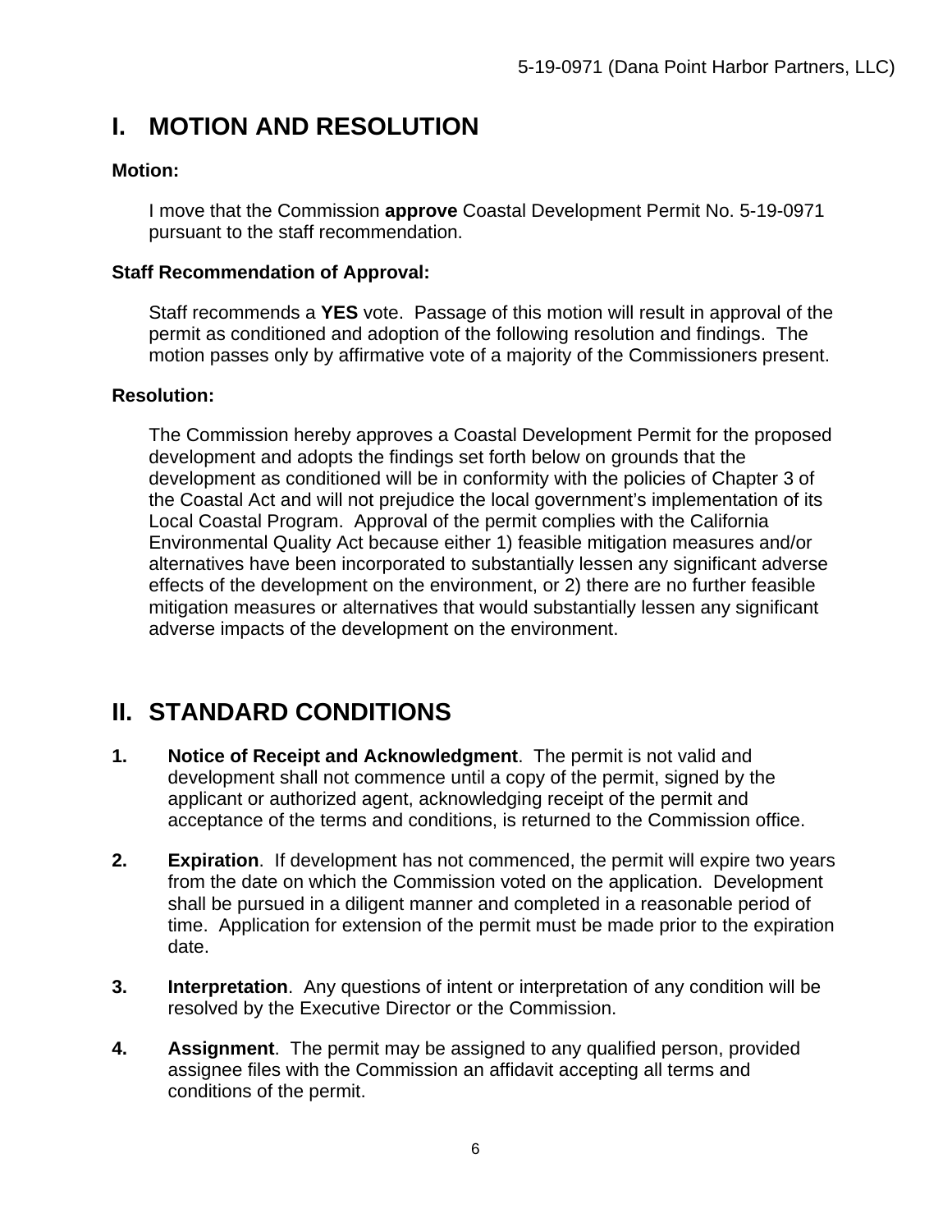# I. MOTION AND RESOLUTION

**Motion:**

I move that the Commission **approve** Coastal Development Permit No. 5-19-0971 pursuant to the staff recommendation.

**Staff Recommendation of Approval:**

Staff recommends a **YES** vote. Passage of this motion will result in approval of the permit as conditioned and adoption of the following resolution and findings. The motion passes only by affirmative vote of a majority of the Commissioners present.

**Resolution:**

The Commission hereby approves a Coastal Development Permit for the proposed development and adopts the findings set forth below on grounds that the development as conditioned will be in conformity with the policies of Chapter 3 of the Coastal Act and will not prejudice the local government's implementation of its Local Coastal Program. Approval of the permit complies with the California Environmental Quality Act because either 1) feasible mitigation measures and/or alternatives have been incorporated to substantially lessen any significant adverse effects of the development on the environment, or 2) there are no further feasible mitigation measures or alternatives that would substantially lessen any significant adverse impacts of the development on the environment.

# II. STANDARD CONDITIONS

1. **Notice of Receipt and Acknowledgment**. The permit is not valid and development shall not commence until a copy of the permit, signed by the applicant or authorized agent, acknowledging receipt of the permit and acceptance of the terms and conditions, is returned to the Commission office.

2. **Expiration**. If development has not commenced, the permit will expire two years from the date on which the Commission voted on the application. Development shall be pursued in a diligent manner and completed in a reasonable period of time. Application for extension of the permit must be made prior to the expiration date.

3. **Interpretation**. Any questions of intent or interpretation of any condition will be resolved by the Executive Director or the Commission.

4. **Assignment**. The permit may be assigned to any qualified person, provided assignee files with the Commission an affidavit accepting all terms and conditions of the permit.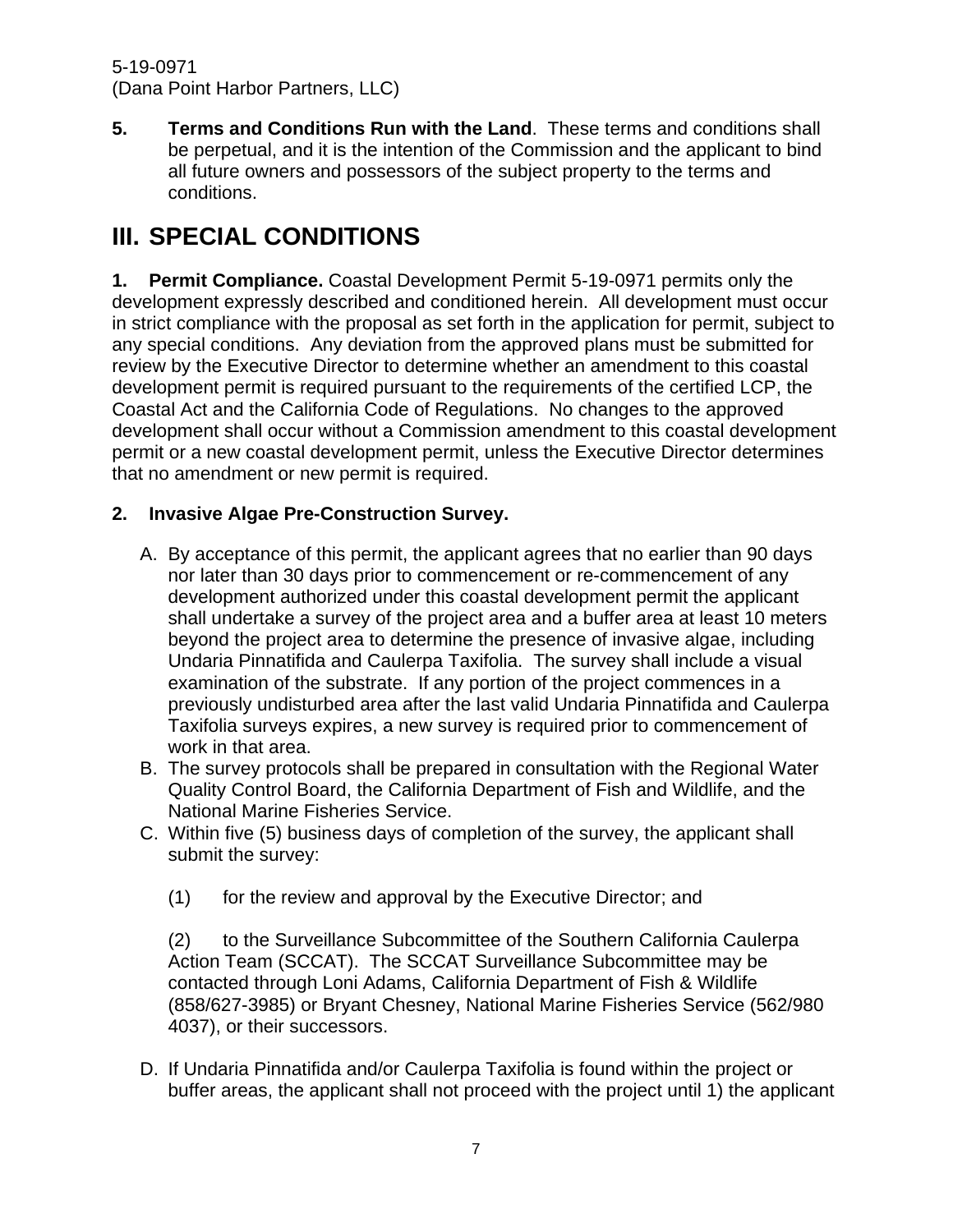**5. Terms and Conditions Run with the Land**. These terms and conditions shall be perpetual, and it is the intention of the Commission and the applicant to bind all future owners and possessors of the subject property to the terms and conditions.

# III. SPECIAL CONDITIONS

**1. Permit Compliance.** Coastal Development Permit 5-19-0971 permits only the development expressly described and conditioned herein. All development must occur in strict compliance with the proposal as set forth in the application for permit, subject to any special conditions. Any deviation from the approved plans must be submitted for review by the Executive Director to determine whether an amendment to this coastal development permit is required pursuant to the requirements of the certified LCP, the Coastal Act and the California Code of Regulations. No changes to the approved development shall occur without a Commission amendment to this coastal development permit or a new coastal development permit, unless the Executive Director determines that no amendment or new permit is required.

**2. Invasive Algae Pre-Construction Survey.**

A. By acceptance of this permit, the applicant agrees that no earlier than 90 days nor later than 30 days prior to commencement or re-commencement of any development authorized under this coastal development permit the applicant shall undertake a survey of the project area and a buffer area at least 10 meters beyond the project area to determine the presence of invasive algae, including Undaria Pinnatifida and Caulerpa Taxifolia. The survey shall include a visual examination of the substrate. If any portion of the project commences in a previously undisturbed area after the last valid Undaria Pinnatifida and Caulerpa Taxifolia surveys expires, a new survey is required prior to commencement of work in that area.

B. The survey protocols shall be prepared in consultation with the Regional Water Quality Control Board, the California Department of Fish and Wildlife, and the National Marine Fisheries Service.

C. Within five (5) business days of completion of the survey, the applicant shall submit the survey:

(1) for the review and approval by the Executive Director; and

(2) to the Surveillance Subcommittee of the Southern California Caulerpa Action Team (SCCAT). The SCCAT Surveillance Subcommittee may be contacted through Loni Adams, California Department of Fish & Wildlife (858/627-3985) or Bryant Chesney, National Marine Fisheries Service (562/980 4037), or their successors.

D. If Undaria Pinnatifida and/or Caulerpa Taxifolia is found within the project or buffer areas, the applicant shall not proceed with the project until 1) the applicant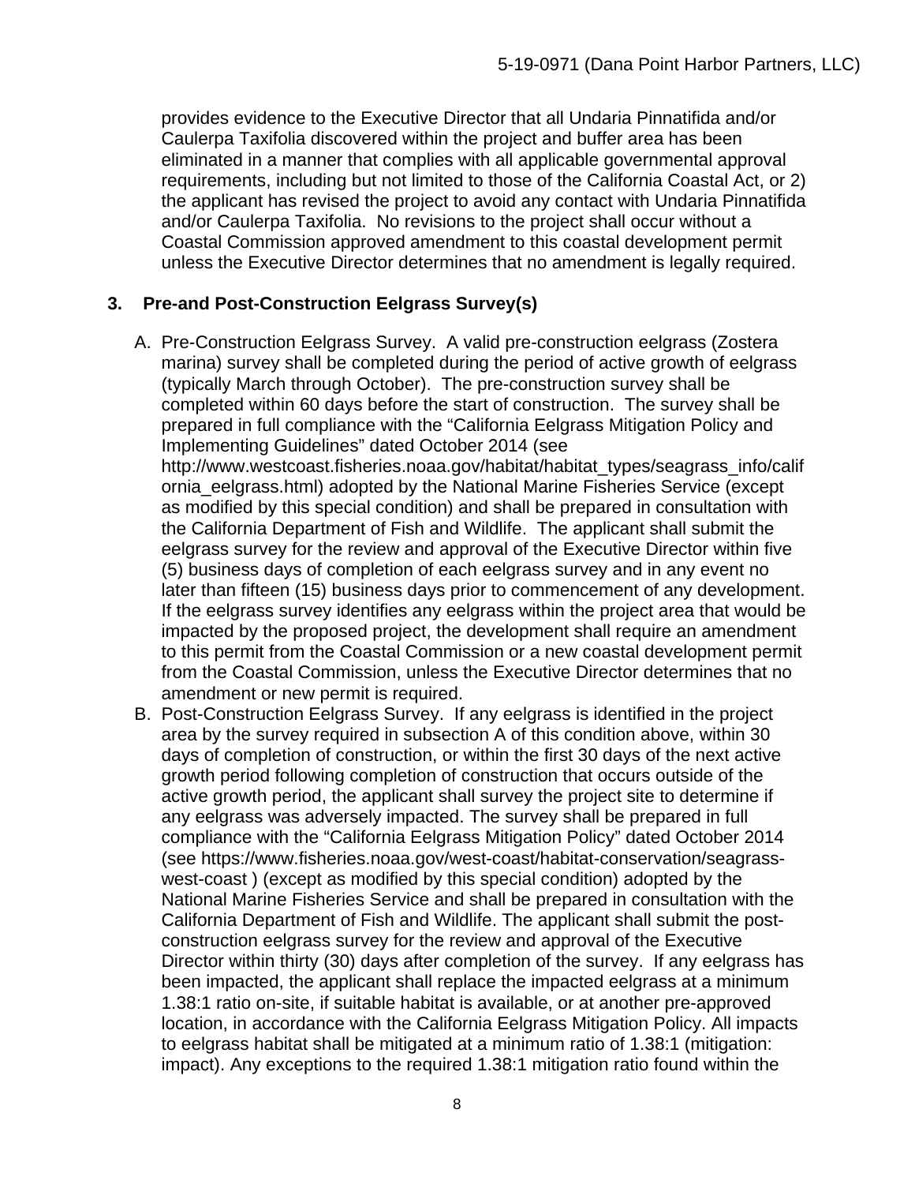provides evidence to the Executive Director that all Undaria Pinnatifida and/or Caulerpa Taxifolia discovered within the project and buffer area has been eliminated in a manner that complies with all applicable governmental approval requirements, including but not limited to those of the California Coastal Act, or 2) the applicant has revised the project to avoid any contact with Undaria Pinnatifida and/or Caulerpa Taxifolia. No revisions to the project shall occur without a Coastal Commission approved amendment to this coastal development permit unless the Executive Director determines that no amendment is legally required.

### 3. Pre-and Post-Construction Eelgrass Survey(s)

A. Pre-Construction Eelgrass Survey. A valid pre-construction eelgrass (Zostera marina) survey shall be completed during the period of active growth of eelgrass (typically March through October). The pre-construction survey shall be completed within 60 days before the start of construction. The survey shall be prepared in full compliance with the "California Eelgrass Mitigation Policy and Implementing Guidelines" dated October 2014 (see http://www.westcoast.fisheries.noaa.gov/habitat/habitat_types/seagrass_info/california_eelgrass.html) adopted by the National Marine Fisheries Service (except as modified by this special condition) and shall be prepared in consultation with the California Department of Fish and Wildlife. The applicant shall submit the eelgrass survey for the review and approval of the Executive Director within five (5) business days of completion of each eelgrass survey and in any event no later than fifteen (15) business days prior to commencement of any development. If the eelgrass survey identifies any eelgrass within the project area that would be impacted by the proposed project, the development shall require an amendment to this permit from the Coastal Commission or a new coastal development permit from the Coastal Commission, unless the Executive Director determines that no amendment or new permit is required.

B. Post-Construction Eelgrass Survey. If any eelgrass is identified in the project area by the survey required in subsection A of this condition above, within 30 days of completion of construction, or within the first 30 days of the next active growth period following completion of construction that occurs outside of the active growth period, the applicant shall survey the project site to determine if any eelgrass was adversely impacted. The survey shall be prepared in full compliance with the "California Eelgrass Mitigation Policy" dated October 2014 (see https://www.fisheries.noaa.gov/west-coast/habitat-conservation/seagrass-west-coast ) (except as modified by this special condition) adopted by the National Marine Fisheries Service and shall be prepared in consultation with the California Department of Fish and Wildlife. The applicant shall submit the post-construction eelgrass survey for the review and approval of the Executive Director within thirty (30) days after completion of the survey. If any eelgrass has been impacted, the applicant shall replace the impacted eelgrass at a minimum 1.38:1 ratio on-site, if suitable habitat is available, or at another pre-approved location, in accordance with the California Eelgrass Mitigation Policy. All impacts to eelgrass habitat shall be mitigated at a minimum ratio of 1.38:1 (mitigation: impact). Any exceptions to the required 1.38:1 mitigation ratio found within the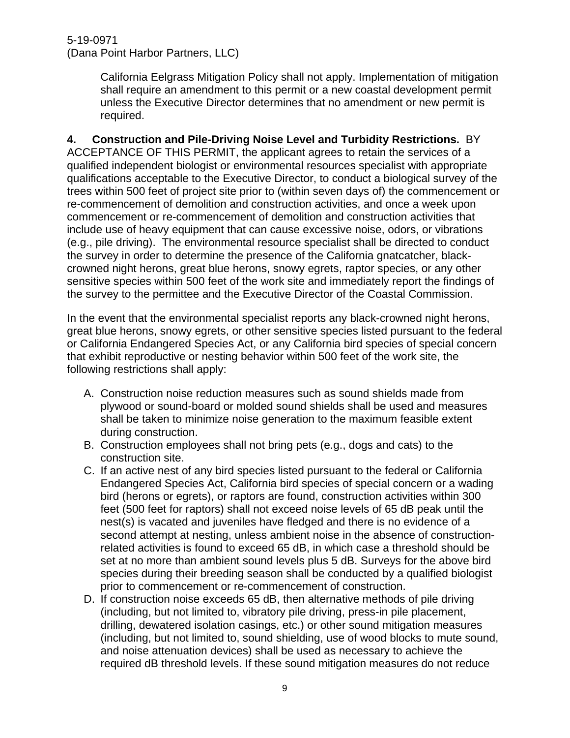California Eelgrass Mitigation Policy shall not apply. Implementation of mitigation shall require an amendment to this permit or a new coastal development permit unless the Executive Director determines that no amendment or new permit is required.

**4. Construction and Pile-Driving Noise Level and Turbidity Restrictions.** BY ACCEPTANCE OF THIS PERMIT, the applicant agrees to retain the services of a qualified independent biologist or environmental resources specialist with appropriate qualifications acceptable to the Executive Director, to conduct a biological survey of the trees within 500 feet of project site prior to (within seven days of) the commencement or re-commencement of demolition and construction activities, and once a week upon commencement or re-commencement of demolition and construction activities that include use of heavy equipment that can cause excessive noise, odors, or vibrations (e.g., pile driving). The environmental resource specialist shall be directed to conduct the survey in order to determine the presence of the California gnatcatcher, black-crowned night herons, great blue herons, snowy egrets, raptor species, or any other sensitive species within 500 feet of the work site and immediately report the findings of the survey to the permittee and the Executive Director of the Coastal Commission.

In the event that the environmental specialist reports any black-crowned night herons, great blue herons, snowy egrets, or other sensitive species listed pursuant to the federal or California Endangered Species Act, or any California bird species of special concern that exhibit reproductive or nesting behavior within 500 feet of the work site, the following restrictions shall apply:

A. Construction noise reduction measures such as sound shields made from plywood or sound-board or molded sound shields shall be used and measures shall be taken to minimize noise generation to the maximum feasible extent during construction.
B. Construction employees shall not bring pets (e.g., dogs and cats) to the construction site.
C. If an active nest of any bird species listed pursuant to the federal or California Endangered Species Act, California bird species of special concern or a wading bird (herons or egrets), or raptors are found, construction activities within 300 feet (500 feet for raptors) shall not exceed noise levels of 65 dB peak until the nest(s) is vacated and juveniles have fledged and there is no evidence of a second attempt at nesting, unless ambient noise in the absence of construction-related activities is found to exceed 65 dB, in which case a threshold should be set at no more than ambient sound levels plus 5 dB. Surveys for the above bird species during their breeding season shall be conducted by a qualified biologist prior to commencement or re-commencement of construction.
D. If construction noise exceeds 65 dB, then alternative methods of pile driving (including, but not limited to, vibratory pile driving, press-in pile placement, drilling, dewatered isolation casings, etc.) or other sound mitigation measures (including, but not limited to, sound shielding, use of wood blocks to mute sound, and noise attenuation devices) shall be used as necessary to achieve the required dB threshold levels. If these sound mitigation measures do not reduce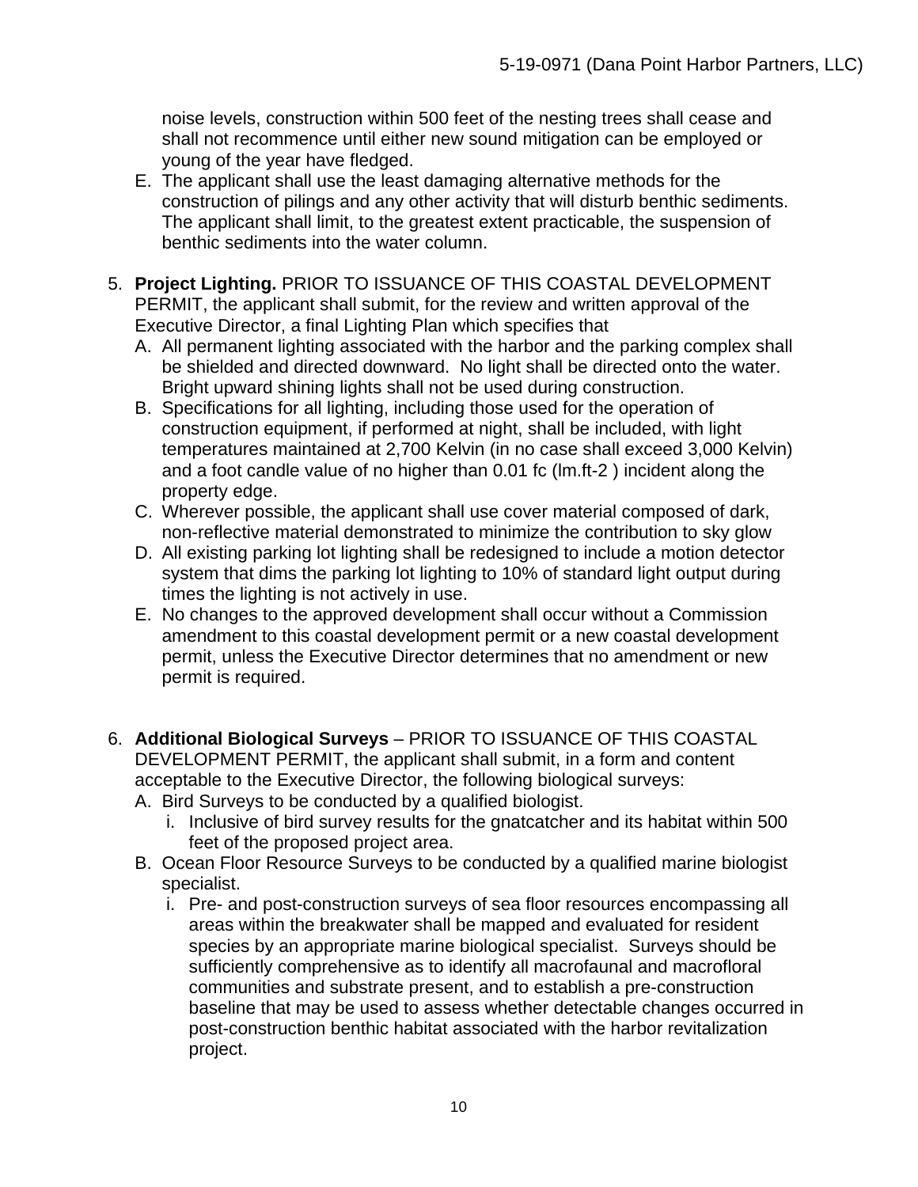noise levels, construction within 500 feet of the nesting trees shall cease and shall not recommence until either new sound mitigation can be employed or young of the year have fledged.

E. The applicant shall use the least damaging alternative methods for the construction of pilings and any other activity that will disturb benthic sediments. The applicant shall limit, to the greatest extent practicable, the suspension of benthic sediments into the water column.

5. **Project Lighting.** PRIOR TO ISSUANCE OF THIS COASTAL DEVELOPMENT PERMIT, the applicant shall submit, for the review and written approval of the Executive Director, a final Lighting Plan which specifies that
   A. All permanent lighting associated with the harbor and the parking complex shall be shielded and directed downward. No light shall be directed onto the water. Bright upward shining lights shall not be used during construction.
   B. Specifications for all lighting, including those used for the operation of construction equipment, if performed at night, shall be included, with light temperatures maintained at 2,700 Kelvin (in no case shall exceed 3,000 Kelvin) and a foot candle value of no higher than 0.01 fc ($lm.ft^{-2}$) incident along the property edge.
   C. Wherever possible, the applicant shall use cover material composed of dark, non-reflective material demonstrated to minimize the contribution to sky glow
   D. All existing parking lot lighting shall be redesigned to include a motion detector system that dims the parking lot lighting to 10% of standard light output during times the lighting is not actively in use.
   E. No changes to the approved development shall occur without a Commission amendment to this coastal development permit or a new coastal development permit, unless the Executive Director determines that no amendment or new permit is required.

6. **Additional Biological Surveys** – PRIOR TO ISSUANCE OF THIS COASTAL DEVELOPMENT PERMIT, the applicant shall submit, in a form and content acceptable to the Executive Director, the following biological surveys:
   A. Bird Surveys to be conducted by a qualified biologist.
      i. Inclusive of bird survey results for the gnatcatcher and its habitat within 500 feet of the proposed project area.
   B. Ocean Floor Resource Surveys to be conducted by a qualified marine biologist specialist.
      i. Pre- and post-construction surveys of sea floor resources encompassing all areas within the breakwater shall be mapped and evaluated for resident species by an appropriate marine biological specialist. Surveys should be sufficiently comprehensive as to identify all macrofaunal and macrofloral communities and substrate present, and to establish a pre-construction baseline that may be used to assess whether detectable changes occurred in post-construction benthic habitat associated with the harbor revitalization project.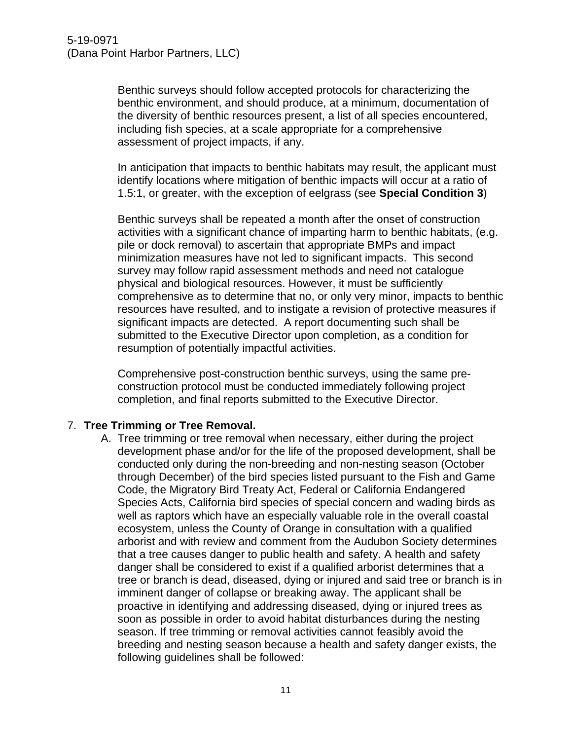Benthic surveys should follow accepted protocols for characterizing the benthic environment, and should produce, at a minimum, documentation of the diversity of benthic resources present, a list of all species encountered, including fish species, at a scale appropriate for a comprehensive assessment of project impacts, if any.

In anticipation that impacts to benthic habitats may result, the applicant must identify locations where mitigation of benthic impacts will occur at a ratio of 1.5:1, or greater, with the exception of eelgrass (see **Special Condition 3**)

Benthic surveys shall be repeated a month after the onset of construction activities with a significant chance of imparting harm to benthic habitats, (e.g. pile or dock removal) to ascertain that appropriate BMPs and impact minimization measures have not led to significant impacts. This second survey may follow rapid assessment methods and need not catalogue physical and biological resources. However, it must be sufficiently comprehensive as to determine that no, or only very minor, impacts to benthic resources have resulted, and to instigate a revision of protective measures if significant impacts are detected. A report documenting such shall be submitted to the Executive Director upon completion, as a condition for resumption of potentially impactful activities.

Comprehensive post-construction benthic surveys, using the same pre-construction protocol must be conducted immediately following project completion, and final reports submitted to the Executive Director.

7. **Tree Trimming or Tree Removal.**

   A. Tree trimming or tree removal when necessary, either during the project development phase and/or for the life of the proposed development, shall be conducted only during the non-breeding and non-nesting season (October through December) of the bird species listed pursuant to the Fish and Game Code, the Migratory Bird Treaty Act, Federal or California Endangered Species Acts, California bird species of special concern and wading birds as well as raptors which have an especially valuable role in the overall coastal ecosystem, unless the County of Orange in consultation with a qualified arborist and with review and comment from the Audubon Society determines that a tree causes danger to public health and safety. A health and safety danger shall be considered to exist if a qualified arborist determines that a tree or branch is dead, diseased, dying or injured and said tree or branch is in imminent danger of collapse or breaking away. The applicant shall be proactive in identifying and addressing diseased, dying or injured trees as soon as possible in order to avoid habitat disturbances during the nesting season. If tree trimming or removal activities cannot feasibly avoid the breeding and nesting season because a health and safety danger exists, the following guidelines shall be followed: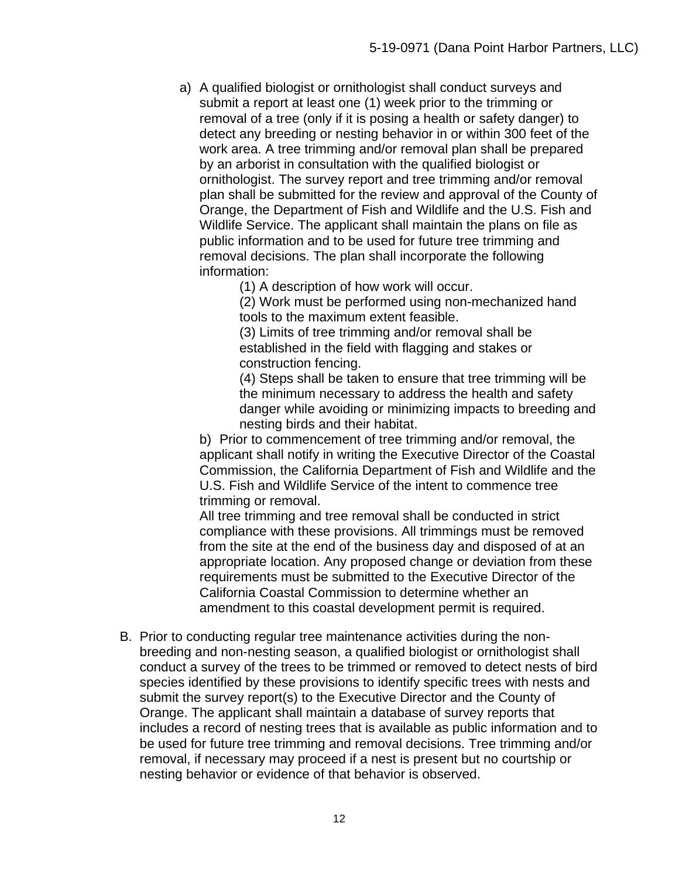a) A qualified biologist or ornithologist shall conduct surveys and submit a report at least one (1) week prior to the trimming or removal of a tree (only if it is posing a health or safety danger) to detect any breeding or nesting behavior in or within 300 feet of the work area. A tree trimming and/or removal plan shall be prepared by an arborist in consultation with the qualified biologist or ornithologist. The survey report and tree trimming and/or removal plan shall be submitted for the review and approval of the County of Orange, the Department of Fish and Wildlife and the U.S. Fish and Wildlife Service. The applicant shall maintain the plans on file as public information and to be used for future tree trimming and removal decisions. The plan shall incorporate the following information:

   (1) A description of how work will occur.
   (2) Work must be performed using non-mechanized hand tools to the maximum extent feasible.
   (3) Limits of tree trimming and/or removal shall be established in the field with flagging and stakes or construction fencing.
   (4) Steps shall be taken to ensure that tree trimming will be the minimum necessary to address the health and safety danger while avoiding or minimizing impacts to breeding and nesting birds and their habitat.

b) Prior to commencement of tree trimming and/or removal, the applicant shall notify in writing the Executive Director of the Coastal Commission, the California Department of Fish and Wildlife and the U.S. Fish and Wildlife Service of the intent to commence tree trimming or removal.

All tree trimming and tree removal shall be conducted in strict compliance with these provisions. All trimmings must be removed from the site at the end of the business day and disposed of at an appropriate location. Any proposed change or deviation from these requirements must be submitted to the Executive Director of the California Coastal Commission to determine whether an amendment to this coastal development permit is required.

B. Prior to conducting regular tree maintenance activities during the non-breeding and non-nesting season, a qualified biologist or ornithologist shall conduct a survey of the trees to be trimmed or removed to detect nests of bird species identified by these provisions to identify specific trees with nests and submit the survey report(s) to the Executive Director and the County of Orange. The applicant shall maintain a database of survey reports that includes a record of nesting trees that is available as public information and to be used for future tree trimming and removal decisions. Tree trimming and/or removal, if necessary may proceed if a nest is present but no courtship or nesting behavior or evidence of that behavior is observed.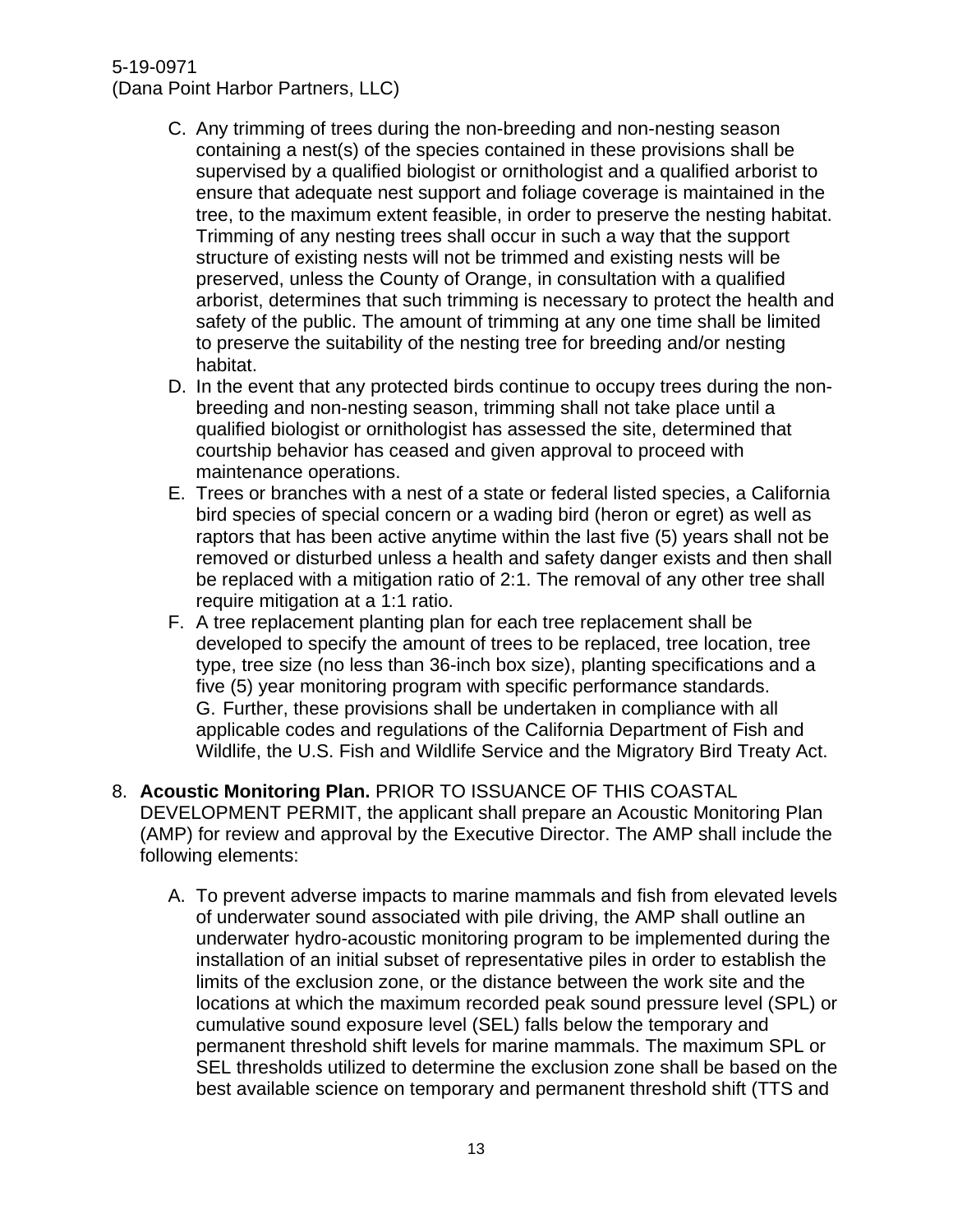C. Any trimming of trees during the non-breeding and non-nesting season containing a nest(s) of the species contained in these provisions shall be supervised by a qualified biologist or ornithologist and a qualified arborist to ensure that adequate nest support and foliage coverage is maintained in the tree, to the maximum extent feasible, in order to preserve the nesting habitat. Trimming of any nesting trees shall occur in such a way that the support structure of existing nests will not be trimmed and existing nests will be preserved, unless the County of Orange, in consultation with a qualified arborist, determines that such trimming is necessary to protect the health and safety of the public. The amount of trimming at any one time shall be limited to preserve the suitability of the nesting tree for breeding and/or nesting habitat.

D. In the event that any protected birds continue to occupy trees during the non-breeding and non-nesting season, trimming shall not take place until a qualified biologist or ornithologist has assessed the site, determined that courtship behavior has ceased and given approval to proceed with maintenance operations.

E. Trees or branches with a nest of a state or federal listed species, a California bird species of special concern or a wading bird (heron or egret) as well as raptors that has been active anytime within the last five (5) years shall not be removed or disturbed unless a health and safety danger exists and then shall be replaced with a mitigation ratio of 2:1. The removal of any other tree shall require mitigation at a 1:1 ratio.

F. A tree replacement planting plan for each tree replacement shall be developed to specify the amount of trees to be replaced, tree location, tree type, tree size (no less than 36-inch box size), planting specifications and a five (5) year monitoring program with specific performance standards.

G. Further, these provisions shall be undertaken in compliance with all applicable codes and regulations of the California Department of Fish and Wildlife, the U.S. Fish and Wildlife Service and the Migratory Bird Treaty Act.

8. **Acoustic Monitoring Plan.** PRIOR TO ISSUANCE OF THIS COASTAL DEVELOPMENT PERMIT, the applicant shall prepare an Acoustic Monitoring Plan (AMP) for review and approval by the Executive Director. The AMP shall include the following elements:

   A. To prevent adverse impacts to marine mammals and fish from elevated levels of underwater sound associated with pile driving, the AMP shall outline an underwater hydro-acoustic monitoring program to be implemented during the installation of an initial subset of representative piles in order to establish the limits of the exclusion zone, or the distance between the work site and the locations at which the maximum recorded peak sound pressure level (SPL) or cumulative sound exposure level (SEL) falls below the temporary and permanent threshold shift levels for marine mammals. The maximum SPL or SEL thresholds utilized to determine the exclusion zone shall be based on the best available science on temporary and permanent threshold shift (TTS and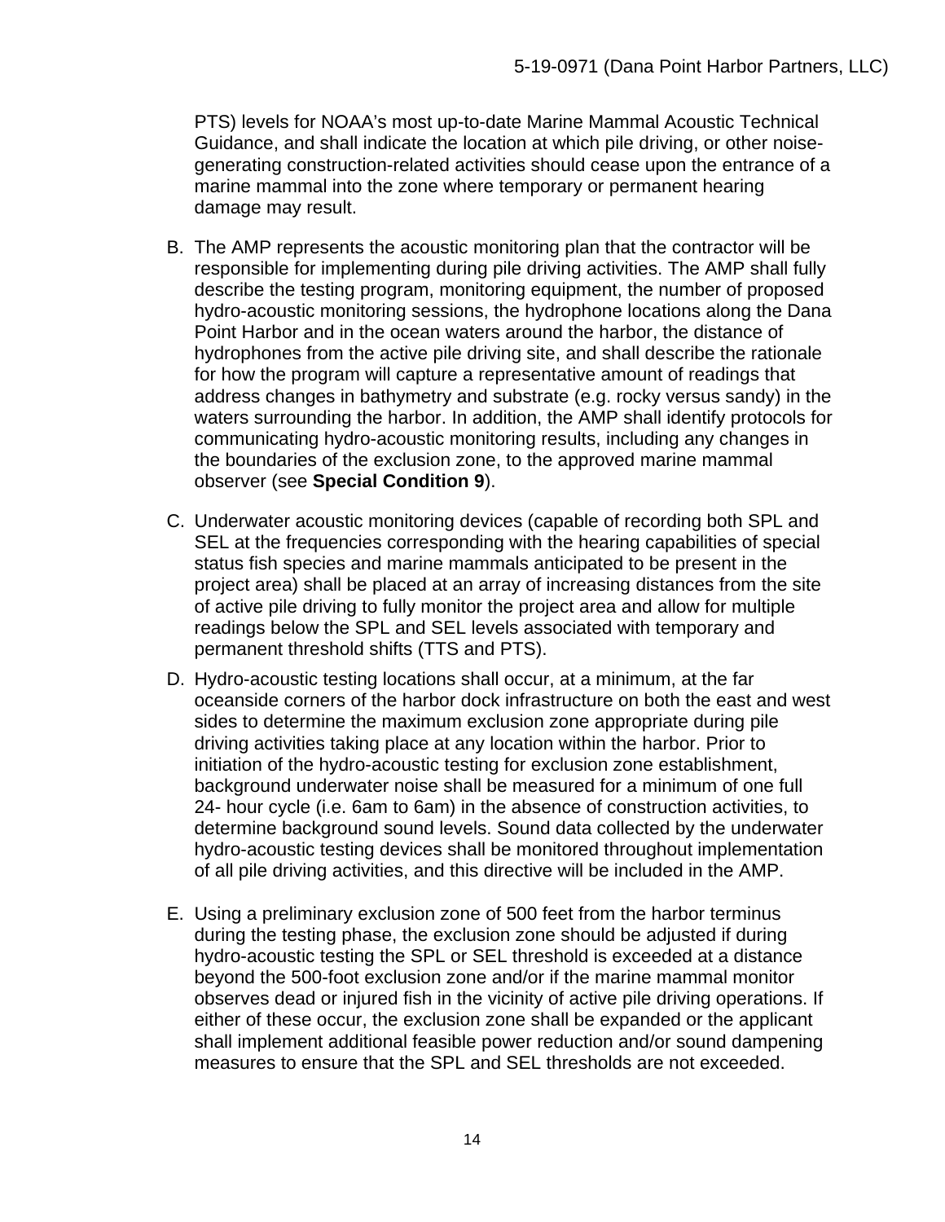PTS) levels for NOAA's most up-to-date Marine Mammal Acoustic Technical Guidance, and shall indicate the location at which pile driving, or other noise-generating construction-related activities should cease upon the entrance of a marine mammal into the zone where temporary or permanent hearing damage may result.

B. The AMP represents the acoustic monitoring plan that the contractor will be responsible for implementing during pile driving activities. The AMP shall fully describe the testing program, monitoring equipment, the number of proposed hydro-acoustic monitoring sessions, the hydrophone locations along the Dana Point Harbor and in the ocean waters around the harbor, the distance of hydrophones from the active pile driving site, and shall describe the rationale for how the program will capture a representative amount of readings that address changes in bathymetry and substrate (e.g. rocky versus sandy) in the waters surrounding the harbor. In addition, the AMP shall identify protocols for communicating hydro-acoustic monitoring results, including any changes in the boundaries of the exclusion zone, to the approved marine mammal observer (see **Special Condition 9**).

C. Underwater acoustic monitoring devices (capable of recording both SPL and SEL at the frequencies corresponding with the hearing capabilities of special status fish species and marine mammals anticipated to be present in the project area) shall be placed at an array of increasing distances from the site of active pile driving to fully monitor the project area and allow for multiple readings below the SPL and SEL levels associated with temporary and permanent threshold shifts (TTS and PTS).

D. Hydro-acoustic testing locations shall occur, at a minimum, at the far oceanside corners of the harbor dock infrastructure on both the east and west sides to determine the maximum exclusion zone appropriate during pile driving activities taking place at any location within the harbor. Prior to initiation of the hydro-acoustic testing for exclusion zone establishment, background underwater noise shall be measured for a minimum of one full 24- hour cycle (i.e. 6am to 6am) in the absence of construction activities, to determine background sound levels. Sound data collected by the underwater hydro-acoustic testing devices shall be monitored throughout implementation of all pile driving activities, and this directive will be included in the AMP.

E. Using a preliminary exclusion zone of 500 feet from the harbor terminus during the testing phase, the exclusion zone should be adjusted if during hydro-acoustic testing the SPL or SEL threshold is exceeded at a distance beyond the 500-foot exclusion zone and/or if the marine mammal monitor observes dead or injured fish in the vicinity of active pile driving operations. If either of these occur, the exclusion zone shall be expanded or the applicant shall implement additional feasible power reduction and/or sound dampening measures to ensure that the SPL and SEL thresholds are not exceeded.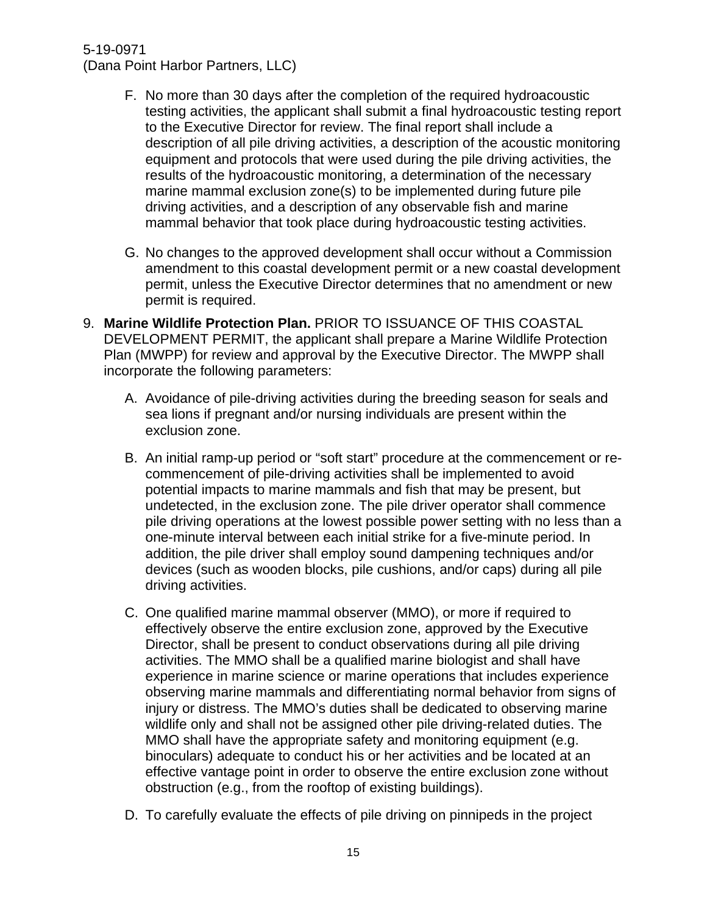F. No more than 30 days after the completion of the required hydroacoustic testing activities, the applicant shall submit a final hydroacoustic testing report to the Executive Director for review. The final report shall include a description of all pile driving activities, a description of the acoustic monitoring equipment and protocols that were used during the pile driving activities, the results of the hydroacoustic monitoring, a determination of the necessary marine mammal exclusion zone(s) to be implemented during future pile driving activities, and a description of any observable fish and marine mammal behavior that took place during hydroacoustic testing activities.

G. No changes to the approved development shall occur without a Commission amendment to this coastal development permit or a new coastal development permit, unless the Executive Director determines that no amendment or new permit is required.

9. **Marine Wildlife Protection Plan.** PRIOR TO ISSUANCE OF THIS COASTAL DEVELOPMENT PERMIT, the applicant shall prepare a Marine Wildlife Protection Plan (MWPP) for review and approval by the Executive Director. The MWPP shall incorporate the following parameters:

   A. Avoidance of pile-driving activities during the breeding season for seals and sea lions if pregnant and/or nursing individuals are present within the exclusion zone.

   B. An initial ramp-up period or "soft start" procedure at the commencement or re-commencement of pile-driving activities shall be implemented to avoid potential impacts to marine mammals and fish that may be present, but undetected, in the exclusion zone. The pile driver operator shall commence pile driving operations at the lowest possible power setting with no less than a one-minute interval between each initial strike for a five-minute period. In addition, the pile driver shall employ sound dampening techniques and/or devices (such as wooden blocks, pile cushions, and/or caps) during all pile driving activities.

   C. One qualified marine mammal observer (MMO), or more if required to effectively observe the entire exclusion zone, approved by the Executive Director, shall be present to conduct observations during all pile driving activities. The MMO shall be a qualified marine biologist and shall have experience in marine science or marine operations that includes experience observing marine mammals and differentiating normal behavior from signs of injury or distress. The MMO's duties shall be dedicated to observing marine wildlife only and shall not be assigned other pile driving-related duties. The MMO shall have the appropriate safety and monitoring equipment (e.g. binoculars) adequate to conduct his or her activities and be located at an effective vantage point in order to observe the entire exclusion zone without obstruction (e.g., from the rooftop of existing buildings).

   D. To carefully evaluate the effects of pile driving on pinnipeds in the project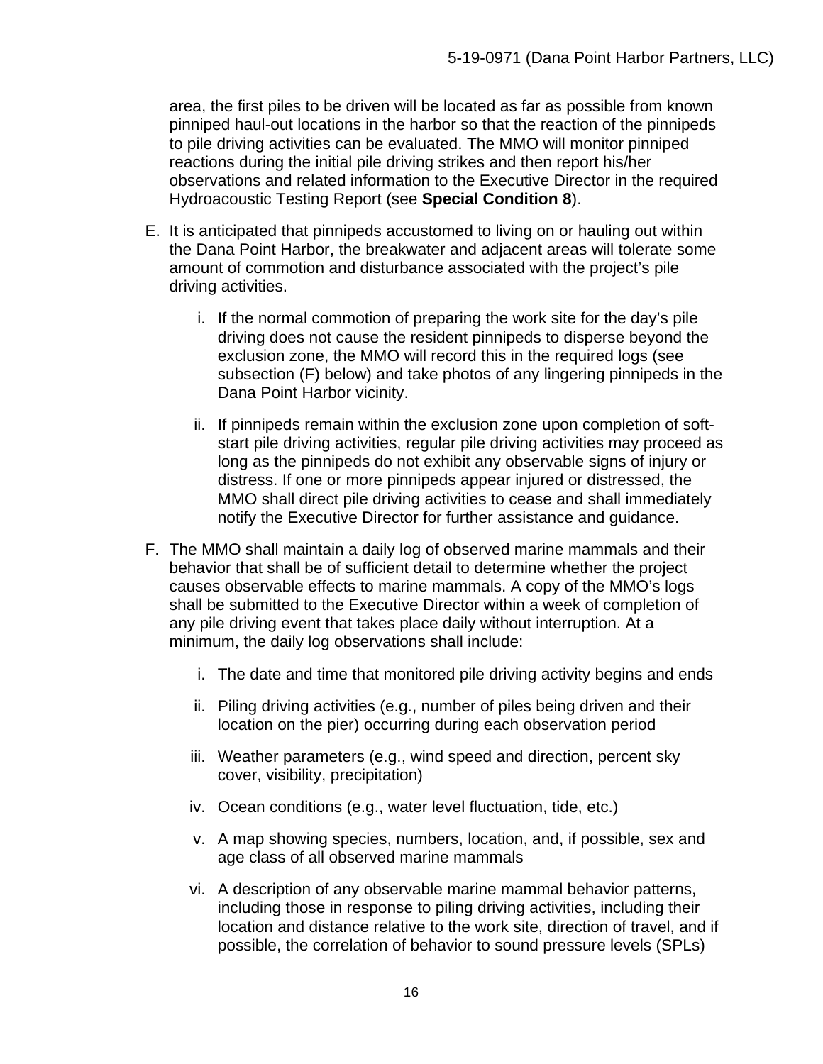area, the first piles to be driven will be located as far as possible from known pinniped haul-out locations in the harbor so that the reaction of the pinnipeds to pile driving activities can be evaluated. The MMO will monitor pinniped reactions during the initial pile driving strikes and then report his/her observations and related information to the Executive Director in the required Hydroacoustic Testing Report (see **Special Condition 8**).

E. It is anticipated that pinnipeds accustomed to living on or hauling out within the Dana Point Harbor, the breakwater and adjacent areas will tolerate some amount of commotion and disturbance associated with the project's pile driving activities.

    i. If the normal commotion of preparing the work site for the day's pile driving does not cause the resident pinnipeds to disperse beyond the exclusion zone, the MMO will record this in the required logs (see subsection (F) below) and take photos of any lingering pinnipeds in the Dana Point Harbor vicinity.

    ii. If pinnipeds remain within the exclusion zone upon completion of soft-start pile driving activities, regular pile driving activities may proceed as long as the pinnipeds do not exhibit any observable signs of injury or distress. If one or more pinnipeds appear injured or distressed, the MMO shall direct pile driving activities to cease and shall immediately notify the Executive Director for further assistance and guidance.

F. The MMO shall maintain a daily log of observed marine mammals and their behavior that shall be of sufficient detail to determine whether the project causes observable effects to marine mammals. A copy of the MMO's logs shall be submitted to the Executive Director within a week of completion of any pile driving event that takes place daily without interruption. At a minimum, the daily log observations shall include:

    i. The date and time that monitored pile driving activity begins and ends

    ii. Piling driving activities (e.g., number of piles being driven and their location on the pier) occurring during each observation period

    iii. Weather parameters (e.g., wind speed and direction, percent sky cover, visibility, precipitation)

    iv. Ocean conditions (e.g., water level fluctuation, tide, etc.)

    v. A map showing species, numbers, location, and, if possible, sex and age class of all observed marine mammals

    vi. A description of any observable marine mammal behavior patterns, including those in response to piling driving activities, including their location and distance relative to the work site, direction of travel, and if possible, the correlation of behavior to sound pressure levels (SPLs)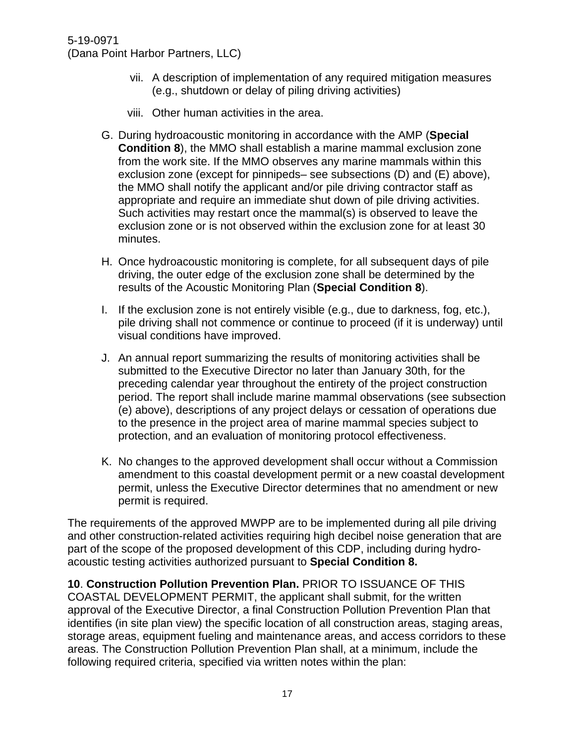vii. A description of implementation of any required mitigation measures (e.g., shutdown or delay of piling driving activities)

viii. Other human activities in the area.

G. During hydroacoustic monitoring in accordance with the AMP (**Special Condition 8**), the MMO shall establish a marine mammal exclusion zone from the work site. If the MMO observes any marine mammals within this exclusion zone (except for pinnipeds– see subsections (D) and (E) above), the MMO shall notify the applicant and/or pile driving contractor staff as appropriate and require an immediate shut down of pile driving activities. Such activities may restart once the mammal(s) is observed to leave the exclusion zone or is not observed within the exclusion zone for at least 30 minutes.

H. Once hydroacoustic monitoring is complete, for all subsequent days of pile driving, the outer edge of the exclusion zone shall be determined by the results of the Acoustic Monitoring Plan (**Special Condition 8**).

I. If the exclusion zone is not entirely visible (e.g., due to darkness, fog, etc.), pile driving shall not commence or continue to proceed (if it is underway) until visual conditions have improved.

J. An annual report summarizing the results of monitoring activities shall be submitted to the Executive Director no later than January 30th, for the preceding calendar year throughout the entirety of the project construction period. The report shall include marine mammal observations (see subsection (e) above), descriptions of any project delays or cessation of operations due to the presence in the project area of marine mammal species subject to protection, and an evaluation of monitoring protocol effectiveness.

K. No changes to the approved development shall occur without a Commission amendment to this coastal development permit or a new coastal development permit, unless the Executive Director determines that no amendment or new permit is required.

The requirements of the approved MWPP are to be implemented during all pile driving and other construction-related activities requiring high decibel noise generation that are part of the scope of the proposed development of this CDP, including during hydro-acoustic testing activities authorized pursuant to **Special Condition 8.**

**10**. **Construction Pollution Prevention Plan.** PRIOR TO ISSUANCE OF THIS COASTAL DEVELOPMENT PERMIT, the applicant shall submit, for the written approval of the Executive Director, a final Construction Pollution Prevention Plan that identifies (in site plan view) the specific location of all construction areas, staging areas, storage areas, equipment fueling and maintenance areas, and access corridors to these areas. The Construction Pollution Prevention Plan shall, at a minimum, include the following required criteria, specified via written notes within the plan: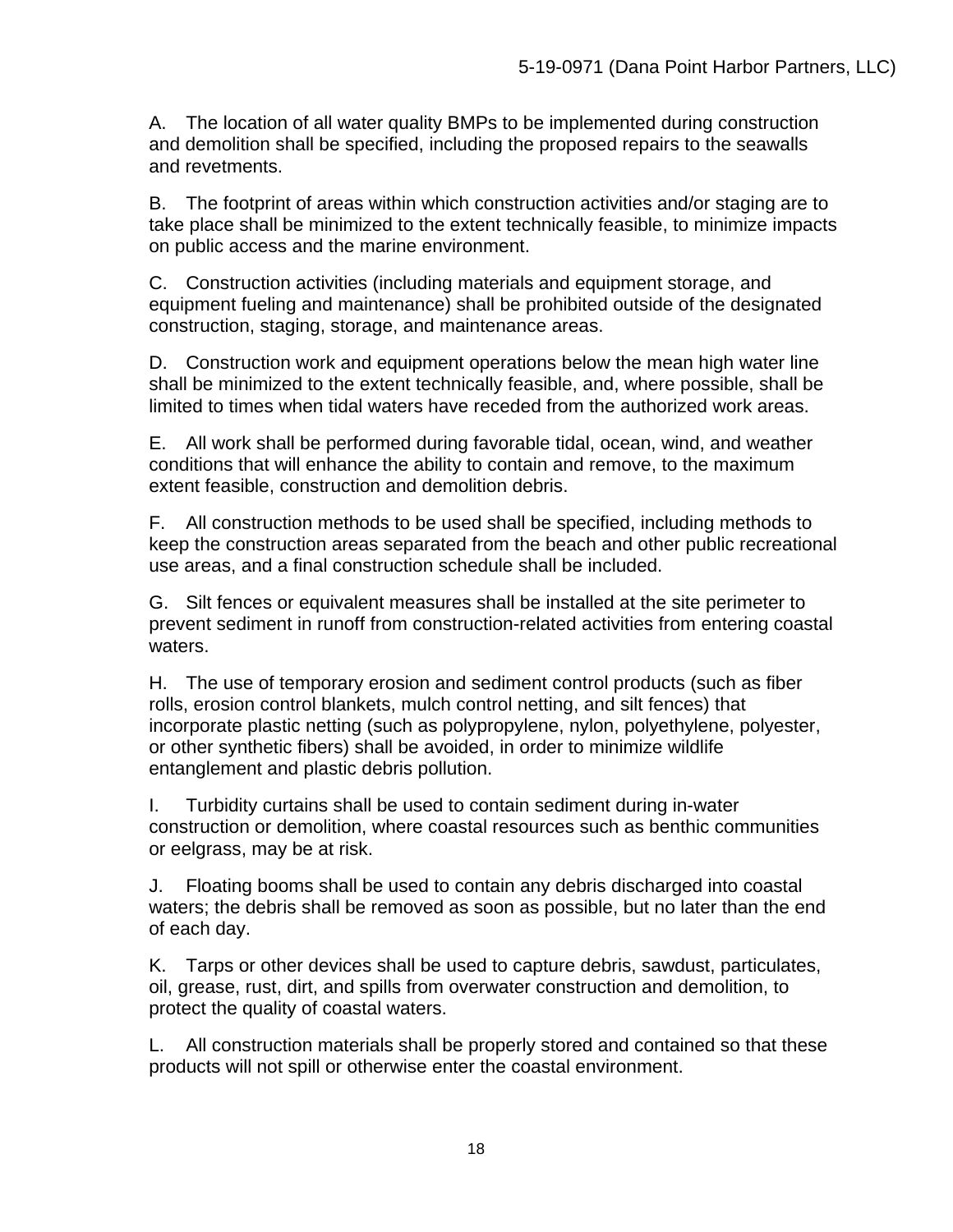A. The location of all water quality BMPs to be implemented during construction and demolition shall be specified, including the proposed repairs to the seawalls and revetments.

B. The footprint of areas within which construction activities and/or staging are to take place shall be minimized to the extent technically feasible, to minimize impacts on public access and the marine environment.

C. Construction activities (including materials and equipment storage, and equipment fueling and maintenance) shall be prohibited outside of the designated construction, staging, storage, and maintenance areas.

D. Construction work and equipment operations below the mean high water line shall be minimized to the extent technically feasible, and, where possible, shall be limited to times when tidal waters have receded from the authorized work areas.

E. All work shall be performed during favorable tidal, ocean, wind, and weather conditions that will enhance the ability to contain and remove, to the maximum extent feasible, construction and demolition debris.

F. All construction methods to be used shall be specified, including methods to keep the construction areas separated from the beach and other public recreational use areas, and a final construction schedule shall be included.

G. Silt fences or equivalent measures shall be installed at the site perimeter to prevent sediment in runoff from construction-related activities from entering coastal waters.

H. The use of temporary erosion and sediment control products (such as fiber rolls, erosion control blankets, mulch control netting, and silt fences) that incorporate plastic netting (such as polypropylene, nylon, polyethylene, polyester, or other synthetic fibers) shall be avoided, in order to minimize wildlife entanglement and plastic debris pollution.

I. Turbidity curtains shall be used to contain sediment during in-water construction or demolition, where coastal resources such as benthic communities or eelgrass, may be at risk.

J. Floating booms shall be used to contain any debris discharged into coastal waters; the debris shall be removed as soon as possible, but no later than the end of each day.

K. Tarps or other devices shall be used to capture debris, sawdust, particulates, oil, grease, rust, dirt, and spills from overwater construction and demolition, to protect the quality of coastal waters.

L. All construction materials shall be properly stored and contained so that these products will not spill or otherwise enter the coastal environment.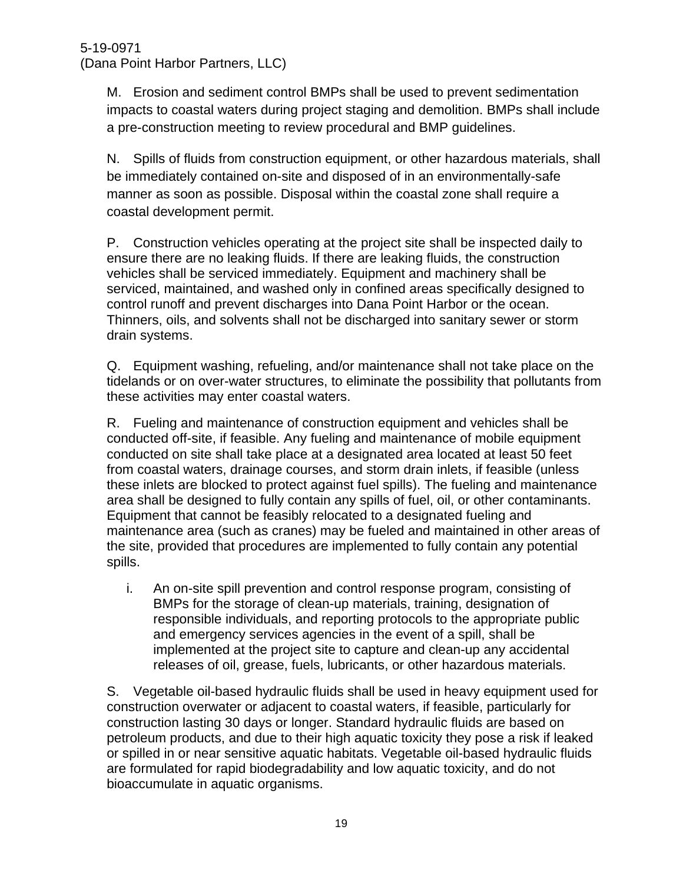M. Erosion and sediment control BMPs shall be used to prevent sedimentation impacts to coastal waters during project staging and demolition. BMPs shall include a pre-construction meeting to review procedural and BMP guidelines.

N. Spills of fluids from construction equipment, or other hazardous materials, shall be immediately contained on-site and disposed of in an environmentally-safe manner as soon as possible. Disposal within the coastal zone shall require a coastal development permit.

P. Construction vehicles operating at the project site shall be inspected daily to ensure there are no leaking fluids. If there are leaking fluids, the construction vehicles shall be serviced immediately. Equipment and machinery shall be serviced, maintained, and washed only in confined areas specifically designed to control runoff and prevent discharges into Dana Point Harbor or the ocean. Thinners, oils, and solvents shall not be discharged into sanitary sewer or storm drain systems.

Q. Equipment washing, refueling, and/or maintenance shall not take place on the tidelands or on over-water structures, to eliminate the possibility that pollutants from these activities may enter coastal waters.

R. Fueling and maintenance of construction equipment and vehicles shall be conducted off-site, if feasible. Any fueling and maintenance of mobile equipment conducted on site shall take place at a designated area located at least 50 feet from coastal waters, drainage courses, and storm drain inlets, if feasible (unless these inlets are blocked to protect against fuel spills). The fueling and maintenance area shall be designed to fully contain any spills of fuel, oil, or other contaminants. Equipment that cannot be feasibly relocated to a designated fueling and maintenance area (such as cranes) may be fueled and maintained in other areas of the site, provided that procedures are implemented to fully contain any potential spills.

i. An on-site spill prevention and control response program, consisting of BMPs for the storage of clean-up materials, training, designation of responsible individuals, and reporting protocols to the appropriate public and emergency services agencies in the event of a spill, shall be implemented at the project site to capture and clean-up any accidental releases of oil, grease, fuels, lubricants, or other hazardous materials.

S. Vegetable oil-based hydraulic fluids shall be used in heavy equipment used for construction overwater or adjacent to coastal waters, if feasible, particularly for construction lasting 30 days or longer. Standard hydraulic fluids are based on petroleum products, and due to their high aquatic toxicity they pose a risk if leaked or spilled in or near sensitive aquatic habitats. Vegetable oil-based hydraulic fluids are formulated for rapid biodegradability and low aquatic toxicity, and do not bioaccumulate in aquatic organisms.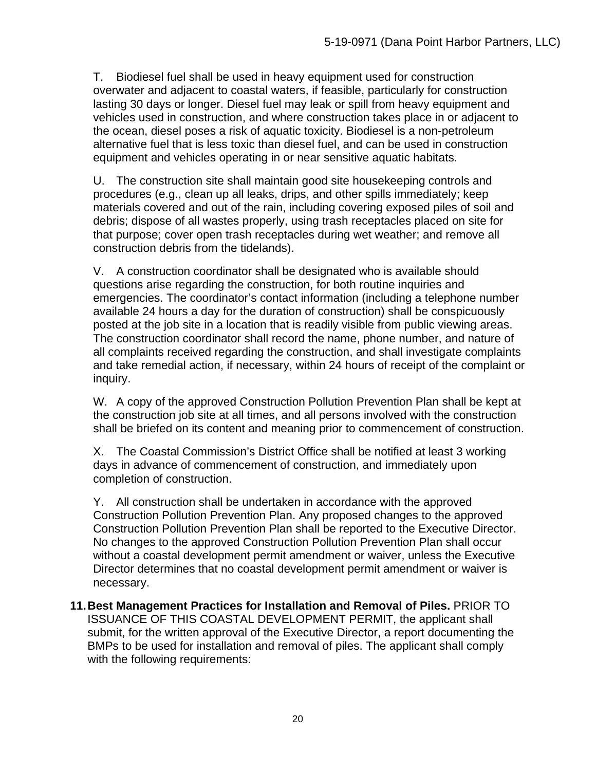T. Biodiesel fuel shall be used in heavy equipment used for construction overwater and adjacent to coastal waters, if feasible, particularly for construction lasting 30 days or longer. Diesel fuel may leak or spill from heavy equipment and vehicles used in construction, and where construction takes place in or adjacent to the ocean, diesel poses a risk of aquatic toxicity. Biodiesel is a non-petroleum alternative fuel that is less toxic than diesel fuel, and can be used in construction equipment and vehicles operating in or near sensitive aquatic habitats.

U. The construction site shall maintain good site housekeeping controls and procedures (e.g., clean up all leaks, drips, and other spills immediately; keep materials covered and out of the rain, including covering exposed piles of soil and debris; dispose of all wastes properly, using trash receptacles placed on site for that purpose; cover open trash receptacles during wet weather; and remove all construction debris from the tidelands).

V. A construction coordinator shall be designated who is available should questions arise regarding the construction, for both routine inquiries and emergencies. The coordinator's contact information (including a telephone number available 24 hours a day for the duration of construction) shall be conspicuously posted at the job site in a location that is readily visible from public viewing areas. The construction coordinator shall record the name, phone number, and nature of all complaints received regarding the construction, and shall investigate complaints and take remedial action, if necessary, within 24 hours of receipt of the complaint or inquiry.

W. A copy of the approved Construction Pollution Prevention Plan shall be kept at the construction job site at all times, and all persons involved with the construction shall be briefed on its content and meaning prior to commencement of construction.

X. The Coastal Commission's District Office shall be notified at least 3 working days in advance of commencement of construction, and immediately upon completion of construction.

Y. All construction shall be undertaken in accordance with the approved Construction Pollution Prevention Plan. Any proposed changes to the approved Construction Pollution Prevention Plan shall be reported to the Executive Director. No changes to the approved Construction Pollution Prevention Plan shall occur without a coastal development permit amendment or waiver, unless the Executive Director determines that no coastal development permit amendment or waiver is necessary.

11. **Best Management Practices for Installation and Removal of Piles.** PRIOR TO ISSUANCE OF THIS COASTAL DEVELOPMENT PERMIT, the applicant shall submit, for the written approval of the Executive Director, a report documenting the BMPs to be used for installation and removal of piles. The applicant shall comply with the following requirements: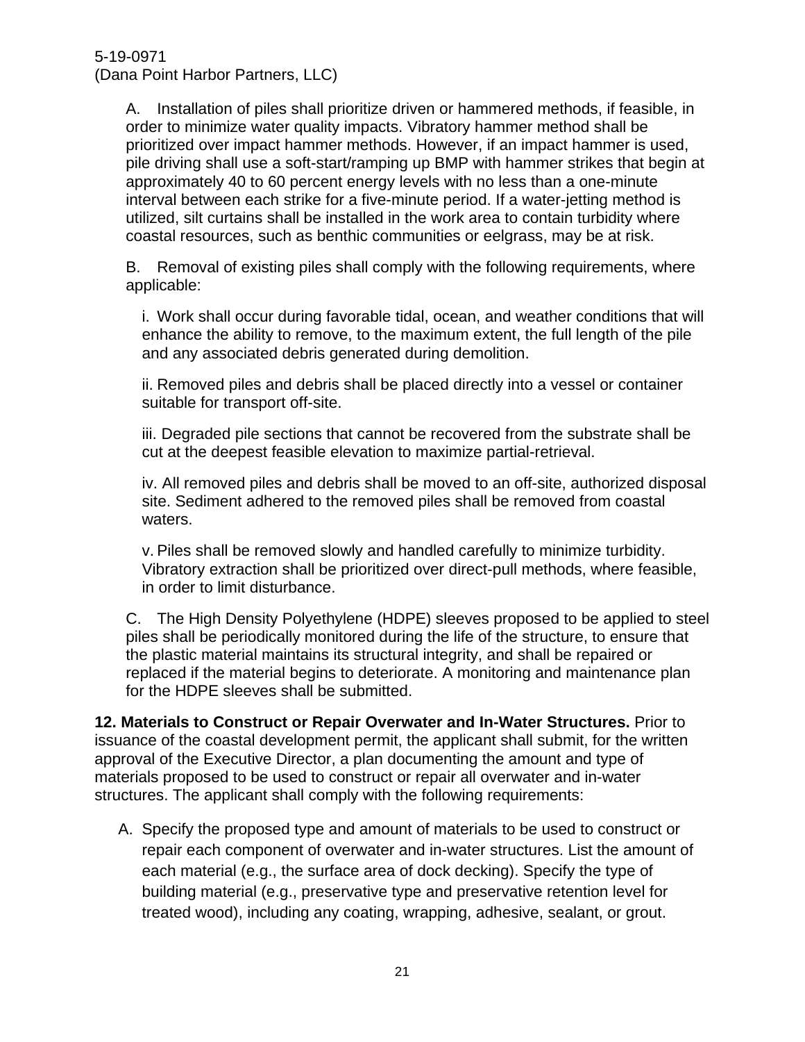A. Installation of piles shall prioritize driven or hammered methods, if feasible, in order to minimize water quality impacts. Vibratory hammer method shall be prioritized over impact hammer methods. However, if an impact hammer is used, pile driving shall use a soft-start/ramping up BMP with hammer strikes that begin at approximately 40 to 60 percent energy levels with no less than a one-minute interval between each strike for a five-minute period. If a water-jetting method is utilized, silt curtains shall be installed in the work area to contain turbidity where coastal resources, such as benthic communities or eelgrass, may be at risk.

B. Removal of existing piles shall comply with the following requirements, where applicable:

i. Work shall occur during favorable tidal, ocean, and weather conditions that will enhance the ability to remove, to the maximum extent, the full length of the pile and any associated debris generated during demolition.

ii. Removed piles and debris shall be placed directly into a vessel or container suitable for transport off-site.

iii. Degraded pile sections that cannot be recovered from the substrate shall be cut at the deepest feasible elevation to maximize partial-retrieval.

iv. All removed piles and debris shall be moved to an off-site, authorized disposal site. Sediment adhered to the removed piles shall be removed from coastal waters.

v. Piles shall be removed slowly and handled carefully to minimize turbidity. Vibratory extraction shall be prioritized over direct-pull methods, where feasible, in order to limit disturbance.

C. The High Density Polyethylene (HDPE) sleeves proposed to be applied to steel piles shall be periodically monitored during the life of the structure, to ensure that the plastic material maintains its structural integrity, and shall be repaired or replaced if the material begins to deteriorate. A monitoring and maintenance plan for the HDPE sleeves shall be submitted.

**12. Materials to Construct or Repair Overwater and In-Water Structures.** Prior to issuance of the coastal development permit, the applicant shall submit, for the written approval of the Executive Director, a plan documenting the amount and type of materials proposed to be used to construct or repair all overwater and in-water structures. The applicant shall comply with the following requirements:

A. Specify the proposed type and amount of materials to be used to construct or repair each component of overwater and in-water structures. List the amount of each material (e.g., the surface area of dock decking). Specify the type of building material (e.g., preservative type and preservative retention level for treated wood), including any coating, wrapping, adhesive, sealant, or grout.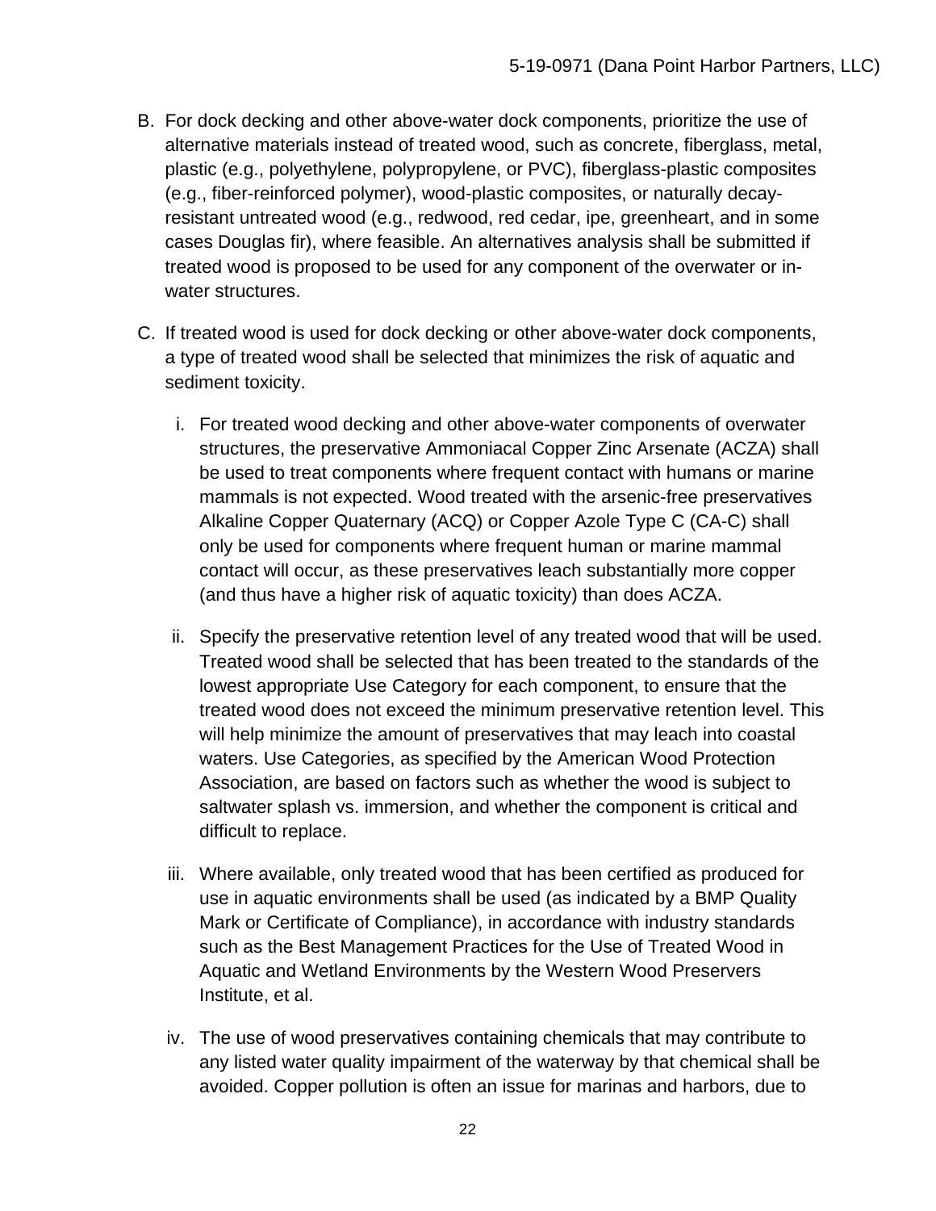B. For dock decking and other above-water dock components, prioritize the use of alternative materials instead of treated wood, such as concrete, fiberglass, metal, plastic (e.g., polyethylene, polypropylene, or PVC), fiberglass-plastic composites (e.g., fiber-reinforced polymer), wood-plastic composites, or naturally decay-resistant untreated wood (e.g., redwood, red cedar, ipe, greenheart, and in some cases Douglas fir), where feasible. An alternatives analysis shall be submitted if treated wood is proposed to be used for any component of the overwater or in-water structures.

C. If treated wood is used for dock decking or other above-water dock components, a type of treated wood shall be selected that minimizes the risk of aquatic and sediment toxicity.

   i. For treated wood decking and other above-water components of overwater structures, the preservative Ammoniacal Copper Zinc Arsenate (ACZA) shall be used to treat components where frequent contact with humans or marine mammals is not expected. Wood treated with the arsenic-free preservatives Alkaline Copper Quaternary (ACQ) or Copper Azole Type C (CA-C) shall only be used for components where frequent human or marine mammal contact will occur, as these preservatives leach substantially more copper (and thus have a higher risk of aquatic toxicity) than does ACZA.

   ii. Specify the preservative retention level of any treated wood that will be used. Treated wood shall be selected that has been treated to the standards of the lowest appropriate Use Category for each component, to ensure that the treated wood does not exceed the minimum preservative retention level. This will help minimize the amount of preservatives that may leach into coastal waters. Use Categories, as specified by the American Wood Protection Association, are based on factors such as whether the wood is subject to saltwater splash vs. immersion, and whether the component is critical and difficult to replace.

   iii. Where available, only treated wood that has been certified as produced for use in aquatic environments shall be used (as indicated by a BMP Quality Mark or Certificate of Compliance), in accordance with industry standards such as the Best Management Practices for the Use of Treated Wood in Aquatic and Wetland Environments by the Western Wood Preservers Institute, et al.

   iv. The use of wood preservatives containing chemicals that may contribute to any listed water quality impairment of the waterway by that chemical shall be avoided. Copper pollution is often an issue for marinas and harbors, due to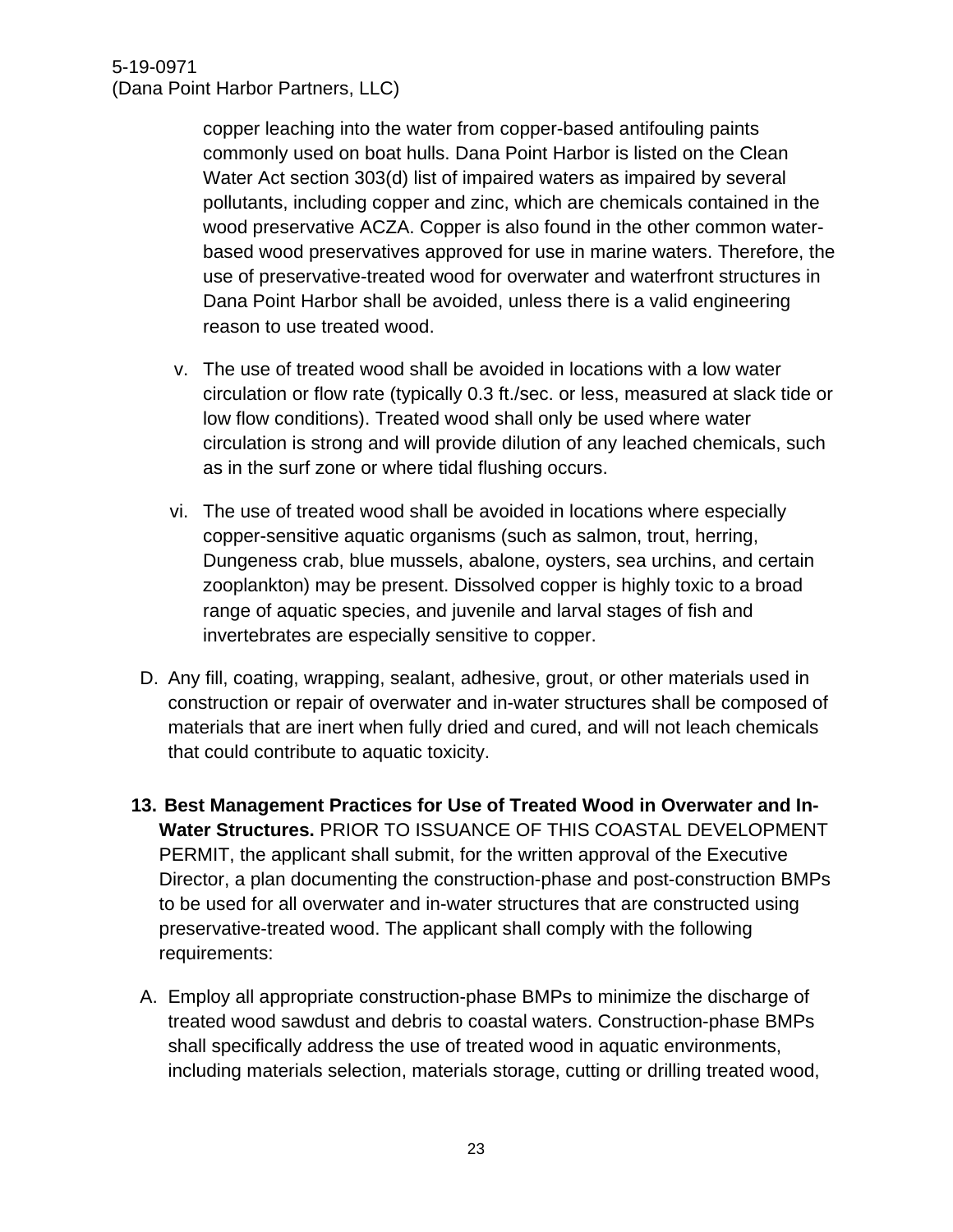copper leaching into the water from copper-based antifouling paints commonly used on boat hulls. Dana Point Harbor is listed on the Clean Water Act section 303(d) list of impaired waters as impaired by several pollutants, including copper and zinc, which are chemicals contained in the wood preservative ACZA. Copper is also found in the other common water-based wood preservatives approved for use in marine waters. Therefore, the use of preservative-treated wood for overwater and waterfront structures in Dana Point Harbor shall be avoided, unless there is a valid engineering reason to use treated wood.

v. The use of treated wood shall be avoided in locations with a low water circulation or flow rate (typically 0.3 ft./sec. or less, measured at slack tide or low flow conditions). Treated wood shall only be used where water circulation is strong and will provide dilution of any leached chemicals, such as in the surf zone or where tidal flushing occurs.

vi. The use of treated wood shall be avoided in locations where especially copper-sensitive aquatic organisms (such as salmon, trout, herring, Dungeness crab, blue mussels, abalone, oysters, sea urchins, and certain zooplankton) may be present. Dissolved copper is highly toxic to a broad range of aquatic species, and juvenile and larval stages of fish and invertebrates are especially sensitive to copper.

D. Any fill, coating, wrapping, sealant, adhesive, grout, or other materials used in construction or repair of overwater and in-water structures shall be composed of materials that are inert when fully dried and cured, and will not leach chemicals that could contribute to aquatic toxicity.

**13. Best Management Practices for Use of Treated Wood in Overwater and In-Water Structures.** PRIOR TO ISSUANCE OF THIS COASTAL DEVELOPMENT PERMIT, the applicant shall submit, for the written approval of the Executive Director, a plan documenting the construction-phase and post-construction BMPs to be used for all overwater and in-water structures that are constructed using preservative-treated wood. The applicant shall comply with the following requirements:

A. Employ all appropriate construction-phase BMPs to minimize the discharge of treated wood sawdust and debris to coastal waters. Construction-phase BMPs shall specifically address the use of treated wood in aquatic environments, including materials selection, materials storage, cutting or drilling treated wood,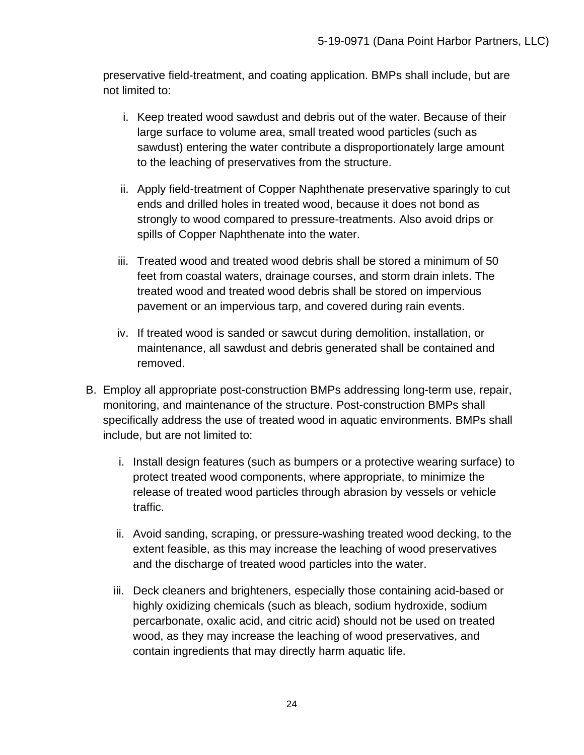preservative field-treatment, and coating application. BMPs shall include, but are not limited to:

i. Keep treated wood sawdust and debris out of the water. Because of their large surface to volume area, small treated wood particles (such as sawdust) entering the water contribute a disproportionately large amount to the leaching of preservatives from the structure.

ii. Apply field-treatment of Copper Naphthenate preservative sparingly to cut ends and drilled holes in treated wood, because it does not bond as strongly to wood compared to pressure-treatments. Also avoid drips or spills of Copper Naphthenate into the water.

iii. Treated wood and treated wood debris shall be stored a minimum of 50 feet from coastal waters, drainage courses, and storm drain inlets. The treated wood and treated wood debris shall be stored on impervious pavement or an impervious tarp, and covered during rain events.

iv. If treated wood is sanded or sawcut during demolition, installation, or maintenance, all sawdust and debris generated shall be contained and removed.

B. Employ all appropriate post-construction BMPs addressing long-term use, repair, monitoring, and maintenance of the structure. Post-construction BMPs shall specifically address the use of treated wood in aquatic environments. BMPs shall include, but are not limited to:

i. Install design features (such as bumpers or a protective wearing surface) to protect treated wood components, where appropriate, to minimize the release of treated wood particles through abrasion by vessels or vehicle traffic.

ii. Avoid sanding, scraping, or pressure-washing treated wood decking, to the extent feasible, as this may increase the leaching of wood preservatives and the discharge of treated wood particles into the water.

iii. Deck cleaners and brighteners, especially those containing acid-based or highly oxidizing chemicals (such as bleach, sodium hydroxide, sodium percarbonate, oxalic acid, and citric acid) should not be used on treated wood, as they may increase the leaching of wood preservatives, and contain ingredients that may directly harm aquatic life.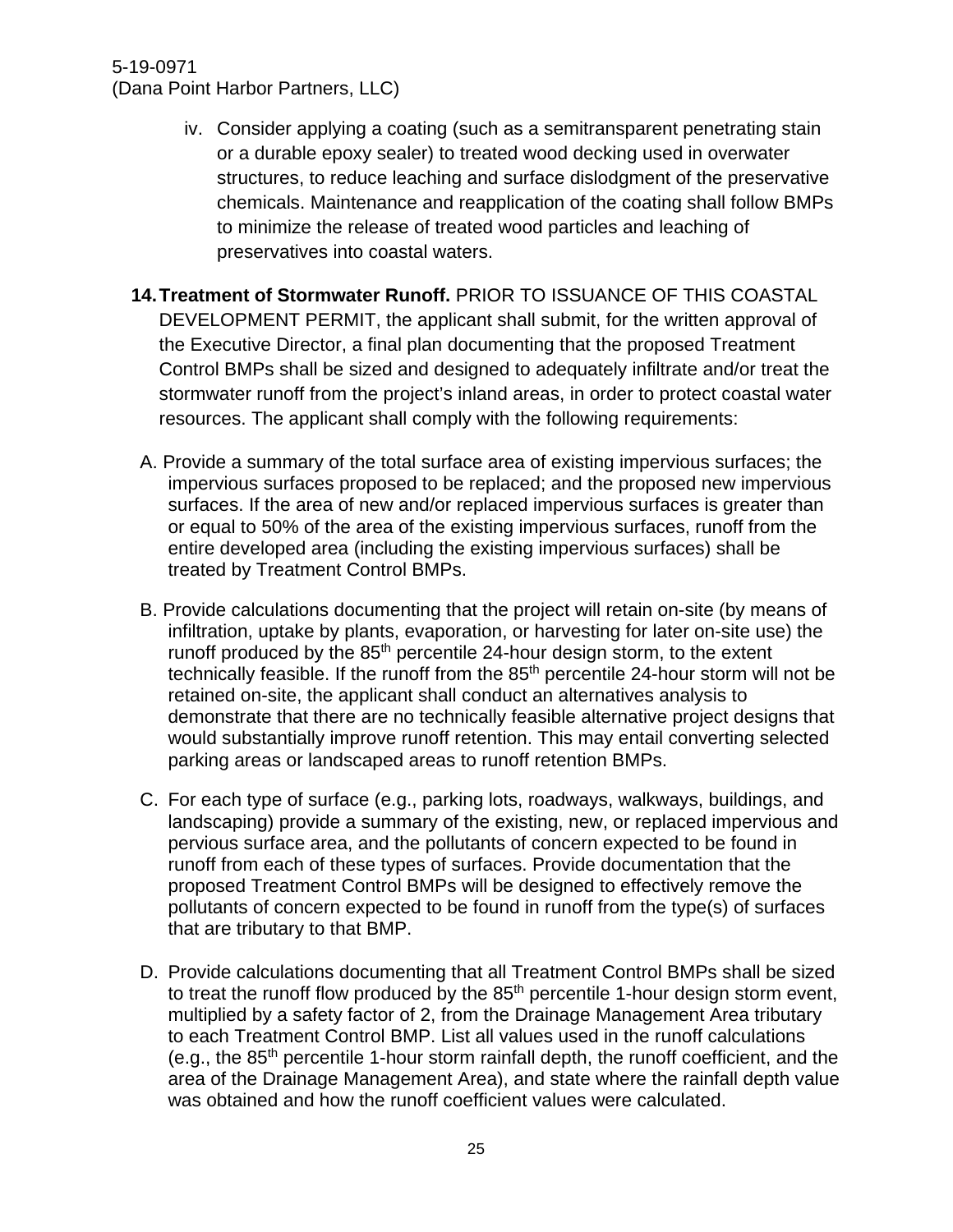iv. Consider applying a coating (such as a semitransparent penetrating stain or a durable epoxy sealer) to treated wood decking used in overwater structures, to reduce leaching and surface dislodgment of the preservative chemicals. Maintenance and reapplication of the coating shall follow BMPs to minimize the release of treated wood particles and leaching of preservatives into coastal waters.

14. **Treatment of Stormwater Runoff.** PRIOR TO ISSUANCE OF THIS COASTAL DEVELOPMENT PERMIT, the applicant shall submit, for the written approval of the Executive Director, a final plan documenting that the proposed Treatment Control BMPs shall be sized and designed to adequately infiltrate and/or treat the stormwater runoff from the project's inland areas, in order to protect coastal water resources. The applicant shall comply with the following requirements:

A. Provide a summary of the total surface area of existing impervious surfaces; the impervious surfaces proposed to be replaced; and the proposed new impervious surfaces. If the area of new and/or replaced impervious surfaces is greater than or equal to 50% of the area of the existing impervious surfaces, runoff from the entire developed area (including the existing impervious surfaces) shall be treated by Treatment Control BMPs.

B. Provide calculations documenting that the project will retain on-site (by means of infiltration, uptake by plants, evaporation, or harvesting for later on-site use) the runoff produced by the 85th percentile 24-hour design storm, to the extent technically feasible. If the runoff from the 85th percentile 24-hour storm will not be retained on-site, the applicant shall conduct an alternatives analysis to demonstrate that there are no technically feasible alternative project designs that would substantially improve runoff retention. This may entail converting selected parking areas or landscaped areas to runoff retention BMPs.

C. For each type of surface (e.g., parking lots, roadways, walkways, buildings, and landscaping) provide a summary of the existing, new, or replaced impervious and pervious surface area, and the pollutants of concern expected to be found in runoff from each of these types of surfaces. Provide documentation that the proposed Treatment Control BMPs will be designed to effectively remove the pollutants of concern expected to be found in runoff from the type(s) of surfaces that are tributary to that BMP.

D. Provide calculations documenting that all Treatment Control BMPs shall be sized to treat the runoff flow produced by the 85th percentile 1-hour design storm event, multiplied by a safety factor of 2, from the Drainage Management Area tributary to each Treatment Control BMP. List all values used in the runoff calculations (e.g., the 85th percentile 1-hour storm rainfall depth, the runoff coefficient, and the area of the Drainage Management Area), and state where the rainfall depth value was obtained and how the runoff coefficient values were calculated.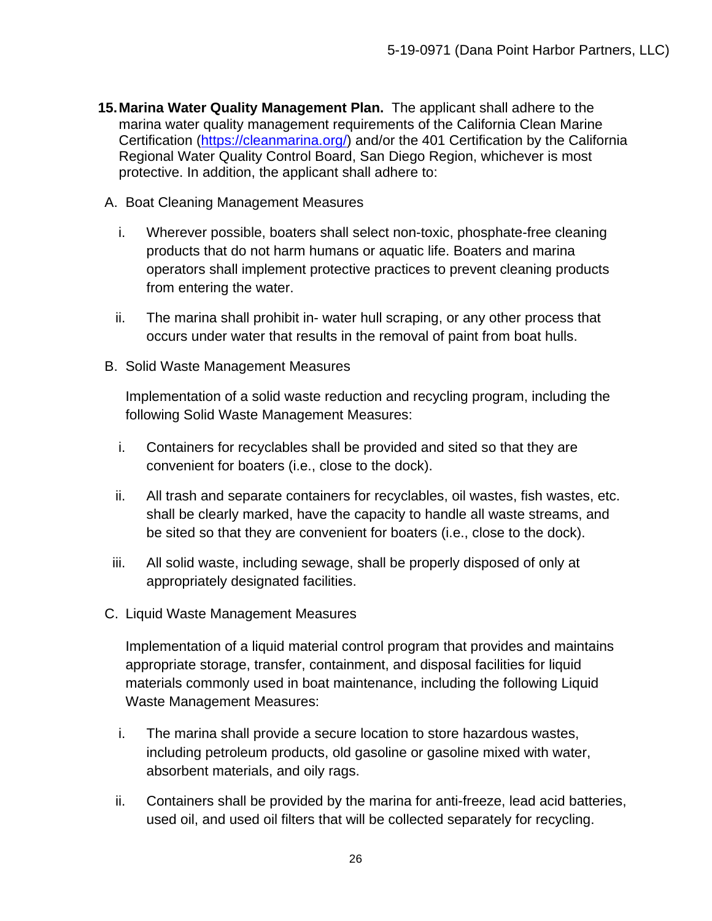15. **Marina Water Quality Management Plan.** The applicant shall adhere to the marina water quality management requirements of the California Clean Marine Certification (https://cleanmarina.org/) and/or the 401 Certification by the California Regional Water Quality Control Board, San Diego Region, whichever is most protective. In addition, the applicant shall adhere to:

A. Boat Cleaning Management Measures

i. Wherever possible, boaters shall select non-toxic, phosphate-free cleaning products that do not harm humans or aquatic life. Boaters and marina operators shall implement protective practices to prevent cleaning products from entering the water.

ii. The marina shall prohibit in- water hull scraping, or any other process that occurs under water that results in the removal of paint from boat hulls.

B. Solid Waste Management Measures

Implementation of a solid waste reduction and recycling program, including the following Solid Waste Management Measures:

i. Containers for recyclables shall be provided and sited so that they are convenient for boaters (i.e., close to the dock).

ii. All trash and separate containers for recyclables, oil wastes, fish wastes, etc. shall be clearly marked, have the capacity to handle all waste streams, and be sited so that they are convenient for boaters (i.e., close to the dock).

iii. All solid waste, including sewage, shall be properly disposed of only at appropriately designated facilities.

C. Liquid Waste Management Measures

Implementation of a liquid material control program that provides and maintains appropriate storage, transfer, containment, and disposal facilities for liquid materials commonly used in boat maintenance, including the following Liquid Waste Management Measures:

i. The marina shall provide a secure location to store hazardous wastes, including petroleum products, old gasoline or gasoline mixed with water, absorbent materials, and oily rags.

ii. Containers shall be provided by the marina for anti-freeze, lead acid batteries, used oil, and used oil filters that will be collected separately for recycling.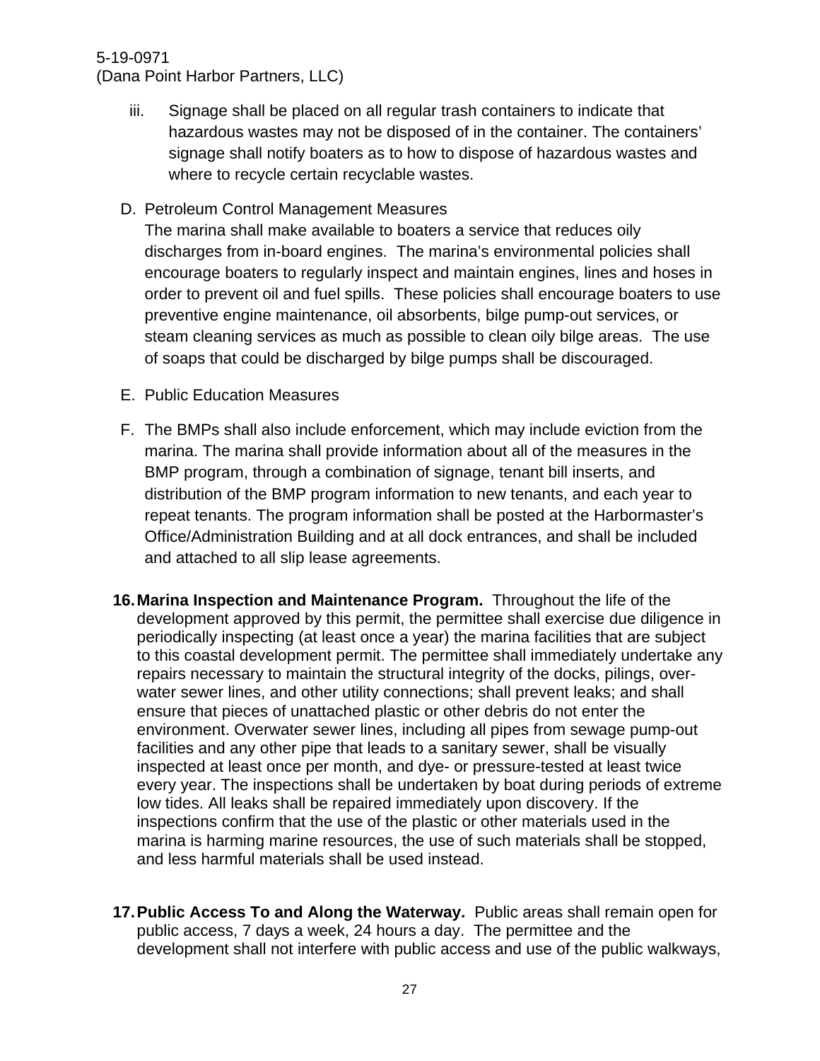iii. Signage shall be placed on all regular trash containers to indicate that hazardous wastes may not be disposed of in the container. The containers' signage shall notify boaters as to how to dispose of hazardous wastes and where to recycle certain recyclable wastes.

D. Petroleum Control Management Measures
The marina shall make available to boaters a service that reduces oily discharges from in-board engines. The marina's environmental policies shall encourage boaters to regularly inspect and maintain engines, lines and hoses in order to prevent oil and fuel spills. These policies shall encourage boaters to use preventive engine maintenance, oil absorbents, bilge pump-out services, or steam cleaning services as much as possible to clean oily bilge areas. The use of soaps that could be discharged by bilge pumps shall be discouraged.

E. Public Education Measures

F. The BMPs shall also include enforcement, which may include eviction from the marina. The marina shall provide information about all of the measures in the BMP program, through a combination of signage, tenant bill inserts, and distribution of the BMP program information to new tenants, and each year to repeat tenants. The program information shall be posted at the Harbormaster's Office/Administration Building and at all dock entrances, and shall be included and attached to all slip lease agreements.

16. **Marina Inspection and Maintenance Program.** Throughout the life of the development approved by this permit, the permittee shall exercise due diligence in periodically inspecting (at least once a year) the marina facilities that are subject to this coastal development permit. The permittee shall immediately undertake any repairs necessary to maintain the structural integrity of the docks, pilings, over-water sewer lines, and other utility connections; shall prevent leaks; and shall ensure that pieces of unattached plastic or other debris do not enter the environment. Overwater sewer lines, including all pipes from sewage pump-out facilities and any other pipe that leads to a sanitary sewer, shall be visually inspected at least once per month, and dye- or pressure-tested at least twice every year. The inspections shall be undertaken by boat during periods of extreme low tides. All leaks shall be repaired immediately upon discovery. If the inspections confirm that the use of the plastic or other materials used in the marina is harming marine resources, the use of such materials shall be stopped, and less harmful materials shall be used instead.

17. **Public Access To and Along the Waterway.** Public areas shall remain open for public access, 7 days a week, 24 hours a day. The permittee and the development shall not interfere with public access and use of the public walkways,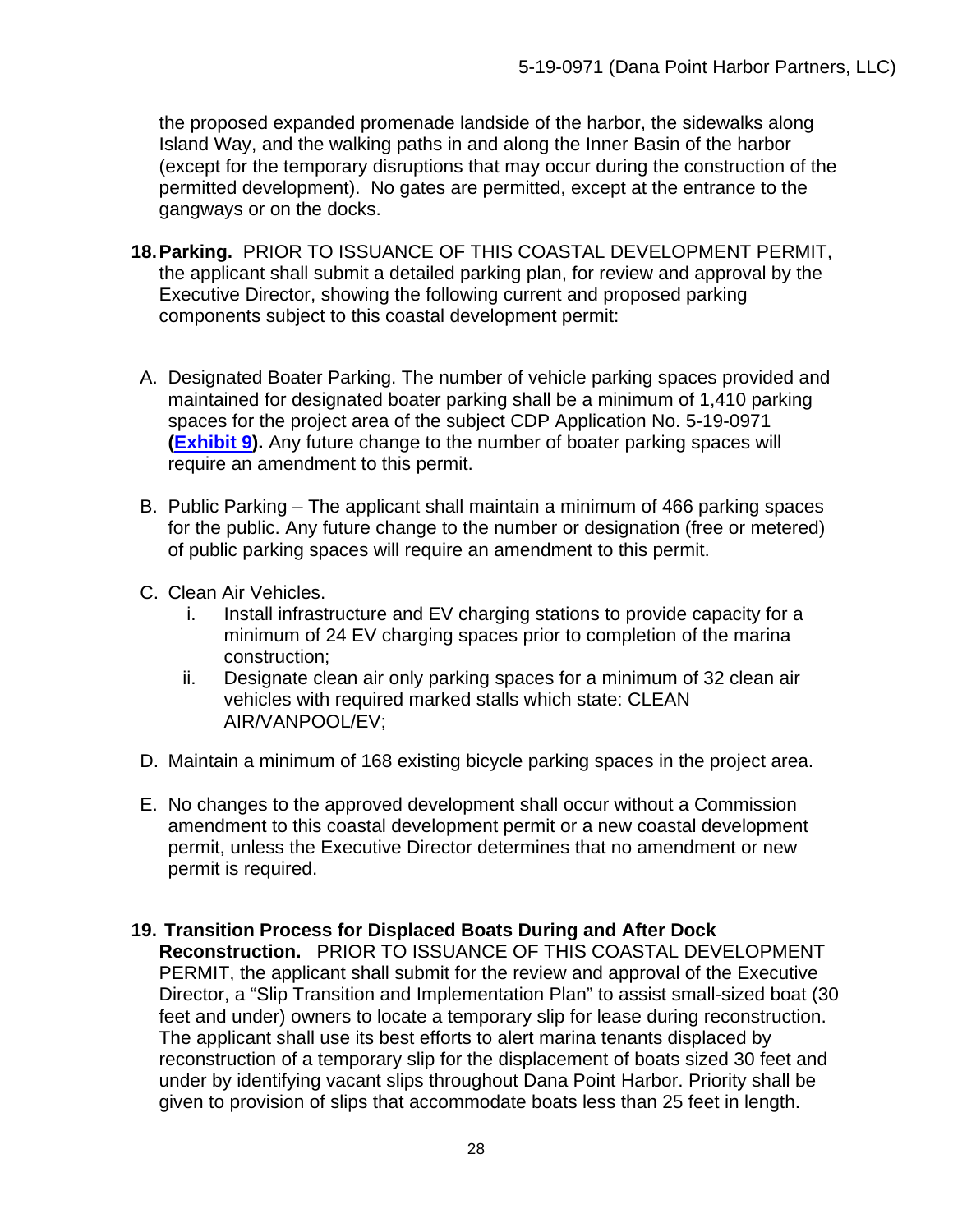the proposed expanded promenade landside of the harbor, the sidewalks along Island Way, and the walking paths in and along the Inner Basin of the harbor (except for the temporary disruptions that may occur during the construction of the permitted development). No gates are permitted, except at the entrance to the gangways or on the docks.

18. **Parking.** PRIOR TO ISSUANCE OF THIS COASTAL DEVELOPMENT PERMIT, the applicant shall submit a detailed parking plan, for review and approval by the Executive Director, showing the following current and proposed parking components subject to this coastal development permit:

   A. Designated Boater Parking. The number of vehicle parking spaces provided and maintained for designated boater parking shall be a minimum of 1,410 parking spaces for the project area of the subject CDP Application No. 5-19-0971 **(Exhibit 9).** Any future change to the number of boater parking spaces will require an amendment to this permit.

   B. Public Parking – The applicant shall maintain a minimum of 466 parking spaces for the public. Any future change to the number or designation (free or metered) of public parking spaces will require an amendment to this permit.

   C. Clean Air Vehicles.
      i. Install infrastructure and EV charging stations to provide capacity for a minimum of 24 EV charging spaces prior to completion of the marina construction;
      ii. Designate clean air only parking spaces for a minimum of 32 clean air vehicles with required marked stalls which state: CLEAN AIR/VANPOOL/EV;

   D. Maintain a minimum of 168 existing bicycle parking spaces in the project area.

   E. No changes to the approved development shall occur without a Commission amendment to this coastal development permit or a new coastal development permit, unless the Executive Director determines that no amendment or new permit is required.

19. **Transition Process for Displaced Boats During and After Dock Reconstruction.** PRIOR TO ISSUANCE OF THIS COASTAL DEVELOPMENT PERMIT, the applicant shall submit for the review and approval of the Executive Director, a "Slip Transition and Implementation Plan" to assist small-sized boat (30 feet and under) owners to locate a temporary slip for lease during reconstruction. The applicant shall use its best efforts to alert marina tenants displaced by reconstruction of a temporary slip for the displacement of boats sized 30 feet and under by identifying vacant slips throughout Dana Point Harbor. Priority shall be given to provision of slips that accommodate boats less than 25 feet in length.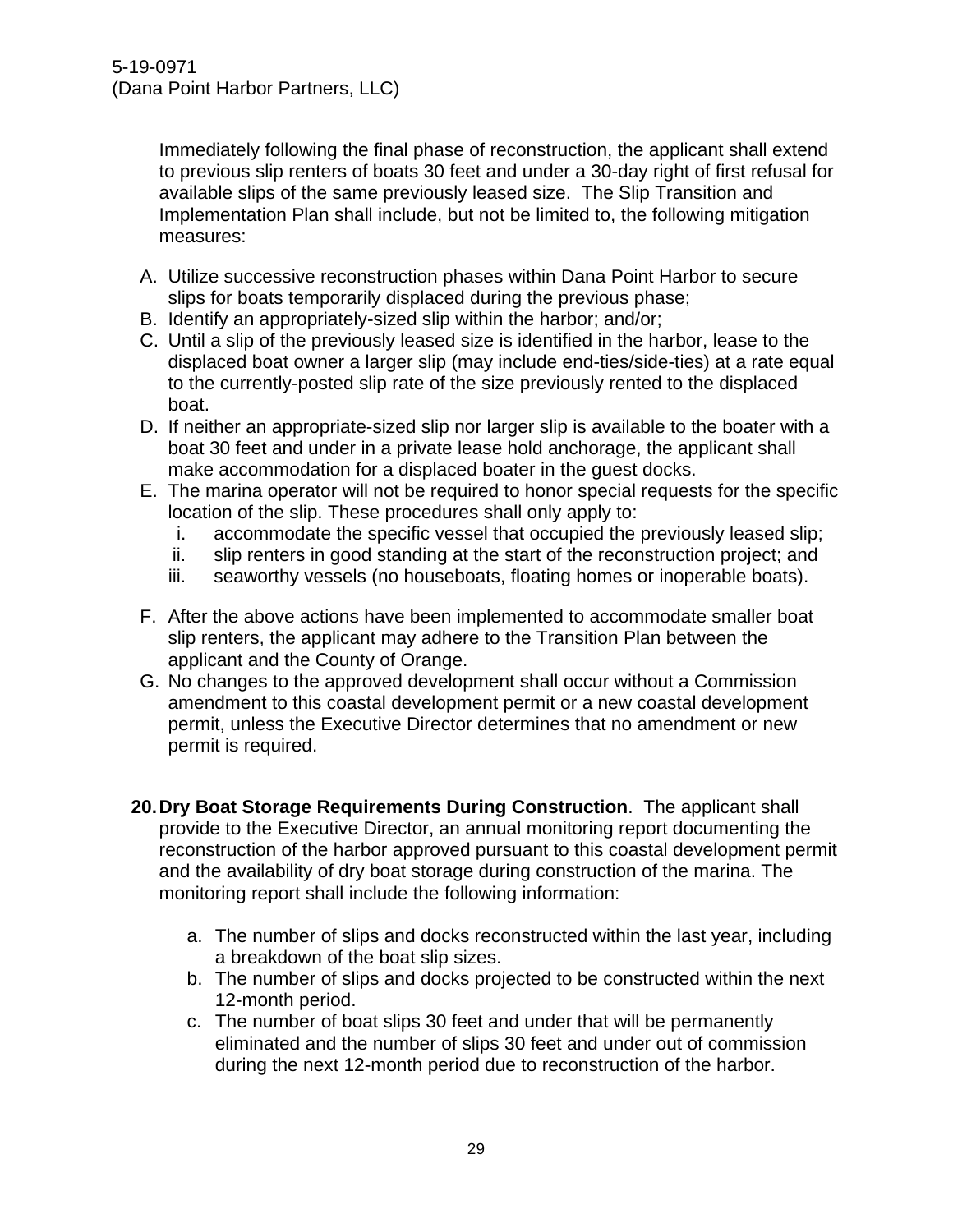Immediately following the final phase of reconstruction, the applicant shall extend to previous slip renters of boats 30 feet and under a 30-day right of first refusal for available slips of the same previously leased size. The Slip Transition and Implementation Plan shall include, but not be limited to, the following mitigation measures:

A. Utilize successive reconstruction phases within Dana Point Harbor to secure slips for boats temporarily displaced during the previous phase;
B. Identify an appropriately-sized slip within the harbor; and/or;
C. Until a slip of the previously leased size is identified in the harbor, lease to the displaced boat owner a larger slip (may include end-ties/side-ties) at a rate equal to the currently-posted slip rate of the size previously rented to the displaced boat.
D. If neither an appropriate-sized slip nor larger slip is available to the boater with a boat 30 feet and under in a private lease hold anchorage, the applicant shall make accommodation for a displaced boater in the guest docks.
E. The marina operator will not be required to honor special requests for the specific location of the slip. These procedures shall only apply to:
   i. accommodate the specific vessel that occupied the previously leased slip;
   ii. slip renters in good standing at the start of the reconstruction project; and
   iii. seaworthy vessels (no houseboats, floating homes or inoperable boats).

F. After the above actions have been implemented to accommodate smaller boat slip renters, the applicant may adhere to the Transition Plan between the applicant and the County of Orange.
G. No changes to the approved development shall occur without a Commission amendment to this coastal development permit or a new coastal development permit, unless the Executive Director determines that no amendment or new permit is required.

**20. Dry Boat Storage Requirements During Construction**. The applicant shall provide to the Executive Director, an annual monitoring report documenting the reconstruction of the harbor approved pursuant to this coastal development permit and the availability of dry boat storage during construction of the marina. The monitoring report shall include the following information:

a. The number of slips and docks reconstructed within the last year, including a breakdown of the boat slip sizes.
b. The number of slips and docks projected to be constructed within the next 12-month period.
c. The number of boat slips 30 feet and under that will be permanently eliminated and the number of slips 30 feet and under out of commission during the next 12-month period due to reconstruction of the harbor.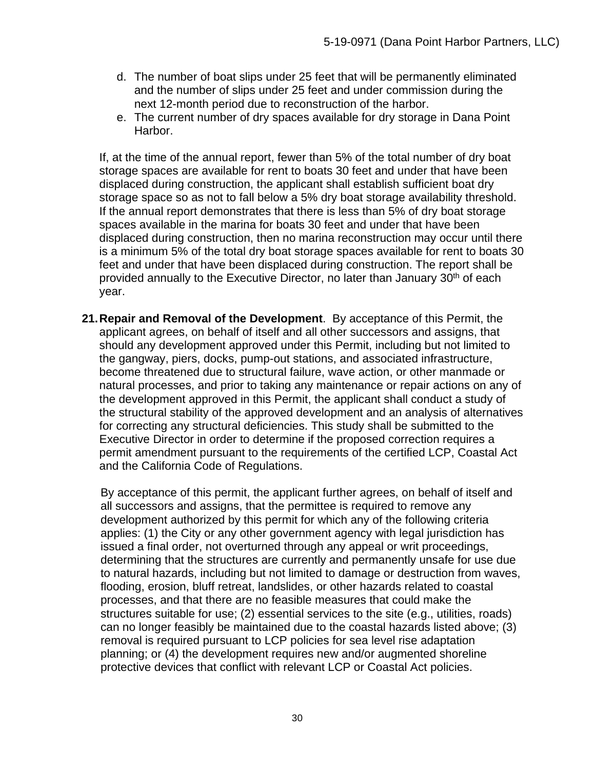d. The number of boat slips under 25 feet that will be permanently eliminated and the number of slips under 25 feet and under commission during the next 12-month period due to reconstruction of the harbor.
e. The current number of dry spaces available for dry storage in Dana Point Harbor.

If, at the time of the annual report, fewer than 5% of the total number of dry boat storage spaces are available for rent to boats 30 feet and under that have been displaced during construction, the applicant shall establish sufficient boat dry storage space so as not to fall below a 5% dry boat storage availability threshold. If the annual report demonstrates that there is less than 5% of dry boat storage spaces available in the marina for boats 30 feet and under that have been displaced during construction, then no marina reconstruction may occur until there is a minimum 5% of the total dry boat storage spaces available for rent to boats 30 feet and under that have been displaced during construction. The report shall be provided annually to the Executive Director, no later than January 30th of each year.

21. **Repair and Removal of the Development**. By acceptance of this Permit, the applicant agrees, on behalf of itself and all other successors and assigns, that should any development approved under this Permit, including but not limited to the gangway, piers, docks, pump-out stations, and associated infrastructure, become threatened due to structural failure, wave action, or other manmade or natural processes, and prior to taking any maintenance or repair actions on any of the development approved in this Permit, the applicant shall conduct a study of the structural stability of the approved development and an analysis of alternatives for correcting any structural deficiencies. This study shall be submitted to the Executive Director in order to determine if the proposed correction requires a permit amendment pursuant to the requirements of the certified LCP, Coastal Act and the California Code of Regulations.

    By acceptance of this permit, the applicant further agrees, on behalf of itself and all successors and assigns, that the permittee is required to remove any development authorized by this permit for which any of the following criteria applies: (1) the City or any other government agency with legal jurisdiction has issued a final order, not overturned through any appeal or writ proceedings, determining that the structures are currently and permanently unsafe for use due to natural hazards, including but not limited to damage or destruction from waves, flooding, erosion, bluff retreat, landslides, or other hazards related to coastal processes, and that there are no feasible measures that could make the structures suitable for use; (2) essential services to the site (e.g., utilities, roads) can no longer feasibly be maintained due to the coastal hazards listed above; (3) removal is required pursuant to LCP policies for sea level rise adaptation planning; or (4) the development requires new and/or augmented shoreline protective devices that conflict with relevant LCP or Coastal Act policies.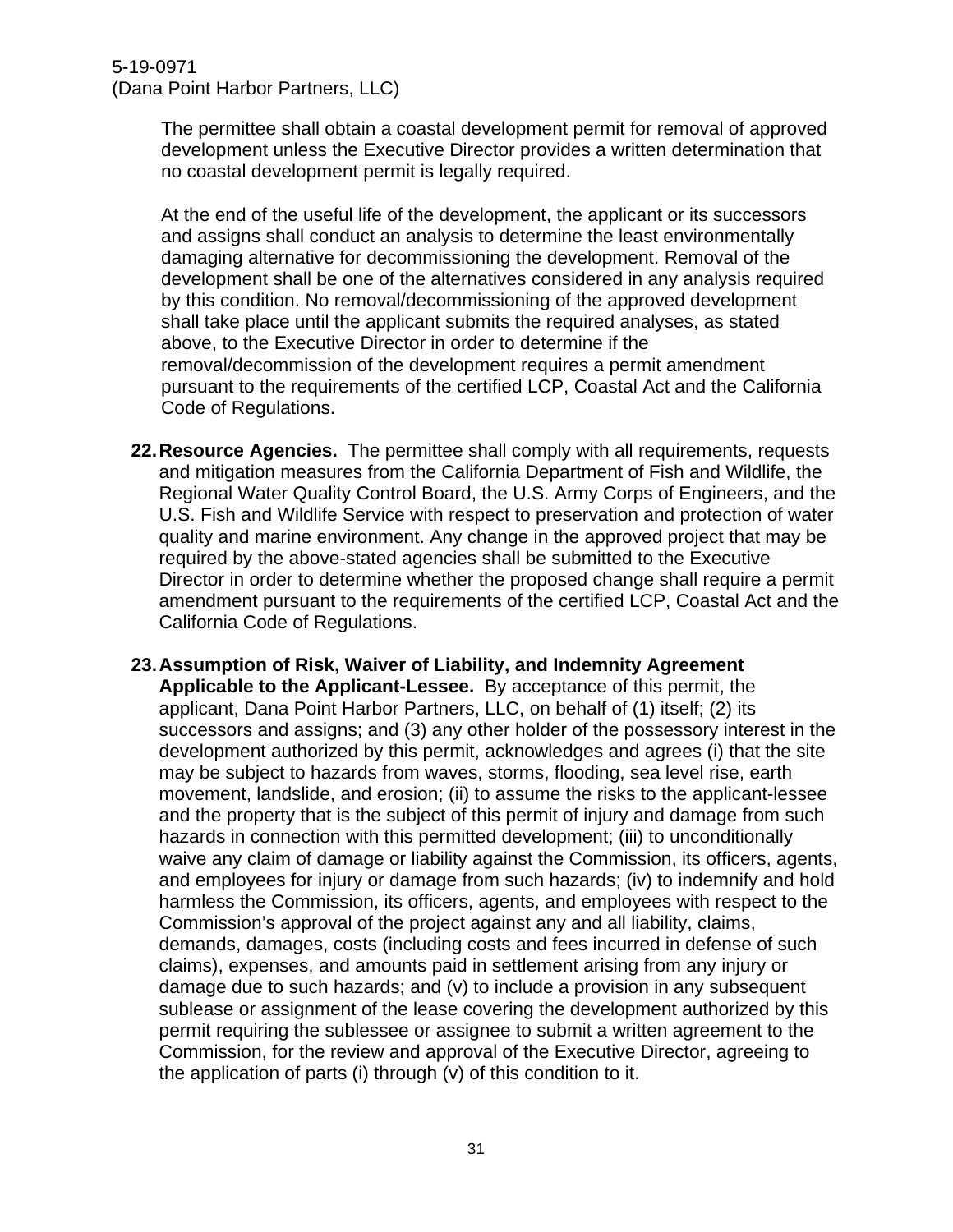The permittee shall obtain a coastal development permit for removal of approved development unless the Executive Director provides a written determination that no coastal development permit is legally required.

At the end of the useful life of the development, the applicant or its successors and assigns shall conduct an analysis to determine the least environmentally damaging alternative for decommissioning the development. Removal of the development shall be one of the alternatives considered in any analysis required by this condition. No removal/decommissioning of the approved development shall take place until the applicant submits the required analyses, as stated above, to the Executive Director in order to determine if the removal/decommission of the development requires a permit amendment pursuant to the requirements of the certified LCP, Coastal Act and the California Code of Regulations.

22. **Resource Agencies.** The permittee shall comply with all requirements, requests and mitigation measures from the California Department of Fish and Wildlife, the Regional Water Quality Control Board, the U.S. Army Corps of Engineers, and the U.S. Fish and Wildlife Service with respect to preservation and protection of water quality and marine environment. Any change in the approved project that may be required by the above-stated agencies shall be submitted to the Executive Director in order to determine whether the proposed change shall require a permit amendment pursuant to the requirements of the certified LCP, Coastal Act and the California Code of Regulations.

23. **Assumption of Risk, Waiver of Liability, and Indemnity Agreement Applicable to the Applicant-Lessee.** By acceptance of this permit, the applicant, Dana Point Harbor Partners, LLC, on behalf of (1) itself; (2) its successors and assigns; and (3) any other holder of the possessory interest in the development authorized by this permit, acknowledges and agrees (i) that the site may be subject to hazards from waves, storms, flooding, sea level rise, earth movement, landslide, and erosion; (ii) to assume the risks to the applicant-lessee and the property that is the subject of this permit of injury and damage from such hazards in connection with this permitted development; (iii) to unconditionally waive any claim of damage or liability against the Commission, its officers, agents, and employees for injury or damage from such hazards; (iv) to indemnify and hold harmless the Commission, its officers, agents, and employees with respect to the Commission's approval of the project against any and all liability, claims, demands, damages, costs (including costs and fees incurred in defense of such claims), expenses, and amounts paid in settlement arising from any injury or damage due to such hazards; and (v) to include a provision in any subsequent sublease or assignment of the lease covering the development authorized by this permit requiring the sublessee or assignee to submit a written agreement to the Commission, for the review and approval of the Executive Director, agreeing to the application of parts (i) through (v) of this condition to it.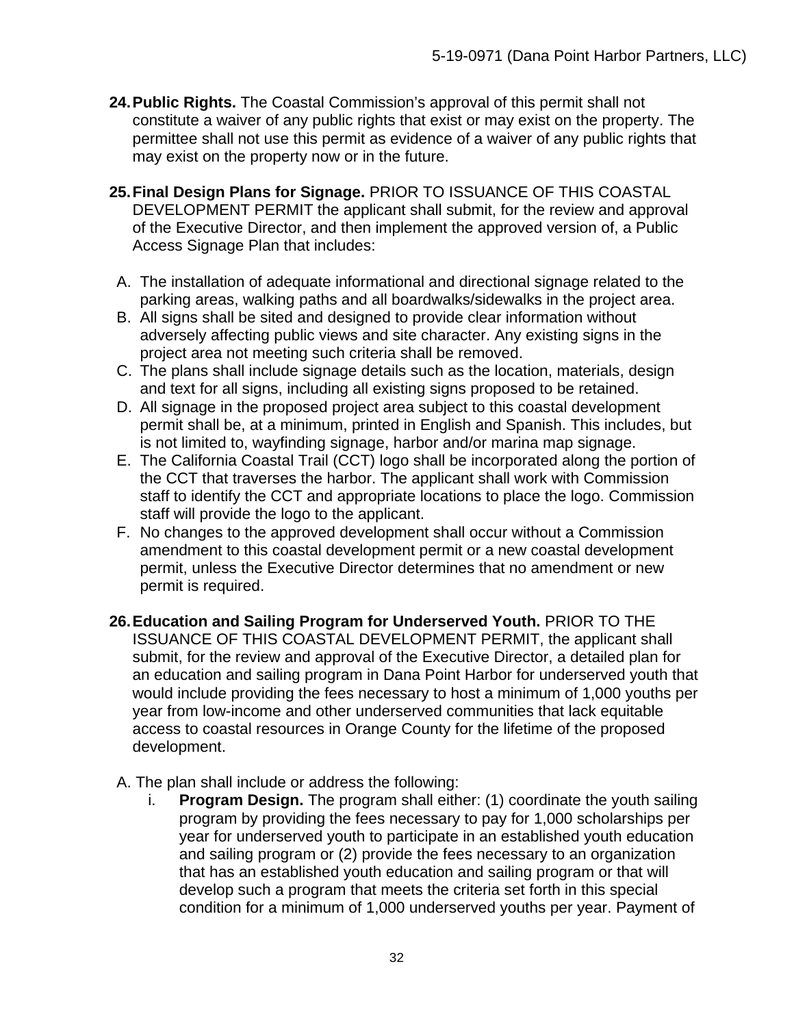24. **Public Rights.** The Coastal Commission's approval of this permit shall not constitute a waiver of any public rights that exist or may exist on the property. The permittee shall not use this permit as evidence of a waiver of any public rights that may exist on the property now or in the future.

25. **Final Design Plans for Signage.** PRIOR TO ISSUANCE OF THIS COASTAL DEVELOPMENT PERMIT the applicant shall submit, for the review and approval of the Executive Director, and then implement the approved version of, a Public Access Signage Plan that includes:

   A. The installation of adequate informational and directional signage related to the parking areas, walking paths and all boardwalks/sidewalks in the project area.
   B. All signs shall be sited and designed to provide clear information without adversely affecting public views and site character. Any existing signs in the project area not meeting such criteria shall be removed.
   C. The plans shall include signage details such as the location, materials, design and text for all signs, including all existing signs proposed to be retained.
   D. All signage in the proposed project area subject to this coastal development permit shall be, at a minimum, printed in English and Spanish. This includes, but is not limited to, wayfinding signage, harbor and/or marina map signage.
   E. The California Coastal Trail (CCT) logo shall be incorporated along the portion of the CCT that traverses the harbor. The applicant shall work with Commission staff to identify the CCT and appropriate locations to place the logo. Commission staff will provide the logo to the applicant.
   F. No changes to the approved development shall occur without a Commission amendment to this coastal development permit or a new coastal development permit, unless the Executive Director determines that no amendment or new permit is required.

26. **Education and Sailing Program for Underserved Youth.** PRIOR TO THE ISSUANCE OF THIS COASTAL DEVELOPMENT PERMIT, the applicant shall submit, for the review and approval of the Executive Director, a detailed plan for an education and sailing program in Dana Point Harbor for underserved youth that would include providing the fees necessary to host a minimum of 1,000 youths per year from low-income and other underserved communities that lack equitable access to coastal resources in Orange County for the lifetime of the proposed development.

   A. The plan shall include or address the following:
      i. **Program Design.** The program shall either: (1) coordinate the youth sailing program by providing the fees necessary to pay for 1,000 scholarships per year for underserved youth to participate in an established youth education and sailing program or (2) provide the fees necessary to an organization that has an established youth education and sailing program or that will develop such a program that meets the criteria set forth in this special condition for a minimum of 1,000 underserved youths per year. Payment of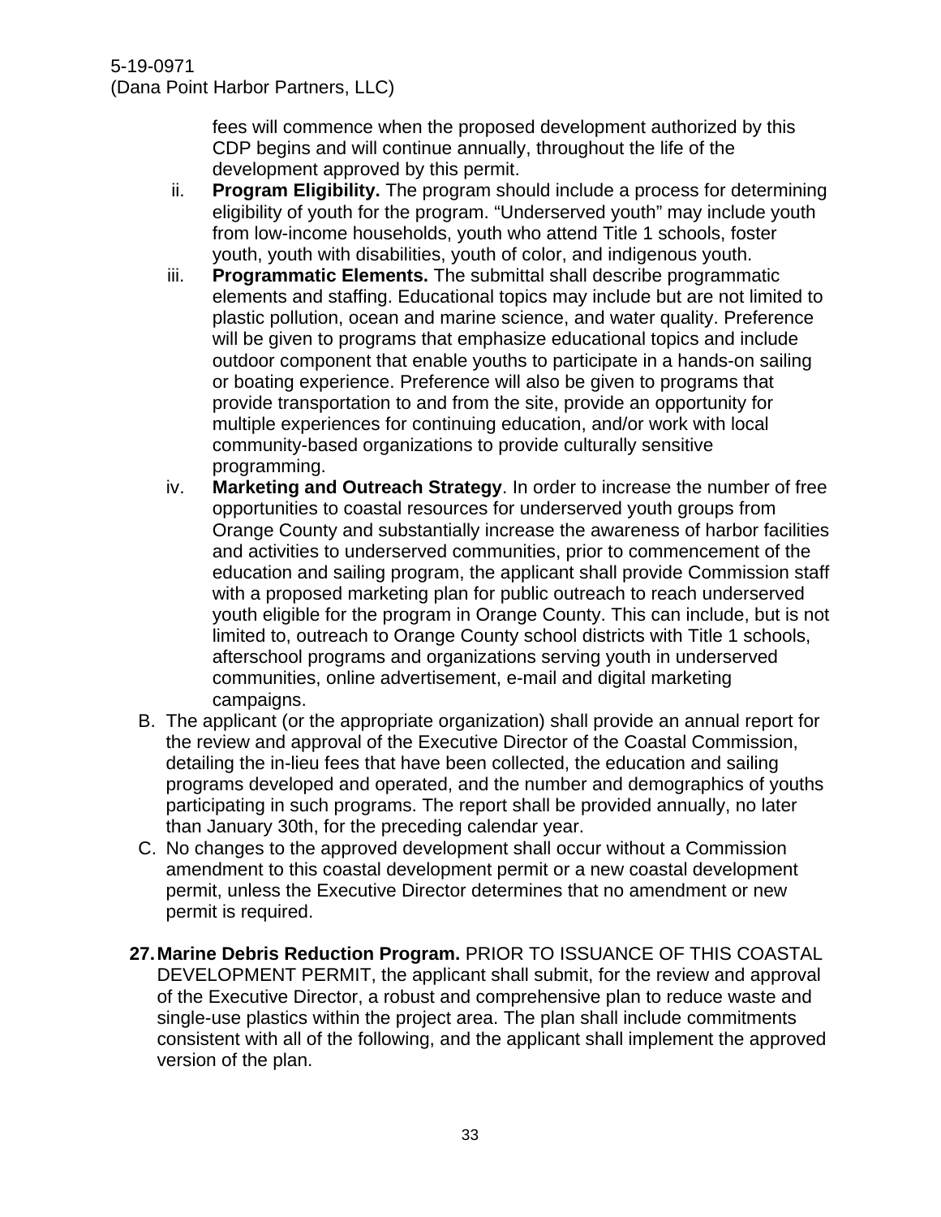fees will commence when the proposed development authorized by this CDP begins and will continue annually, throughout the life of the development approved by this permit.

ii. **Program Eligibility.** The program should include a process for determining eligibility of youth for the program. "Underserved youth" may include youth from low-income households, youth who attend Title 1 schools, foster youth, youth with disabilities, youth of color, and indigenous youth.

iii. **Programmatic Elements.** The submittal shall describe programmatic elements and staffing. Educational topics may include but are not limited to plastic pollution, ocean and marine science, and water quality. Preference will be given to programs that emphasize educational topics and include outdoor component that enable youths to participate in a hands-on sailing or boating experience. Preference will also be given to programs that provide transportation to and from the site, provide an opportunity for multiple experiences for continuing education, and/or work with local community-based organizations to provide culturally sensitive programming.

iv. **Marketing and Outreach Strategy**. In order to increase the number of free opportunities to coastal resources for underserved youth groups from Orange County and substantially increase the awareness of harbor facilities and activities to underserved communities, prior to commencement of the education and sailing program, the applicant shall provide Commission staff with a proposed marketing plan for public outreach to reach underserved youth eligible for the program in Orange County. This can include, but is not limited to, outreach to Orange County school districts with Title 1 schools, afterschool programs and organizations serving youth in underserved communities, online advertisement, e-mail and digital marketing campaigns.

B. The applicant (or the appropriate organization) shall provide an annual report for the review and approval of the Executive Director of the Coastal Commission, detailing the in-lieu fees that have been collected, the education and sailing programs developed and operated, and the number and demographics of youths participating in such programs. The report shall be provided annually, no later than January 30th, for the preceding calendar year.

C. No changes to the approved development shall occur without a Commission amendment to this coastal development permit or a new coastal development permit, unless the Executive Director determines that no amendment or new permit is required.

27. **Marine Debris Reduction Program.** PRIOR TO ISSUANCE OF THIS COASTAL DEVELOPMENT PERMIT, the applicant shall submit, for the review and approval of the Executive Director, a robust and comprehensive plan to reduce waste and single-use plastics within the project area. The plan shall include commitments consistent with all of the following, and the applicant shall implement the approved version of the plan.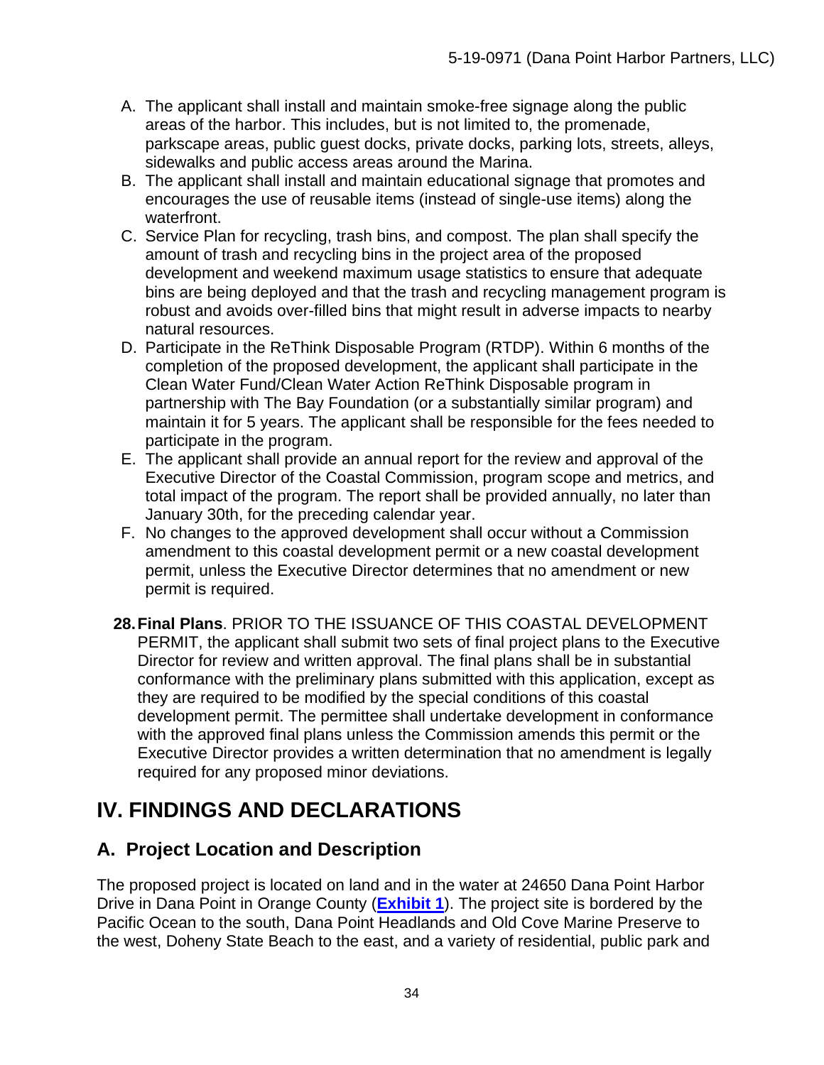A. The applicant shall install and maintain smoke-free signage along the public areas of the harbor. This includes, but is not limited to, the promenade, parkscape areas, public guest docks, private docks, parking lots, streets, alleys, sidewalks and public access areas around the Marina.
B. The applicant shall install and maintain educational signage that promotes and encourages the use of reusable items (instead of single-use items) along the waterfront.
C. Service Plan for recycling, trash bins, and compost. The plan shall specify the amount of trash and recycling bins in the project area of the proposed development and weekend maximum usage statistics to ensure that adequate bins are being deployed and that the trash and recycling management program is robust and avoids over-filled bins that might result in adverse impacts to nearby natural resources.
D. Participate in the ReThink Disposable Program (RTDP). Within 6 months of the completion of the proposed development, the applicant shall participate in the Clean Water Fund/Clean Water Action ReThink Disposable program in partnership with The Bay Foundation (or a substantially similar program) and maintain it for 5 years. The applicant shall be responsible for the fees needed to participate in the program.
E. The applicant shall provide an annual report for the review and approval of the Executive Director of the Coastal Commission, program scope and metrics, and total impact of the program. The report shall be provided annually, no later than January 30th, for the preceding calendar year.
F. No changes to the approved development shall occur without a Commission amendment to this coastal development permit or a new coastal development permit, unless the Executive Director determines that no amendment or new permit is required.

28. **Final Plans**. PRIOR TO THE ISSUANCE OF THIS COASTAL DEVELOPMENT PERMIT, the applicant shall submit two sets of final project plans to the Executive Director for review and written approval. The final plans shall be in substantial conformance with the preliminary plans submitted with this application, except as they are required to be modified by the special conditions of this coastal development permit. The permittee shall undertake development in conformance with the approved final plans unless the Commission amends this permit or the Executive Director provides a written determination that no amendment is legally required for any proposed minor deviations.

# IV. FINDINGS AND DECLARATIONS

## A. Project Location and Description

The proposed project is located on land and in the water at 24650 Dana Point Harbor Drive in Dana Point in Orange County (**Exhibit 1**). The project site is bordered by the Pacific Ocean to the south, Dana Point Headlands and Old Cove Marine Preserve to the west, Doheny State Beach to the east, and a variety of residential, public park and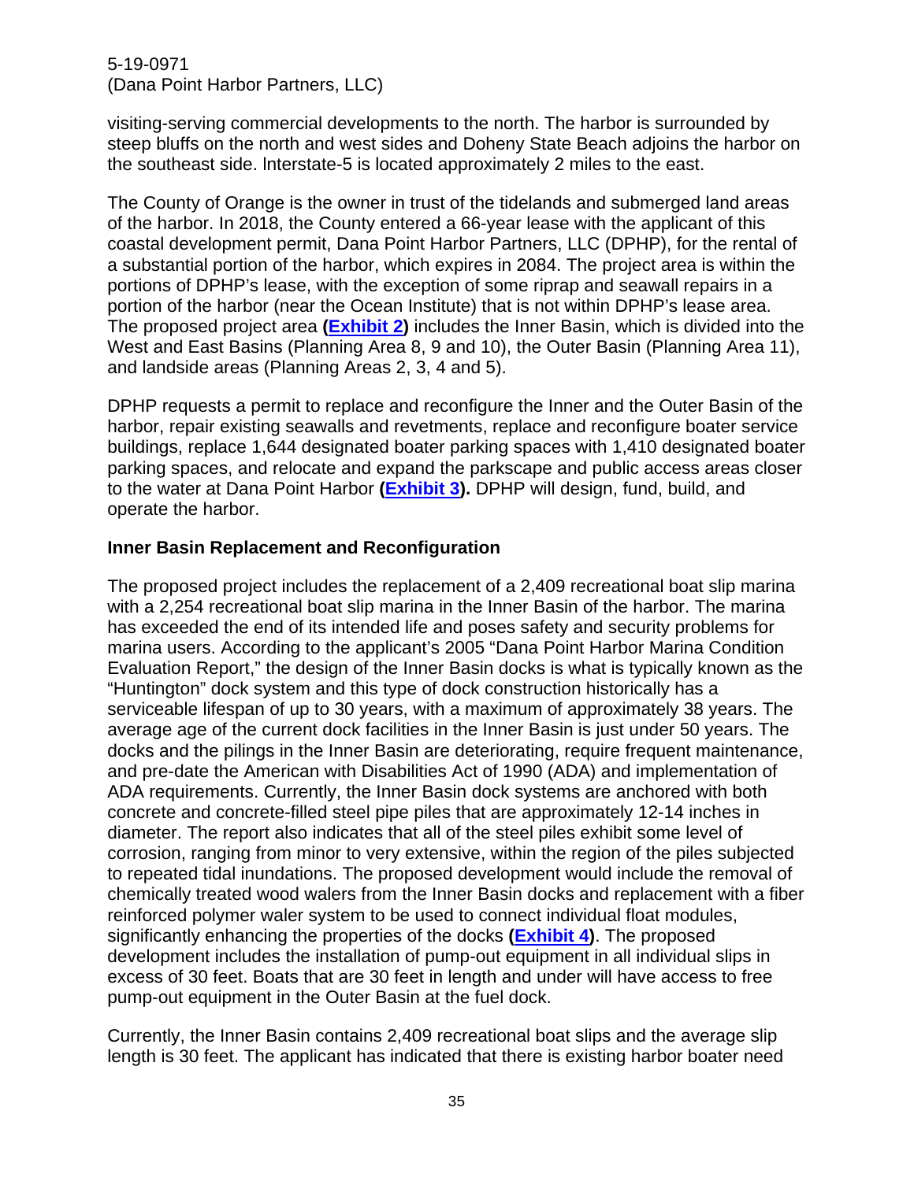visiting-serving commercial developments to the north. The harbor is surrounded by steep bluffs on the north and west sides and Doheny State Beach adjoins the harbor on the southeast side. Interstate-5 is located approximately 2 miles to the east.

The County of Orange is the owner in trust of the tidelands and submerged land areas of the harbor. In 2018, the County entered a 66-year lease with the applicant of this coastal development permit, Dana Point Harbor Partners, LLC (DPHP), for the rental of a substantial portion of the harbor, which expires in 2084. The project area is within the portions of DPHP's lease, with the exception of some riprap and seawall repairs in a portion of the harbor (near the Ocean Institute) that is not within DPHP's lease area. The proposed project area **(Exhibit 2)** includes the Inner Basin, which is divided into the West and East Basins (Planning Area 8, 9 and 10), the Outer Basin (Planning Area 11), and landside areas (Planning Areas 2, 3, 4 and 5).

DPHP requests a permit to replace and reconfigure the Inner and the Outer Basin of the harbor, repair existing seawalls and revetments, replace and reconfigure boater service buildings, replace 1,644 designated boater parking spaces with 1,410 designated boater parking spaces, and relocate and expand the parkscape and public access areas closer to the water at Dana Point Harbor **(Exhibit 3).** DPHP will design, fund, build, and operate the harbor.

**Inner Basin Replacement and Reconfiguration**

The proposed project includes the replacement of a 2,409 recreational boat slip marina with a 2,254 recreational boat slip marina in the Inner Basin of the harbor. The marina has exceeded the end of its intended life and poses safety and security problems for marina users. According to the applicant's 2005 "Dana Point Harbor Marina Condition Evaluation Report," the design of the Inner Basin docks is what is typically known as the "Huntington" dock system and this type of dock construction historically has a serviceable lifespan of up to 30 years, with a maximum of approximately 38 years. The average age of the current dock facilities in the Inner Basin is just under 50 years. The docks and the pilings in the Inner Basin are deteriorating, require frequent maintenance, and pre-date the American with Disabilities Act of 1990 (ADA) and implementation of ADA requirements. Currently, the Inner Basin dock systems are anchored with both concrete and concrete-filled steel pipe piles that are approximately 12-14 inches in diameter. The report also indicates that all of the steel piles exhibit some level of corrosion, ranging from minor to very extensive, within the region of the piles subjected to repeated tidal inundations. The proposed development would include the removal of chemically treated wood walers from the Inner Basin docks and replacement with a fiber reinforced polymer waler system to be used to connect individual float modules, significantly enhancing the properties of the docks **(Exhibit 4)**. The proposed development includes the installation of pump-out equipment in all individual slips in excess of 30 feet. Boats that are 30 feet in length and under will have access to free pump-out equipment in the Outer Basin at the fuel dock.

Currently, the Inner Basin contains 2,409 recreational boat slips and the average slip length is 30 feet. The applicant has indicated that there is existing harbor boater need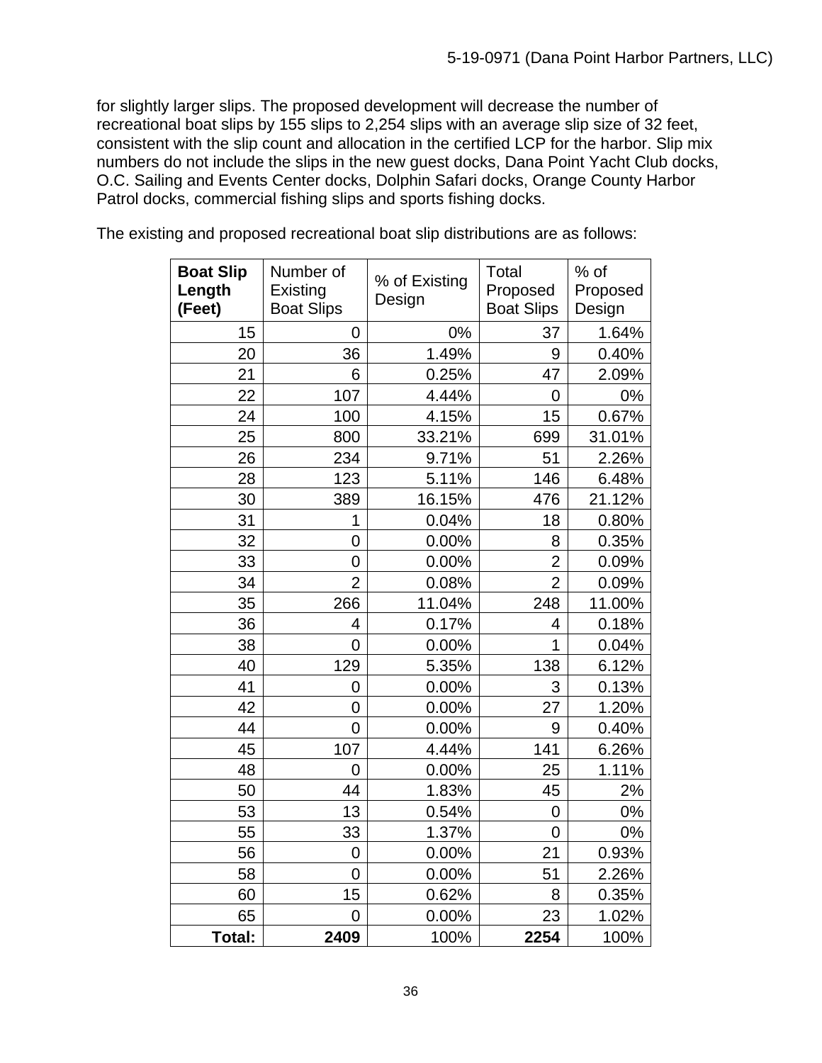for slightly larger slips. The proposed development will decrease the number of recreational boat slips by 155 slips to 2,254 slips with an average slip size of 32 feet, consistent with the slip count and allocation in the certified LCP for the harbor. Slip mix numbers do not include the slips in the new guest docks, Dana Point Yacht Club docks, O.C. Sailing and Events Center docks, Dolphin Safari docks, Orange County Harbor Patrol docks, commercial fishing slips and sports fishing docks.

The existing and proposed recreational boat slip distributions are as follows:

| **Boat Slip Length (Feet)** | Number of Existing Boat Slips | % of Existing Design | Total Proposed Boat Slips | % of Proposed Design |
|---:|---:|---:|---:|---:|
| 15 | 0 | 0% | 37 | 1.64% |
| 20 | 36 | 1.49% | 9 | 0.40% |
| 21 | 6 | 0.25% | 47 | 2.09% |
| 22 | 107 | 4.44% | 0 | 0% |
| 24 | 100 | 4.15% | 15 | 0.67% |
| 25 | 800 | 33.21% | 699 | 31.01% |
| 26 | 234 | 9.71% | 51 | 2.26% |
| 28 | 123 | 5.11% | 146 | 6.48% |
| 30 | 389 | 16.15% | 476 | 21.12% |
| 31 | 1 | 0.04% | 18 | 0.80% |
| 32 | 0 | 0.00% | 8 | 0.35% |
| 33 | 0 | 0.00% | 2 | 0.09% |
| 34 | 2 | 0.08% | 2 | 0.09% |
| 35 | 266 | 11.04% | 248 | 11.00% |
| 36 | 4 | 0.17% | 4 | 0.18% |
| 38 | 0 | 0.00% | 1 | 0.04% |
| 40 | 129 | 5.35% | 138 | 6.12% |
| 41 | 0 | 0.00% | 3 | 0.13% |
| 42 | 0 | 0.00% | 27 | 1.20% |
| 44 | 0 | 0.00% | 9 | 0.40% |
| 45 | 107 | 4.44% | 141 | 6.26% |
| 48 | 0 | 0.00% | 25 | 1.11% |
| 50 | 44 | 1.83% | 45 | 2% |
| 53 | 13 | 0.54% | 0 | 0% |
| 55 | 33 | 1.37% | 0 | 0% |
| 56 | 0 | 0.00% | 21 | 0.93% |
| 58 | 0 | 0.00% | 51 | 2.26% |
| 60 | 15 | 0.62% | 8 | 0.35% |
| 65 | 0 | 0.00% | 23 | 1.02% |
| **Total:** | **2409** | 100% | **2254** | 100% |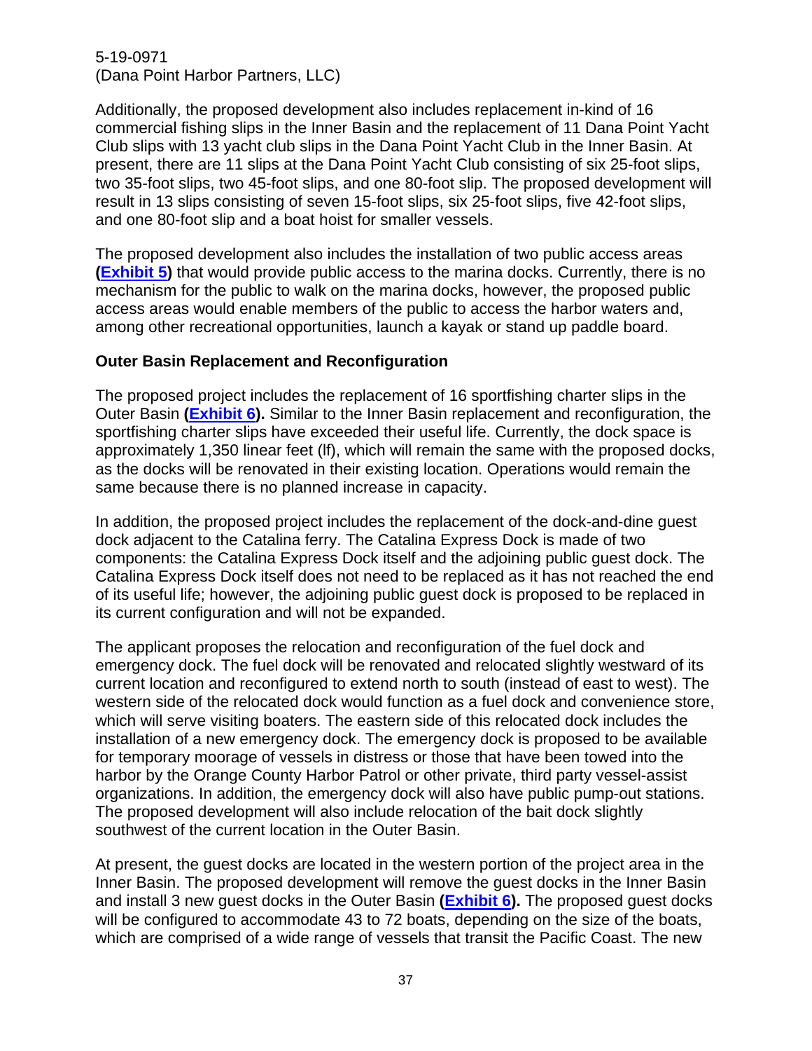Additionally, the proposed development also includes replacement in-kind of 16 commercial fishing slips in the Inner Basin and the replacement of 11 Dana Point Yacht Club slips with 13 yacht club slips in the Dana Point Yacht Club in the Inner Basin. At present, there are 11 slips at the Dana Point Yacht Club consisting of six 25-foot slips, two 35-foot slips, two 45-foot slips, and one 80-foot slip. The proposed development will result in 13 slips consisting of seven 15-foot slips, six 25-foot slips, five 42-foot slips, and one 80-foot slip and a boat hoist for smaller vessels.

The proposed development also includes the installation of two public access areas **(Exhibit 5)** that would provide public access to the marina docks. Currently, there is no mechanism for the public to walk on the marina docks, however, the proposed public access areas would enable members of the public to access the harbor waters and, among other recreational opportunities, launch a kayak or stand up paddle board.

### Outer Basin Replacement and Reconfiguration

The proposed project includes the replacement of 16 sportfishing charter slips in the Outer Basin **(Exhibit 6).** Similar to the Inner Basin replacement and reconfiguration, the sportfishing charter slips have exceeded their useful life. Currently, the dock space is approximately 1,350 linear feet (lf), which will remain the same with the proposed docks, as the docks will be renovated in their existing location. Operations would remain the same because there is no planned increase in capacity.

In addition, the proposed project includes the replacement of the dock-and-dine guest dock adjacent to the Catalina ferry. The Catalina Express Dock is made of two components: the Catalina Express Dock itself and the adjoining public guest dock. The Catalina Express Dock itself does not need to be replaced as it has not reached the end of its useful life; however, the adjoining public guest dock is proposed to be replaced in its current configuration and will not be expanded.

The applicant proposes the relocation and reconfiguration of the fuel dock and emergency dock. The fuel dock will be renovated and relocated slightly westward of its current location and reconfigured to extend north to south (instead of east to west). The western side of the relocated dock would function as a fuel dock and convenience store, which will serve visiting boaters. The eastern side of this relocated dock includes the installation of a new emergency dock. The emergency dock is proposed to be available for temporary moorage of vessels in distress or those that have been towed into the harbor by the Orange County Harbor Patrol or other private, third party vessel-assist organizations. In addition, the emergency dock will also have public pump-out stations. The proposed development will also include relocation of the bait dock slightly southwest of the current location in the Outer Basin.

At present, the guest docks are located in the western portion of the project area in the Inner Basin. The proposed development will remove the guest docks in the Inner Basin and install 3 new guest docks in the Outer Basin **(Exhibit 6).** The proposed guest docks will be configured to accommodate 43 to 72 boats, depending on the size of the boats, which are comprised of a wide range of vessels that transit the Pacific Coast. The new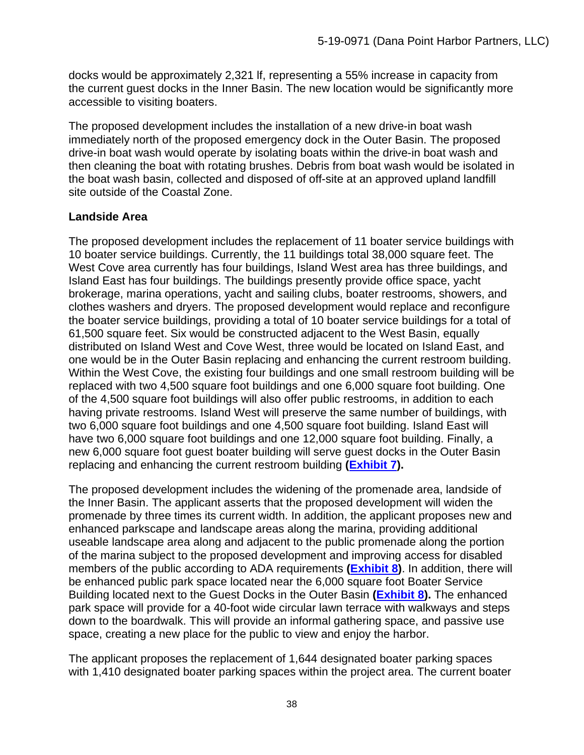docks would be approximately 2,321 lf, representing a 55% increase in capacity from the current guest docks in the Inner Basin. The new location would be significantly more accessible to visiting boaters.

The proposed development includes the installation of a new drive-in boat wash immediately north of the proposed emergency dock in the Outer Basin. The proposed drive-in boat wash would operate by isolating boats within the drive-in boat wash and then cleaning the boat with rotating brushes. Debris from boat wash would be isolated in the boat wash basin, collected and disposed of off-site at an approved upland landfill site outside of the Coastal Zone.

**Landside Area**

The proposed development includes the replacement of 11 boater service buildings with 10 boater service buildings. Currently, the 11 buildings total 38,000 square feet. The West Cove area currently has four buildings, Island West area has three buildings, and Island East has four buildings. The buildings presently provide office space, yacht brokerage, marina operations, yacht and sailing clubs, boater restrooms, showers, and clothes washers and dryers. The proposed development would replace and reconfigure the boater service buildings, providing a total of 10 boater service buildings for a total of 61,500 square feet. Six would be constructed adjacent to the West Basin, equally distributed on Island West and Cove West, three would be located on Island East, and one would be in the Outer Basin replacing and enhancing the current restroom building. Within the West Cove, the existing four buildings and one small restroom building will be replaced with two 4,500 square foot buildings and one 6,000 square foot building. One of the 4,500 square foot buildings will also offer public restrooms, in addition to each having private restrooms. Island West will preserve the same number of buildings, with two 6,000 square foot buildings and one 4,500 square foot building. Island East will have two 6,000 square foot buildings and one 12,000 square foot building. Finally, a new 6,000 square foot guest boater building will serve guest docks in the Outer Basin replacing and enhancing the current restroom building **(Exhibit 7).**

The proposed development includes the widening of the promenade area, landside of the Inner Basin. The applicant asserts that the proposed development will widen the promenade by three times its current width. In addition, the applicant proposes new and enhanced parkscape and landscape areas along the marina, providing additional useable landscape area along and adjacent to the public promenade along the portion of the marina subject to the proposed development and improving access for disabled members of the public according to ADA requirements **(Exhibit 8)**. In addition, there will be enhanced public park space located near the 6,000 square foot Boater Service Building located next to the Guest Docks in the Outer Basin **(Exhibit 8).** The enhanced park space will provide for a 40-foot wide circular lawn terrace with walkways and steps down to the boardwalk. This will provide an informal gathering space, and passive use space, creating a new place for the public to view and enjoy the harbor.

The applicant proposes the replacement of 1,644 designated boater parking spaces with 1,410 designated boater parking spaces within the project area. The current boater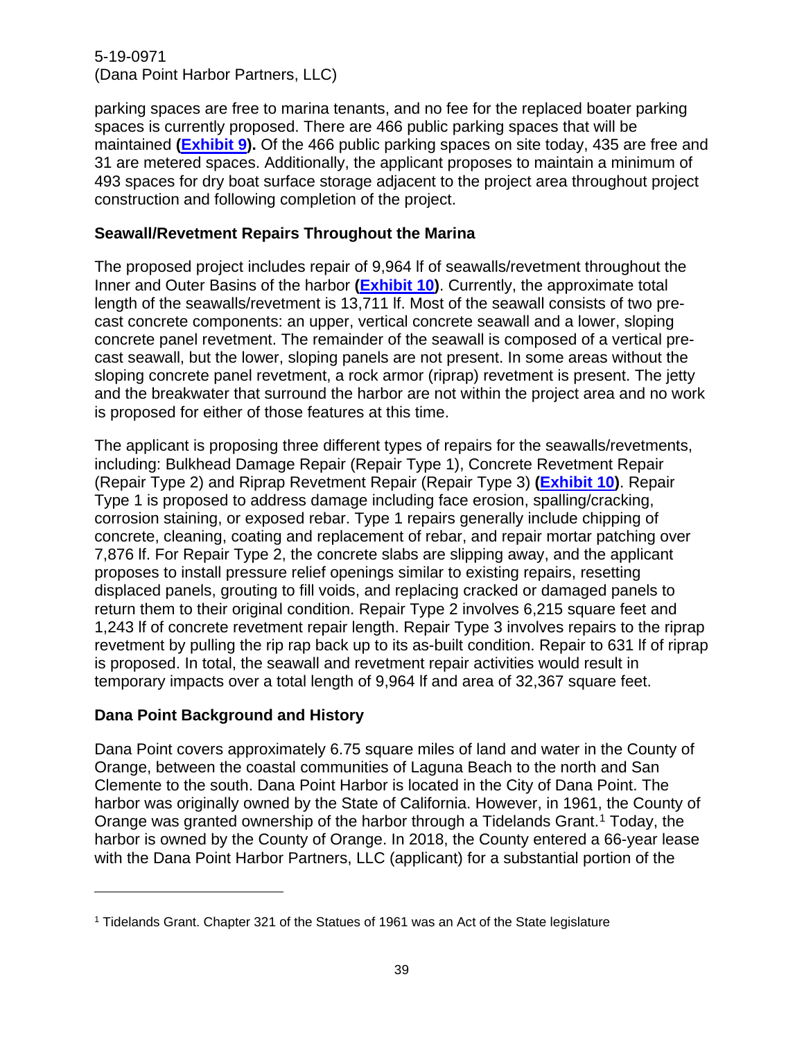parking spaces are free to marina tenants, and no fee for the replaced boater parking spaces is currently proposed. There are 466 public parking spaces that will be maintained **(Exhibit 9).** Of the 466 public parking spaces on site today, 435 are free and 31 are metered spaces. Additionally, the applicant proposes to maintain a minimum of 493 spaces for dry boat surface storage adjacent to the project area throughout project construction and following completion of the project.

### Seawall/Revetment Repairs Throughout the Marina

The proposed project includes repair of 9,964 lf of seawalls/revetment throughout the Inner and Outer Basins of the harbor **(Exhibit 10)**. Currently, the approximate total length of the seawalls/revetment is 13,711 lf. Most of the seawall consists of two pre-cast concrete components: an upper, vertical concrete seawall and a lower, sloping concrete panel revetment. The remainder of the seawall is composed of a vertical pre-cast seawall, but the lower, sloping panels are not present. In some areas without the sloping concrete panel revetment, a rock armor (riprap) revetment is present. The jetty and the breakwater that surround the harbor are not within the project area and no work is proposed for either of those features at this time.

The applicant is proposing three different types of repairs for the seawalls/revetments, including: Bulkhead Damage Repair (Repair Type 1), Concrete Revetment Repair (Repair Type 2) and Riprap Revetment Repair (Repair Type 3) **(Exhibit 10)**. Repair Type 1 is proposed to address damage including face erosion, spalling/cracking, corrosion staining, or exposed rebar. Type 1 repairs generally include chipping of concrete, cleaning, coating and replacement of rebar, and repair mortar patching over 7,876 lf. For Repair Type 2, the concrete slabs are slipping away, and the applicant proposes to install pressure relief openings similar to existing repairs, resetting displaced panels, grouting to fill voids, and replacing cracked or damaged panels to return them to their original condition. Repair Type 2 involves 6,215 square feet and 1,243 lf of concrete revetment repair length. Repair Type 3 involves repairs to the riprap revetment by pulling the rip rap back up to its as-built condition. Repair to 631 lf of riprap is proposed. In total, the seawall and revetment repair activities would result in temporary impacts over a total length of 9,964 lf and area of 32,367 square feet.

### Dana Point Background and History

Dana Point covers approximately 6.75 square miles of land and water in the County of Orange, between the coastal communities of Laguna Beach to the north and San Clemente to the south. Dana Point Harbor is located in the City of Dana Point. The harbor was originally owned by the State of California. However, in 1961, the County of Orange was granted ownership of the harbor through a Tidelands Grant.[1] Today, the harbor is owned by the County of Orange. In 2018, the County entered a 66-year lease with the Dana Point Harbor Partners, LLC (applicant) for a substantial portion of the

---

[1] Tidelands Grant. Chapter 321 of the Statues of 1961 was an Act of the State legislature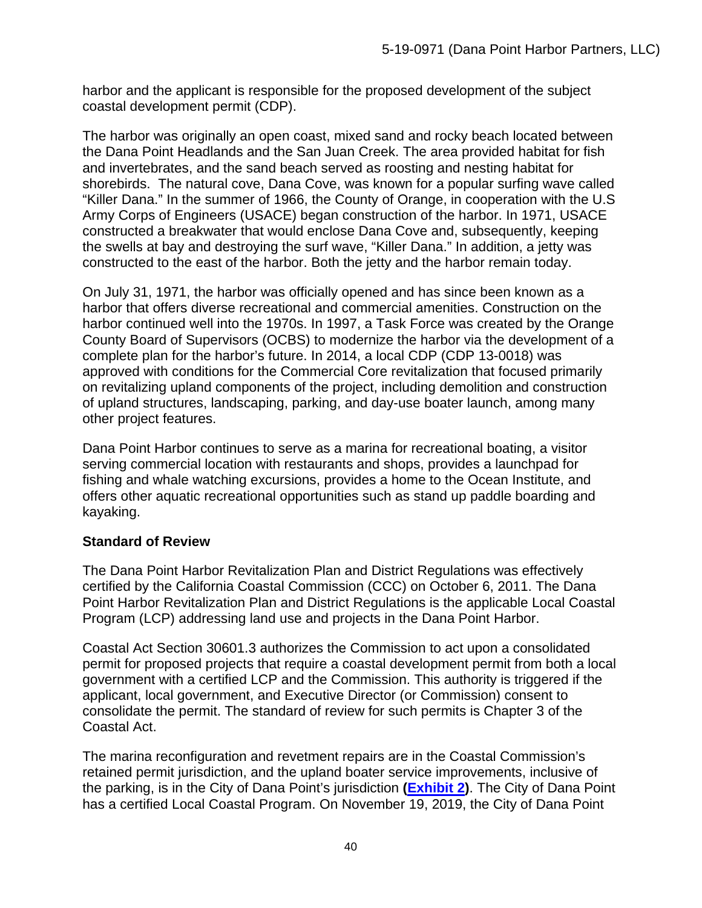harbor and the applicant is responsible for the proposed development of the subject coastal development permit (CDP).

The harbor was originally an open coast, mixed sand and rocky beach located between the Dana Point Headlands and the San Juan Creek. The area provided habitat for fish and invertebrates, and the sand beach served as roosting and nesting habitat for shorebirds. The natural cove, Dana Cove, was known for a popular surfing wave called "Killer Dana." In the summer of 1966, the County of Orange, in cooperation with the U.S Army Corps of Engineers (USACE) began construction of the harbor. In 1971, USACE constructed a breakwater that would enclose Dana Cove and, subsequently, keeping the swells at bay and destroying the surf wave, "Killer Dana." In addition, a jetty was constructed to the east of the harbor. Both the jetty and the harbor remain today.

On July 31, 1971, the harbor was officially opened and has since been known as a harbor that offers diverse recreational and commercial amenities. Construction on the harbor continued well into the 1970s. In 1997, a Task Force was created by the Orange County Board of Supervisors (OCBS) to modernize the harbor via the development of a complete plan for the harbor's future. In 2014, a local CDP (CDP 13-0018) was approved with conditions for the Commercial Core revitalization that focused primarily on revitalizing upland components of the project, including demolition and construction of upland structures, landscaping, parking, and day-use boater launch, among many other project features.

Dana Point Harbor continues to serve as a marina for recreational boating, a visitor serving commercial location with restaurants and shops, provides a launchpad for fishing and whale watching excursions, provides a home to the Ocean Institute, and offers other aquatic recreational opportunities such as stand up paddle boarding and kayaking.

**Standard of Review**

The Dana Point Harbor Revitalization Plan and District Regulations was effectively certified by the California Coastal Commission (CCC) on October 6, 2011. The Dana Point Harbor Revitalization Plan and District Regulations is the applicable Local Coastal Program (LCP) addressing land use and projects in the Dana Point Harbor.

Coastal Act Section 30601.3 authorizes the Commission to act upon a consolidated permit for proposed projects that require a coastal development permit from both a local government with a certified LCP and the Commission. This authority is triggered if the applicant, local government, and Executive Director (or Commission) consent to consolidate the permit. The standard of review for such permits is Chapter 3 of the Coastal Act.

The marina reconfiguration and revetment repairs are in the Coastal Commission's retained permit jurisdiction, and the upland boater service improvements, inclusive of the parking, is in the City of Dana Point's jurisdiction **(Exhibit 2)**. The City of Dana Point has a certified Local Coastal Program. On November 19, 2019, the City of Dana Point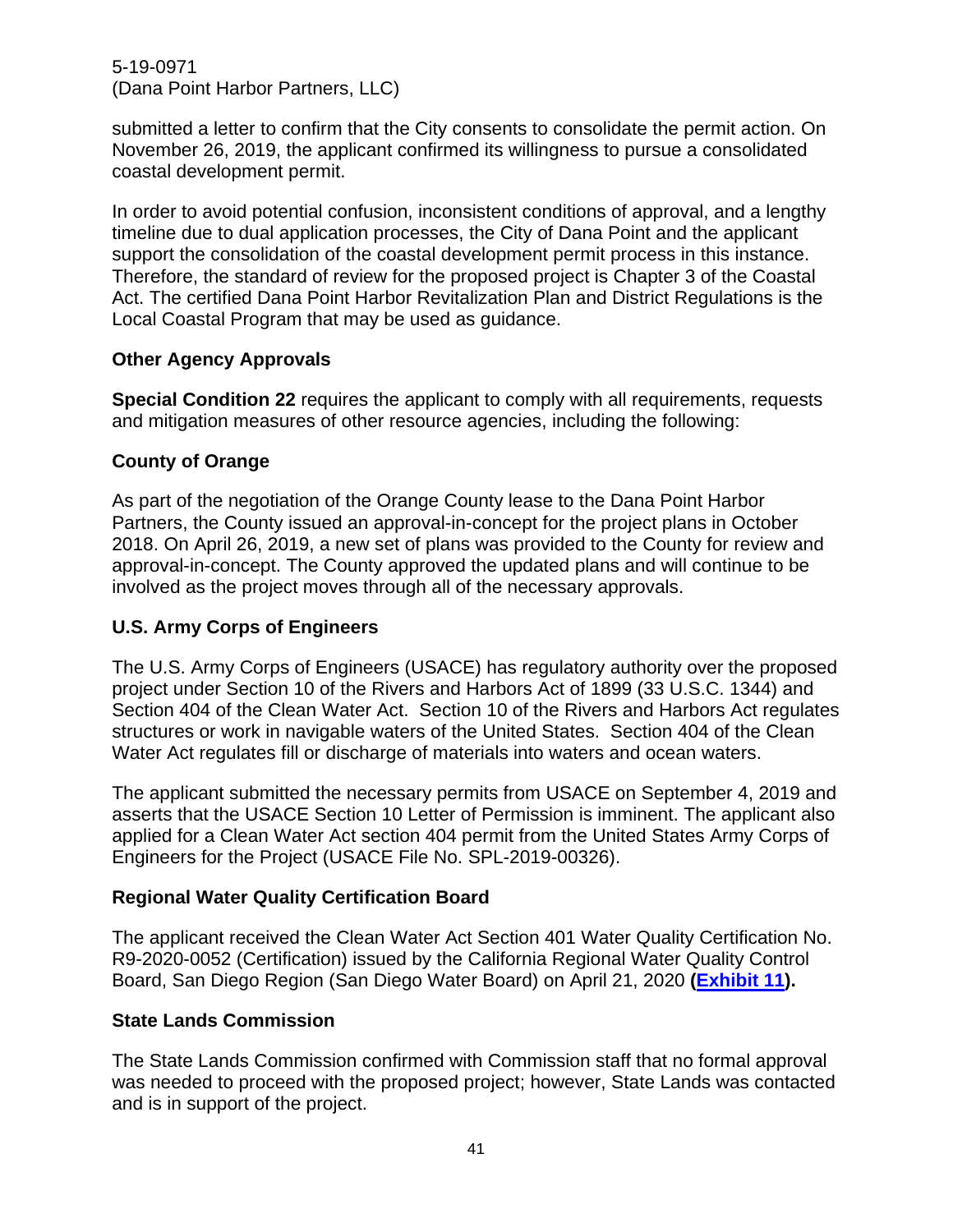submitted a letter to confirm that the City consents to consolidate the permit action. On November 26, 2019, the applicant confirmed its willingness to pursue a consolidated coastal development permit.

In order to avoid potential confusion, inconsistent conditions of approval, and a lengthy timeline due to dual application processes, the City of Dana Point and the applicant support the consolidation of the coastal development permit process in this instance. Therefore, the standard of review for the proposed project is Chapter 3 of the Coastal Act. The certified Dana Point Harbor Revitalization Plan and District Regulations is the Local Coastal Program that may be used as guidance.

**Other Agency Approvals**

**Special Condition 22** requires the applicant to comply with all requirements, requests and mitigation measures of other resource agencies, including the following:

**County of Orange**

As part of the negotiation of the Orange County lease to the Dana Point Harbor Partners, the County issued an approval-in-concept for the project plans in October 2018. On April 26, 2019, a new set of plans was provided to the County for review and approval-in-concept. The County approved the updated plans and will continue to be involved as the project moves through all of the necessary approvals.

**U.S. Army Corps of Engineers**

The U.S. Army Corps of Engineers (USACE) has regulatory authority over the proposed project under Section 10 of the Rivers and Harbors Act of 1899 (33 U.S.C. 1344) and Section 404 of the Clean Water Act. Section 10 of the Rivers and Harbors Act regulates structures or work in navigable waters of the United States. Section 404 of the Clean Water Act regulates fill or discharge of materials into waters and ocean waters.

The applicant submitted the necessary permits from USACE on September 4, 2019 and asserts that the USACE Section 10 Letter of Permission is imminent. The applicant also applied for a Clean Water Act section 404 permit from the United States Army Corps of Engineers for the Project (USACE File No. SPL-2019-00326).

**Regional Water Quality Certification Board**

The applicant received the Clean Water Act Section 401 Water Quality Certification No. R9-2020-0052 (Certification) issued by the California Regional Water Quality Control Board, San Diego Region (San Diego Water Board) on April 21, 2020 **(Exhibit 11).**

**State Lands Commission**

The State Lands Commission confirmed with Commission staff that no formal approval was needed to proceed with the proposed project; however, State Lands was contacted and is in support of the project.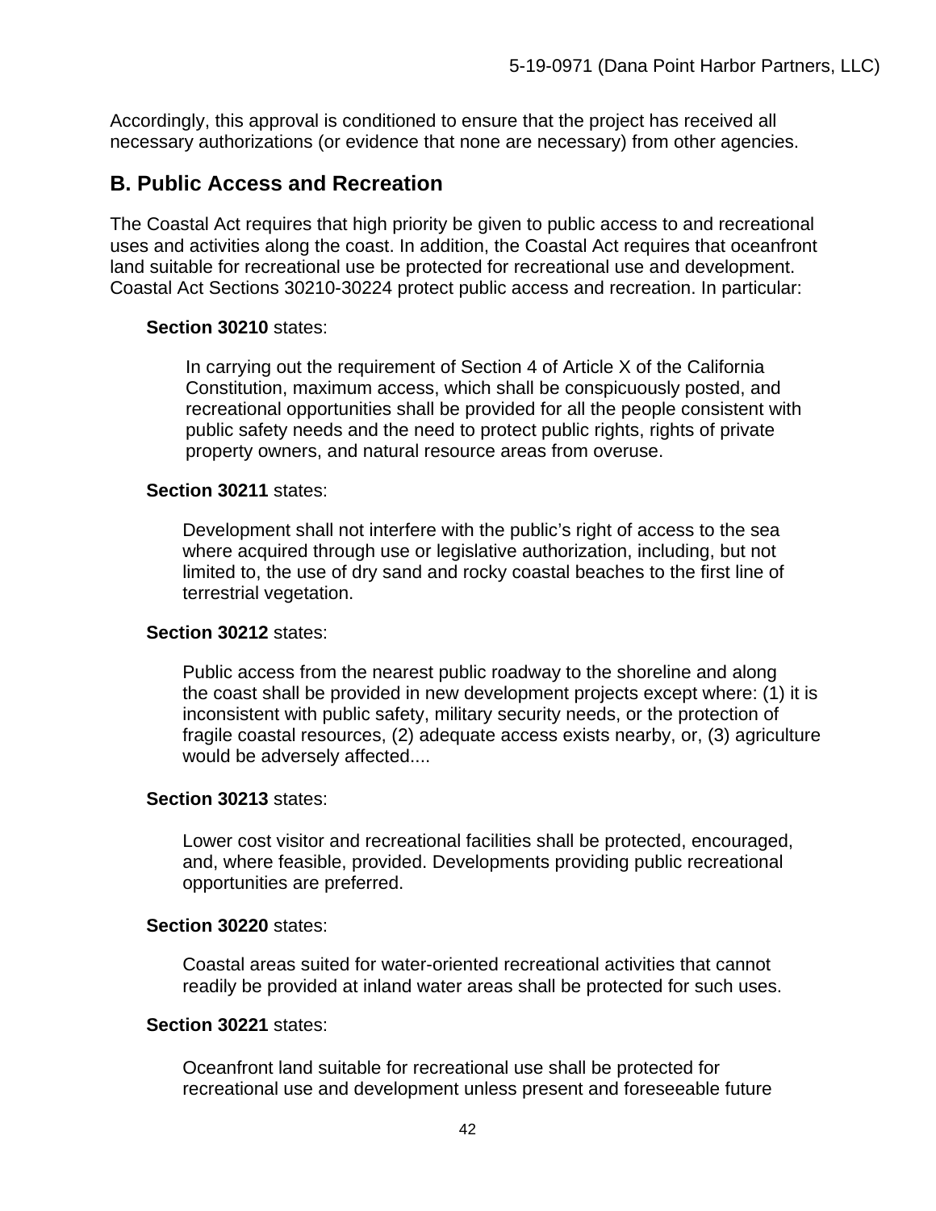Accordingly, this approval is conditioned to ensure that the project has received all necessary authorizations (or evidence that none are necessary) from other agencies.

## B. Public Access and Recreation

The Coastal Act requires that high priority be given to public access to and recreational uses and activities along the coast. In addition, the Coastal Act requires that oceanfront land suitable for recreational use be protected for recreational use and development. Coastal Act Sections 30210-30224 protect public access and recreation. In particular:

**Section 30210** states:

> In carrying out the requirement of Section 4 of Article X of the California Constitution, maximum access, which shall be conspicuously posted, and recreational opportunities shall be provided for all the people consistent with public safety needs and the need to protect public rights, rights of private property owners, and natural resource areas from overuse.

**Section 30211** states:

> Development shall not interfere with the public's right of access to the sea where acquired through use or legislative authorization, including, but not limited to, the use of dry sand and rocky coastal beaches to the first line of terrestrial vegetation.

**Section 30212** states:

> Public access from the nearest public roadway to the shoreline and along the coast shall be provided in new development projects except where: (1) it is inconsistent with public safety, military security needs, or the protection of fragile coastal resources, (2) adequate access exists nearby, or, (3) agriculture would be adversely affected....

**Section 30213** states:

> Lower cost visitor and recreational facilities shall be protected, encouraged, and, where feasible, provided. Developments providing public recreational opportunities are preferred.

**Section 30220** states:

> Coastal areas suited for water-oriented recreational activities that cannot readily be provided at inland water areas shall be protected for such uses.

**Section 30221** states:

> Oceanfront land suitable for recreational use shall be protected for recreational use and development unless present and foreseeable future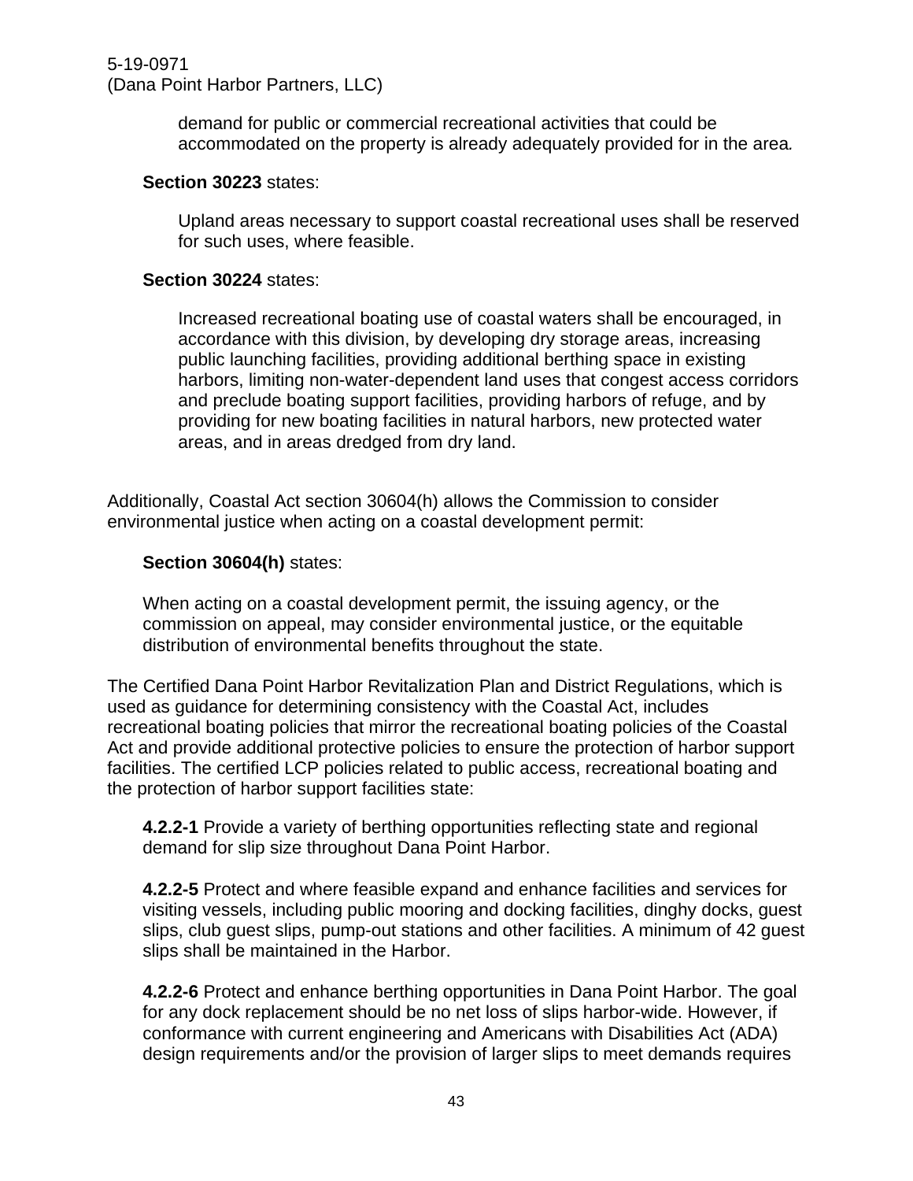demand for public or commercial recreational activities that could be accommodated on the property is already adequately provided for in the area.

**Section 30223** states:

Upland areas necessary to support coastal recreational uses shall be reserved for such uses, where feasible.

**Section 30224** states:

Increased recreational boating use of coastal waters shall be encouraged, in accordance with this division, by developing dry storage areas, increasing public launching facilities, providing additional berthing space in existing harbors, limiting non-water-dependent land uses that congest access corridors and preclude boating support facilities, providing harbors of refuge, and by providing for new boating facilities in natural harbors, new protected water areas, and in areas dredged from dry land.

Additionally, Coastal Act section 30604(h) allows the Commission to consider environmental justice when acting on a coastal development permit:

**Section 30604(h)** states:

When acting on a coastal development permit, the issuing agency, or the commission on appeal, may consider environmental justice, or the equitable distribution of environmental benefits throughout the state.

The Certified Dana Point Harbor Revitalization Plan and District Regulations, which is used as guidance for determining consistency with the Coastal Act, includes recreational boating policies that mirror the recreational boating policies of the Coastal Act and provide additional protective policies to ensure the protection of harbor support facilities. The certified LCP policies related to public access, recreational boating and the protection of harbor support facilities state:

**4.2.2-1** Provide a variety of berthing opportunities reflecting state and regional demand for slip size throughout Dana Point Harbor.

**4.2.2-5** Protect and where feasible expand and enhance facilities and services for visiting vessels, including public mooring and docking facilities, dinghy docks, guest slips, club guest slips, pump-out stations and other facilities. A minimum of 42 guest slips shall be maintained in the Harbor.

**4.2.2-6** Protect and enhance berthing opportunities in Dana Point Harbor. The goal for any dock replacement should be no net loss of slips harbor-wide. However, if conformance with current engineering and Americans with Disabilities Act (ADA) design requirements and/or the provision of larger slips to meet demands requires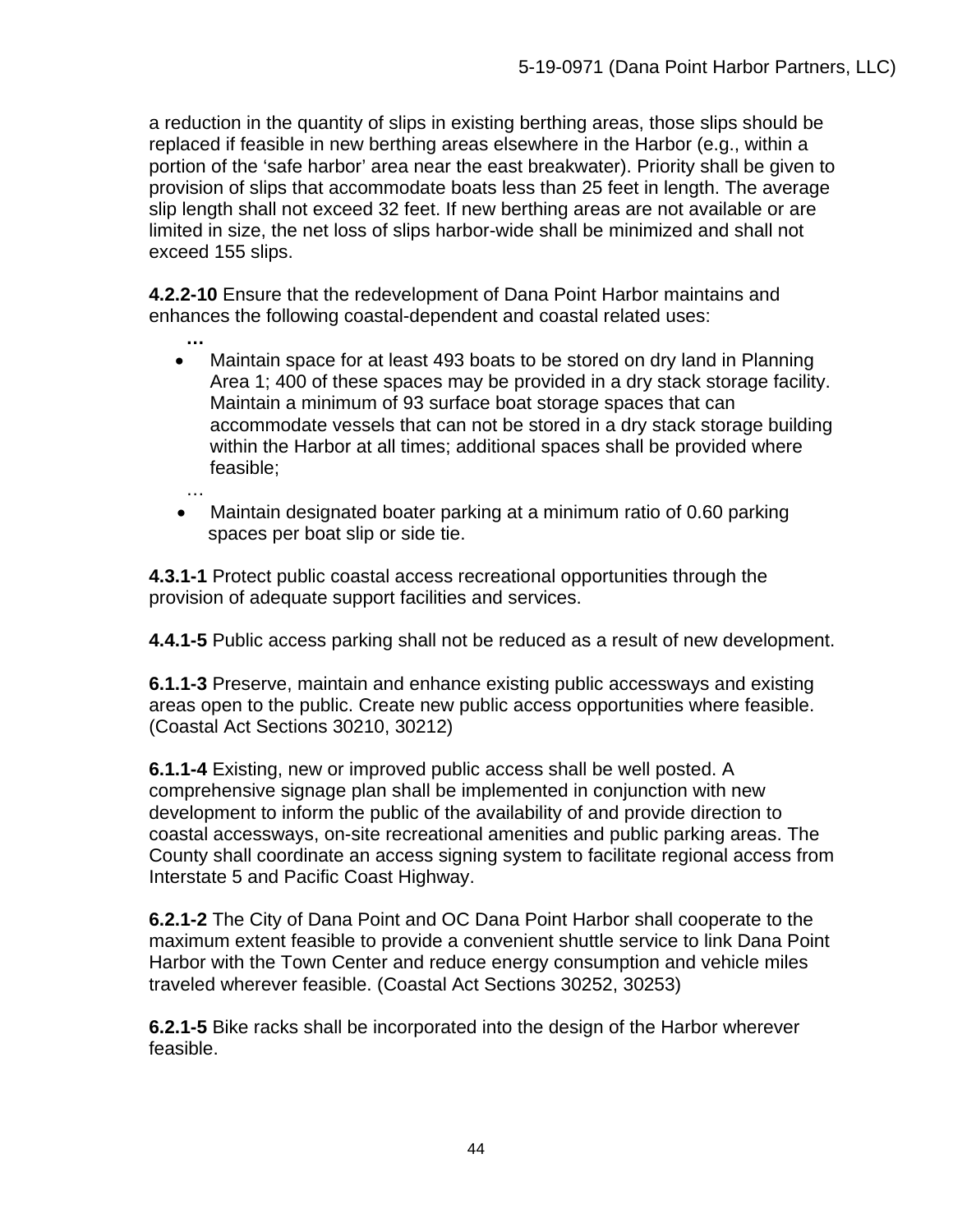a reduction in the quantity of slips in existing berthing areas, those slips should be replaced if feasible in new berthing areas elsewhere in the Harbor (e.g., within a portion of the 'safe harbor' area near the east breakwater). Priority shall be given to provision of slips that accommodate boats less than 25 feet in length. The average slip length shall not exceed 32 feet. If new berthing areas are not available or are limited in size, the net loss of slips harbor-wide shall be minimized and shall not exceed 155 slips.

**4.2.2-10** Ensure that the redevelopment of Dana Point Harbor maintains and enhances the following coastal-dependent and coastal related uses:

**…**

- Maintain space for at least 493 boats to be stored on dry land in Planning Area 1; 400 of these spaces may be provided in a dry stack storage facility. Maintain a minimum of 93 surface boat storage spaces that can accommodate vessels that can not be stored in a dry stack storage building within the Harbor at all times; additional spaces shall be provided where feasible;

…

- Maintain designated boater parking at a minimum ratio of 0.60 parking spaces per boat slip or side tie.

**4.3.1-1** Protect public coastal access recreational opportunities through the provision of adequate support facilities and services.

**4.4.1-5** Public access parking shall not be reduced as a result of new development.

**6.1.1-3** Preserve, maintain and enhance existing public accessways and existing areas open to the public. Create new public access opportunities where feasible. (Coastal Act Sections 30210, 30212)

**6.1.1-4** Existing, new or improved public access shall be well posted. A comprehensive signage plan shall be implemented in conjunction with new development to inform the public of the availability of and provide direction to coastal accessways, on-site recreational amenities and public parking areas. The County shall coordinate an access signing system to facilitate regional access from Interstate 5 and Pacific Coast Highway.

**6.2.1-2** The City of Dana Point and OC Dana Point Harbor shall cooperate to the maximum extent feasible to provide a convenient shuttle service to link Dana Point Harbor with the Town Center and reduce energy consumption and vehicle miles traveled wherever feasible. (Coastal Act Sections 30252, 30253)

**6.2.1-5** Bike racks shall be incorporated into the design of the Harbor wherever feasible.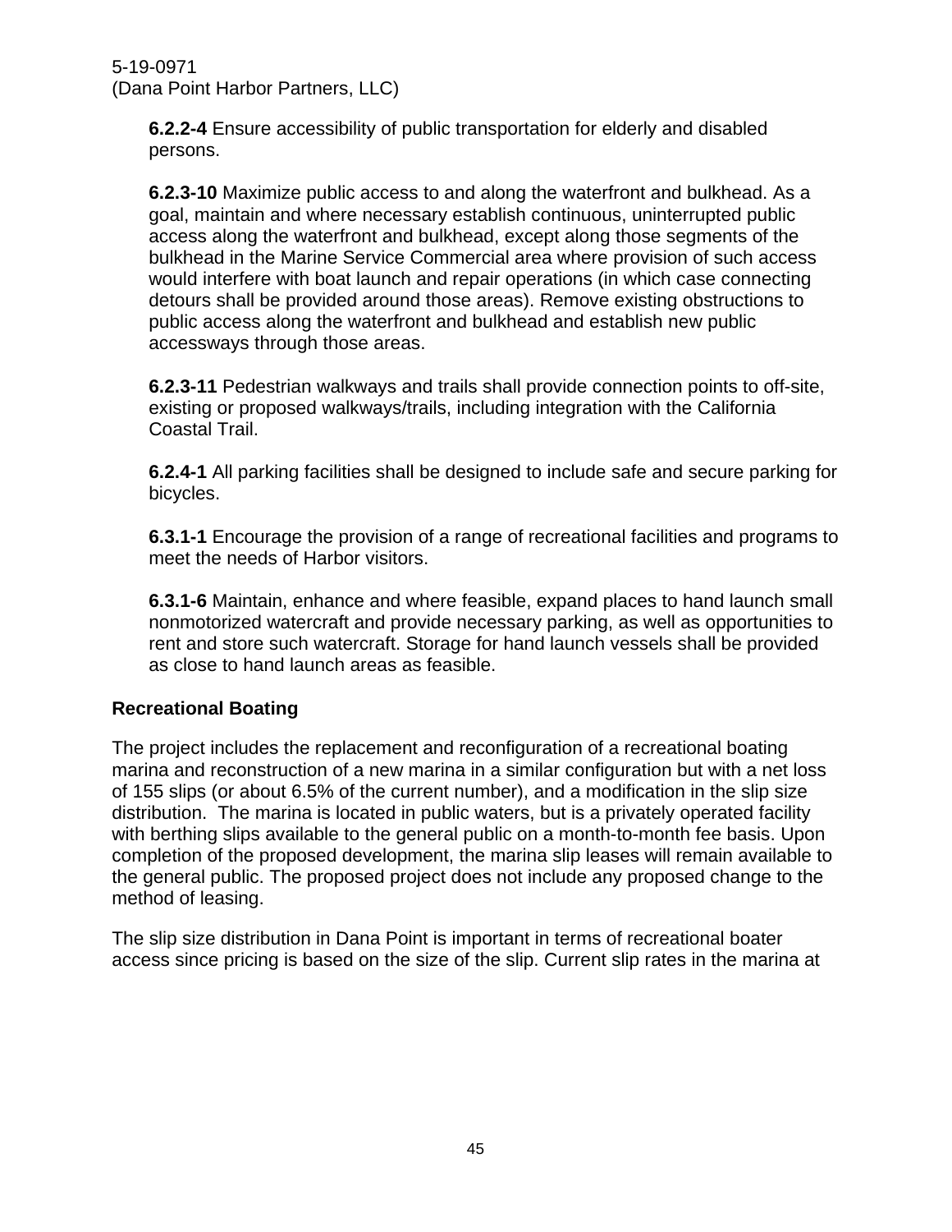**6.2.2-4** Ensure accessibility of public transportation for elderly and disabled persons.

**6.2.3-10** Maximize public access to and along the waterfront and bulkhead. As a goal, maintain and where necessary establish continuous, uninterrupted public access along the waterfront and bulkhead, except along those segments of the bulkhead in the Marine Service Commercial area where provision of such access would interfere with boat launch and repair operations (in which case connecting detours shall be provided around those areas). Remove existing obstructions to public access along the waterfront and bulkhead and establish new public accessways through those areas.

**6.2.3-11** Pedestrian walkways and trails shall provide connection points to off-site, existing or proposed walkways/trails, including integration with the California Coastal Trail.

**6.2.4-1** All parking facilities shall be designed to include safe and secure parking for bicycles.

**6.3.1-1** Encourage the provision of a range of recreational facilities and programs to meet the needs of Harbor visitors.

**6.3.1-6** Maintain, enhance and where feasible, expand places to hand launch small nonmotorized watercraft and provide necessary parking, as well as opportunities to rent and store such watercraft. Storage for hand launch vessels shall be provided as close to hand launch areas as feasible.

**Recreational Boating**

The project includes the replacement and reconfiguration of a recreational boating marina and reconstruction of a new marina in a similar configuration but with a net loss of 155 slips (or about 6.5% of the current number), and a modification in the slip size distribution. The marina is located in public waters, but is a privately operated facility with berthing slips available to the general public on a month-to-month fee basis. Upon completion of the proposed development, the marina slip leases will remain available to the general public. The proposed project does not include any proposed change to the method of leasing.

The slip size distribution in Dana Point is important in terms of recreational boater access since pricing is based on the size of the slip. Current slip rates in the marina at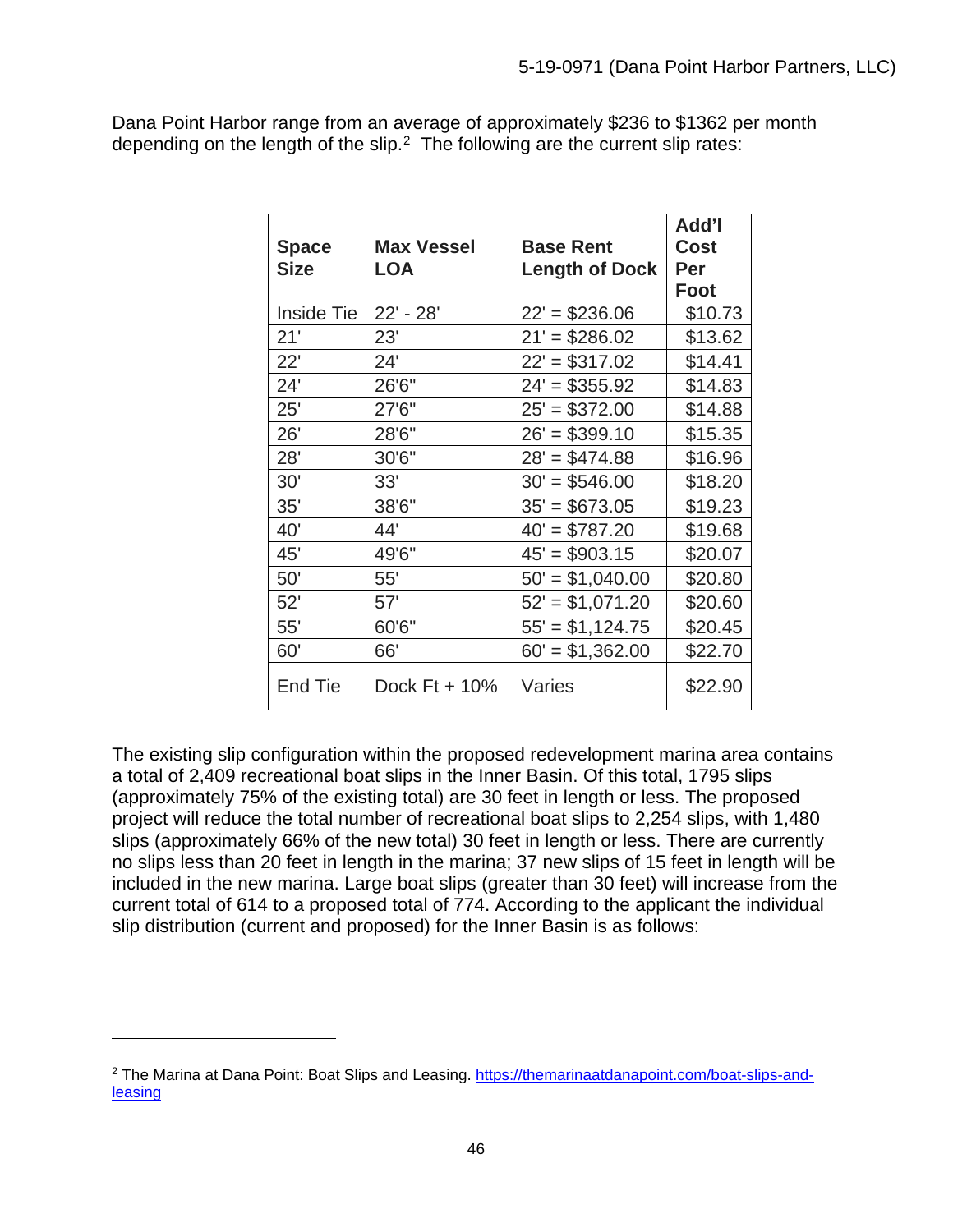Dana Point Harbor range from an average of approximately $236 to $1362 per month depending on the length of the slip.[2] The following are the current slip rates:

| Space Size | Max Vessel LOA | Base Rent Length of Dock | Add'l Cost Per Foot |
|---|---|---|---|
| Inside Tie | 22' - 28' | 22' = $236.06 | $10.73 |
| 21' | 23' | 21' = $286.02 | $13.62 |
| 22' | 24' | 22' = $317.02 | $14.41 |
| 24' | 26'6" | 24' = $355.92 | $14.83 |
| 25' | 27'6" | 25' = $372.00 | $14.88 |
| 26' | 28'6" | 26' = $399.10 | $15.35 |
| 28' | 30'6" | 28' = $474.88 | $16.96 |
| 30' | 33' | 30' = $546.00 | $18.20 |
| 35' | 38'6" | 35' = $673.05 | $19.23 |
| 40' | 44' | 40' = $787.20 | $19.68 |
| 45' | 49'6" | 45' = $903.15 | $20.07 |
| 50' | 55' | 50' = $1,040.00 | $20.80 |
| 52' | 57' | 52' = $1,071.20 | $20.60 |
| 55' | 60'6" | 55' = $1,124.75 | $20.45 |
| 60' | 66' | 60' = $1,362.00 | $22.70 |
| End Tie | Dock Ft + 10% | Varies | $22.90 |

The existing slip configuration within the proposed redevelopment marina area contains a total of 2,409 recreational boat slips in the Inner Basin. Of this total, 1795 slips (approximately 75% of the existing total) are 30 feet in length or less. The proposed project will reduce the total number of recreational boat slips to 2,254 slips, with 1,480 slips (approximately 66% of the new total) 30 feet in length or less. There are currently no slips less than 20 feet in length in the marina; 37 new slips of 15 feet in length will be included in the new marina. Large boat slips (greater than 30 feet) will increase from the current total of 614 to a proposed total of 774. According to the applicant the individual slip distribution (current and proposed) for the Inner Basin is as follows:

---

[2] The Marina at Dana Point: Boat Slips and Leasing. https://themarinaatdanapoint.com/boat-slips-and-leasing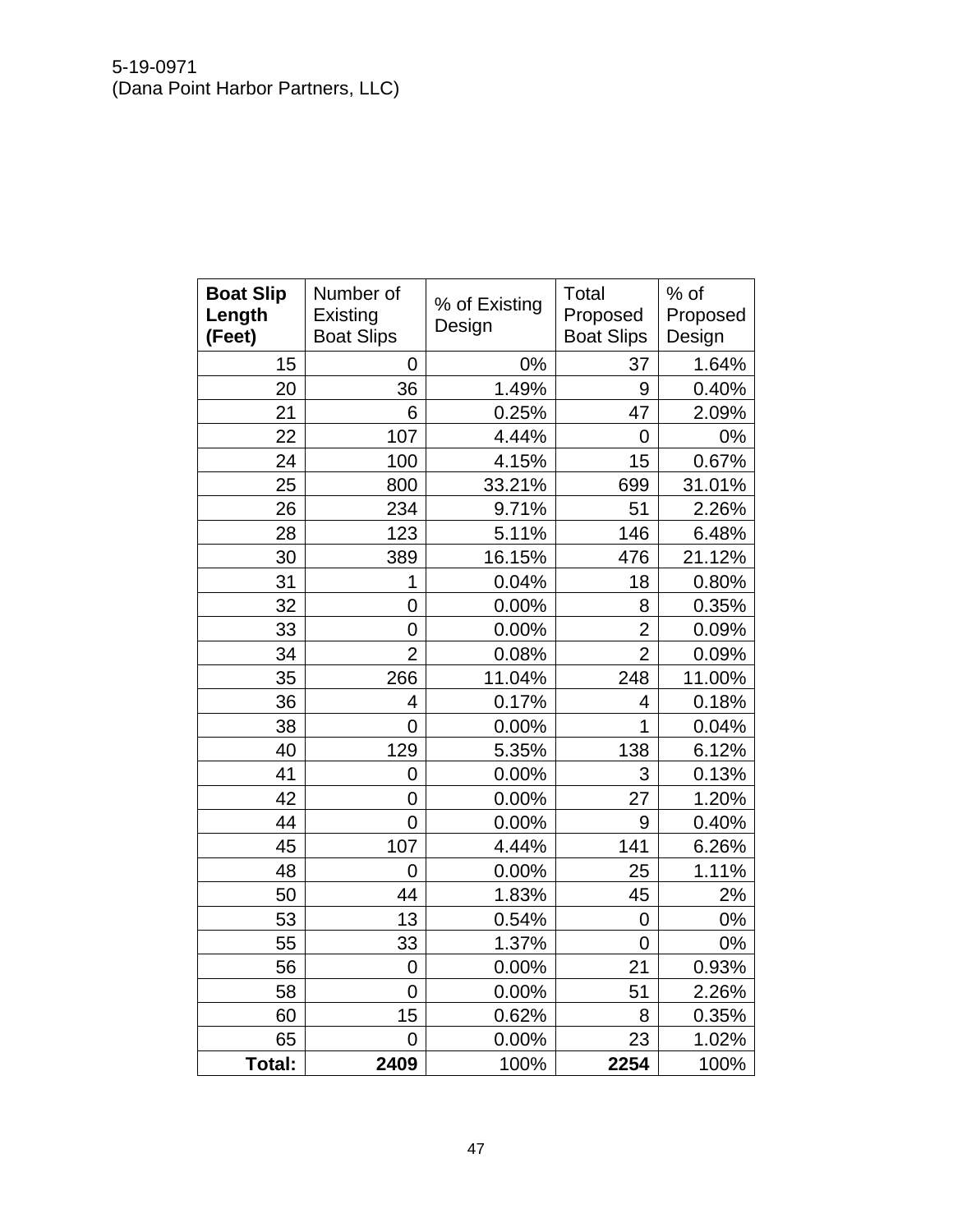| **Boat Slip Length (Feet)** | Number of Existing Boat Slips | % of Existing Design | Total Proposed Boat Slips | % of Proposed Design |
|---|---|---|---|---|
| 15 | 0 | 0% | 37 | 1.64% |
| 20 | 36 | 1.49% | 9 | 0.40% |
| 21 | 6 | 0.25% | 47 | 2.09% |
| 22 | 107 | 4.44% | 0 | 0% |
| 24 | 100 | 4.15% | 15 | 0.67% |
| 25 | 800 | 33.21% | 699 | 31.01% |
| 26 | 234 | 9.71% | 51 | 2.26% |
| 28 | 123 | 5.11% | 146 | 6.48% |
| 30 | 389 | 16.15% | 476 | 21.12% |
| 31 | 1 | 0.04% | 18 | 0.80% |
| 32 | 0 | 0.00% | 8 | 0.35% |
| 33 | 0 | 0.00% | 2 | 0.09% |
| 34 | 2 | 0.08% | 2 | 0.09% |
| 35 | 266 | 11.04% | 248 | 11.00% |
| 36 | 4 | 0.17% | 4 | 0.18% |
| 38 | 0 | 0.00% | 1 | 0.04% |
| 40 | 129 | 5.35% | 138 | 6.12% |
| 41 | 0 | 0.00% | 3 | 0.13% |
| 42 | 0 | 0.00% | 27 | 1.20% |
| 44 | 0 | 0.00% | 9 | 0.40% |
| 45 | 107 | 4.44% | 141 | 6.26% |
| 48 | 0 | 0.00% | 25 | 1.11% |
| 50 | 44 | 1.83% | 45 | 2% |
| 53 | 13 | 0.54% | 0 | 0% |
| 55 | 33 | 1.37% | 0 | 0% |
| 56 | 0 | 0.00% | 21 | 0.93% |
| 58 | 0 | 0.00% | 51 | 2.26% |
| 60 | 15 | 0.62% | 8 | 0.35% |
| 65 | 0 | 0.00% | 23 | 1.02% |
| **Total:** | **2409** | 100% | **2254** | 100% |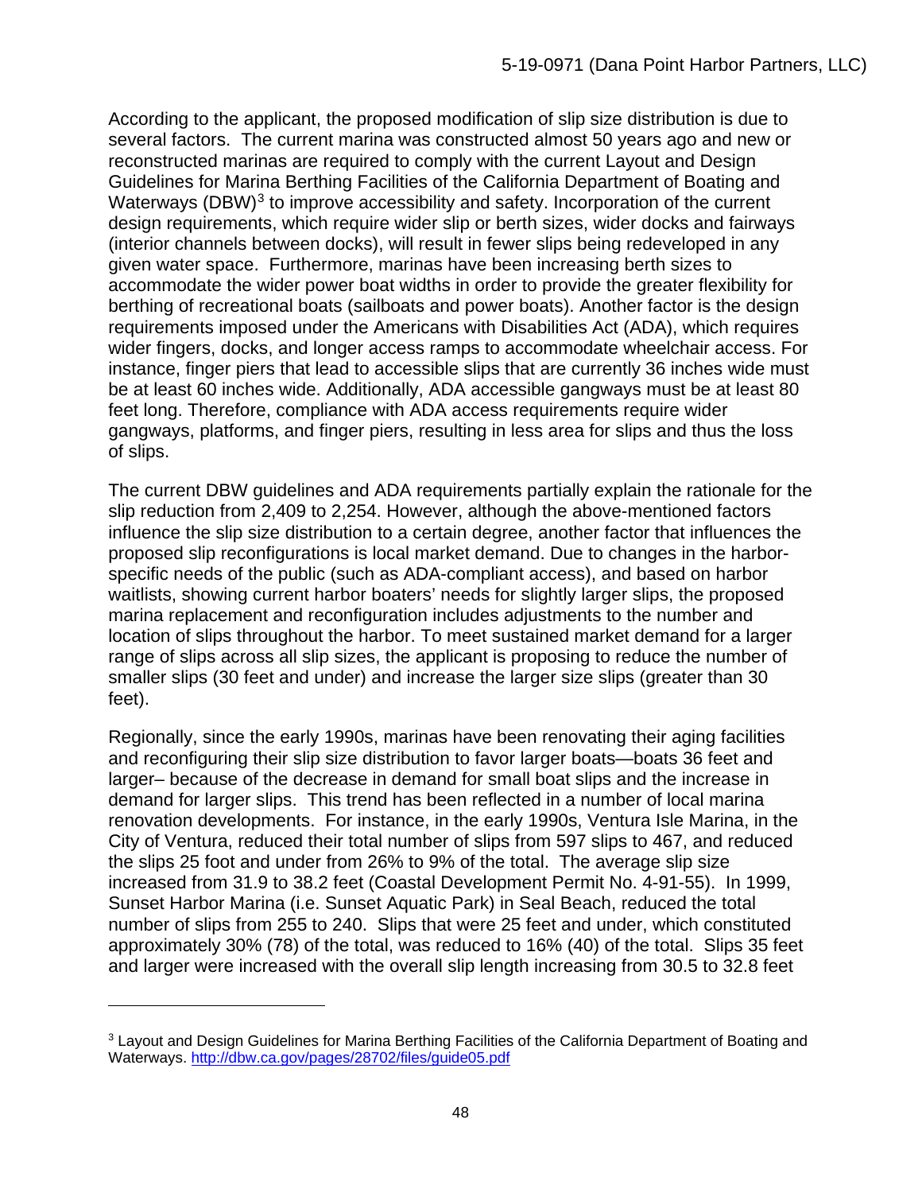According to the applicant, the proposed modification of slip size distribution is due to several factors. The current marina was constructed almost 50 years ago and new or reconstructed marinas are required to comply with the current Layout and Design Guidelines for Marina Berthing Facilities of the California Department of Boating and Waterways (DBW)[3] to improve accessibility and safety. Incorporation of the current design requirements, which require wider slip or berth sizes, wider docks and fairways (interior channels between docks), will result in fewer slips being redeveloped in any given water space. Furthermore, marinas have been increasing berth sizes to accommodate the wider power boat widths in order to provide the greater flexibility for berthing of recreational boats (sailboats and power boats). Another factor is the design requirements imposed under the Americans with Disabilities Act (ADA), which requires wider fingers, docks, and longer access ramps to accommodate wheelchair access. For instance, finger piers that lead to accessible slips that are currently 36 inches wide must be at least 60 inches wide. Additionally, ADA accessible gangways must be at least 80 feet long. Therefore, compliance with ADA access requirements require wider gangways, platforms, and finger piers, resulting in less area for slips and thus the loss of slips.

The current DBW guidelines and ADA requirements partially explain the rationale for the slip reduction from 2,409 to 2,254. However, although the above-mentioned factors influence the slip size distribution to a certain degree, another factor that influences the proposed slip reconfigurations is local market demand. Due to changes in the harbor-specific needs of the public (such as ADA-compliant access), and based on harbor waitlists, showing current harbor boaters' needs for slightly larger slips, the proposed marina replacement and reconfiguration includes adjustments to the number and location of slips throughout the harbor. To meet sustained market demand for a larger range of slips across all slip sizes, the applicant is proposing to reduce the number of smaller slips (30 feet and under) and increase the larger size slips (greater than 30 feet).

Regionally, since the early 1990s, marinas have been renovating their aging facilities and reconfiguring their slip size distribution to favor larger boats—boats 36 feet and larger– because of the decrease in demand for small boat slips and the increase in demand for larger slips. This trend has been reflected in a number of local marina renovation developments. For instance, in the early 1990s, Ventura Isle Marina, in the City of Ventura, reduced their total number of slips from 597 slips to 467, and reduced the slips 25 foot and under from 26% to 9% of the total. The average slip size increased from 31.9 to 38.2 feet (Coastal Development Permit No. 4-91-55). In 1999, Sunset Harbor Marina (i.e. Sunset Aquatic Park) in Seal Beach, reduced the total number of slips from 255 to 240. Slips that were 25 feet and under, which constituted approximately 30% (78) of the total, was reduced to 16% (40) of the total. Slips 35 feet and larger were increased with the overall slip length increasing from 30.5 to 32.8 feet

---

[3] Layout and Design Guidelines for Marina Berthing Facilities of the California Department of Boating and Waterways. http://dbw.ca.gov/pages/28702/files/guide05.pdf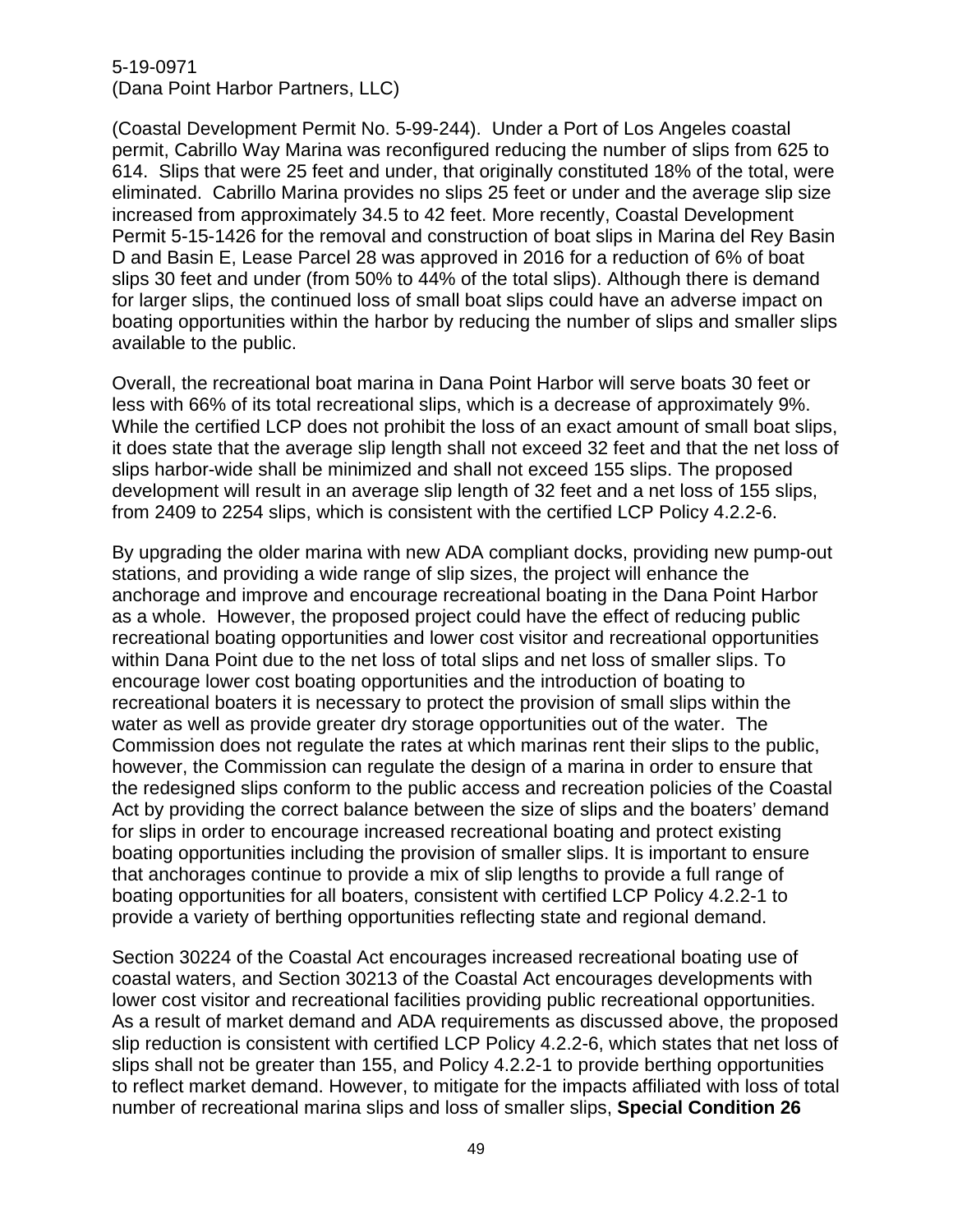(Coastal Development Permit No. 5-99-244). Under a Port of Los Angeles coastal permit, Cabrillo Way Marina was reconfigured reducing the number of slips from 625 to 614. Slips that were 25 feet and under, that originally constituted 18% of the total, were eliminated. Cabrillo Marina provides no slips 25 feet or under and the average slip size increased from approximately 34.5 to 42 feet. More recently, Coastal Development Permit 5-15-1426 for the removal and construction of boat slips in Marina del Rey Basin D and Basin E, Lease Parcel 28 was approved in 2016 for a reduction of 6% of boat slips 30 feet and under (from 50% to 44% of the total slips). Although there is demand for larger slips, the continued loss of small boat slips could have an adverse impact on boating opportunities within the harbor by reducing the number of slips and smaller slips available to the public.

Overall, the recreational boat marina in Dana Point Harbor will serve boats 30 feet or less with 66% of its total recreational slips, which is a decrease of approximately 9%. While the certified LCP does not prohibit the loss of an exact amount of small boat slips, it does state that the average slip length shall not exceed 32 feet and that the net loss of slips harbor-wide shall be minimized and shall not exceed 155 slips. The proposed development will result in an average slip length of 32 feet and a net loss of 155 slips, from 2409 to 2254 slips, which is consistent with the certified LCP Policy 4.2.2-6.

By upgrading the older marina with new ADA compliant docks, providing new pump-out stations, and providing a wide range of slip sizes, the project will enhance the anchorage and improve and encourage recreational boating in the Dana Point Harbor as a whole. However, the proposed project could have the effect of reducing public recreational boating opportunities and lower cost visitor and recreational opportunities within Dana Point due to the net loss of total slips and net loss of smaller slips. To encourage lower cost boating opportunities and the introduction of boating to recreational boaters it is necessary to protect the provision of small slips within the water as well as provide greater dry storage opportunities out of the water. The Commission does not regulate the rates at which marinas rent their slips to the public, however, the Commission can regulate the design of a marina in order to ensure that the redesigned slips conform to the public access and recreation policies of the Coastal Act by providing the correct balance between the size of slips and the boaters' demand for slips in order to encourage increased recreational boating and protect existing boating opportunities including the provision of smaller slips. It is important to ensure that anchorages continue to provide a mix of slip lengths to provide a full range of boating opportunities for all boaters, consistent with certified LCP Policy 4.2.2-1 to provide a variety of berthing opportunities reflecting state and regional demand.

Section 30224 of the Coastal Act encourages increased recreational boating use of coastal waters, and Section 30213 of the Coastal Act encourages developments with lower cost visitor and recreational facilities providing public recreational opportunities. As a result of market demand and ADA requirements as discussed above, the proposed slip reduction is consistent with certified LCP Policy 4.2.2-6, which states that net loss of slips shall not be greater than 155, and Policy 4.2.2-1 to provide berthing opportunities to reflect market demand. However, to mitigate for the impacts affiliated with loss of total number of recreational marina slips and loss of smaller slips, **Special Condition 26**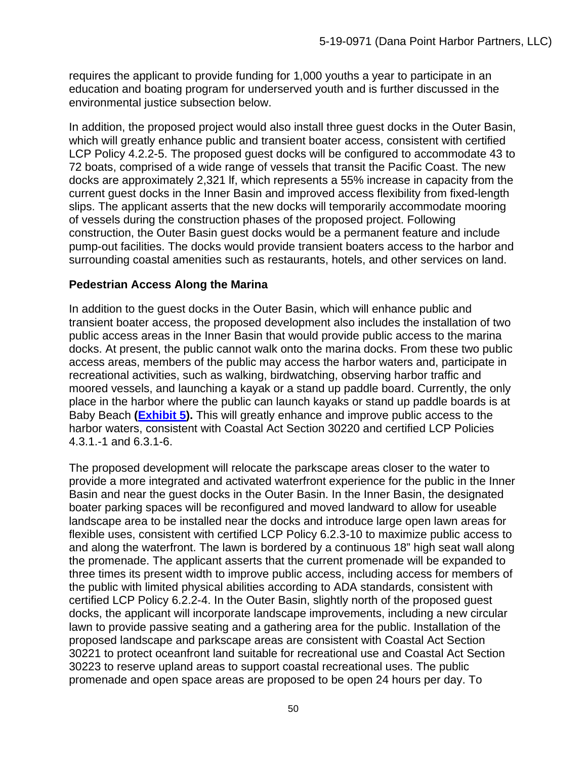requires the applicant to provide funding for 1,000 youths a year to participate in an education and boating program for underserved youth and is further discussed in the environmental justice subsection below.

In addition, the proposed project would also install three guest docks in the Outer Basin, which will greatly enhance public and transient boater access, consistent with certified LCP Policy 4.2.2-5. The proposed guest docks will be configured to accommodate 43 to 72 boats, comprised of a wide range of vessels that transit the Pacific Coast. The new docks are approximately 2,321 lf, which represents a 55% increase in capacity from the current guest docks in the Inner Basin and improved access flexibility from fixed-length slips. The applicant asserts that the new docks will temporarily accommodate mooring of vessels during the construction phases of the proposed project. Following construction, the Outer Basin guest docks would be a permanent feature and include pump-out facilities. The docks would provide transient boaters access to the harbor and surrounding coastal amenities such as restaurants, hotels, and other services on land.

**Pedestrian Access Along the Marina**

In addition to the guest docks in the Outer Basin, which will enhance public and transient boater access, the proposed development also includes the installation of two public access areas in the Inner Basin that would provide public access to the marina docks. At present, the public cannot walk onto the marina docks. From these two public access areas, members of the public may access the harbor waters and, participate in recreational activities, such as walking, birdwatching, observing harbor traffic and moored vessels, and launching a kayak or a stand up paddle board. Currently, the only place in the harbor where the public can launch kayaks or stand up paddle boards is at Baby Beach **(Exhibit 5).** This will greatly enhance and improve public access to the harbor waters, consistent with Coastal Act Section 30220 and certified LCP Policies 4.3.1.-1 and 6.3.1-6.

The proposed development will relocate the parkscape areas closer to the water to provide a more integrated and activated waterfront experience for the public in the Inner Basin and near the guest docks in the Outer Basin. In the Inner Basin, the designated boater parking spaces will be reconfigured and moved landward to allow for useable landscape area to be installed near the docks and introduce large open lawn areas for flexible uses, consistent with certified LCP Policy 6.2.3-10 to maximize public access to and along the waterfront. The lawn is bordered by a continuous 18" high seat wall along the promenade. The applicant asserts that the current promenade will be expanded to three times its present width to improve public access, including access for members of the public with limited physical abilities according to ADA standards, consistent with certified LCP Policy 6.2.2-4. In the Outer Basin, slightly north of the proposed guest docks, the applicant will incorporate landscape improvements, including a new circular lawn to provide passive seating and a gathering area for the public. Installation of the proposed landscape and parkscape areas are consistent with Coastal Act Section 30221 to protect oceanfront land suitable for recreational use and Coastal Act Section 30223 to reserve upland areas to support coastal recreational uses. The public promenade and open space areas are proposed to be open 24 hours per day. To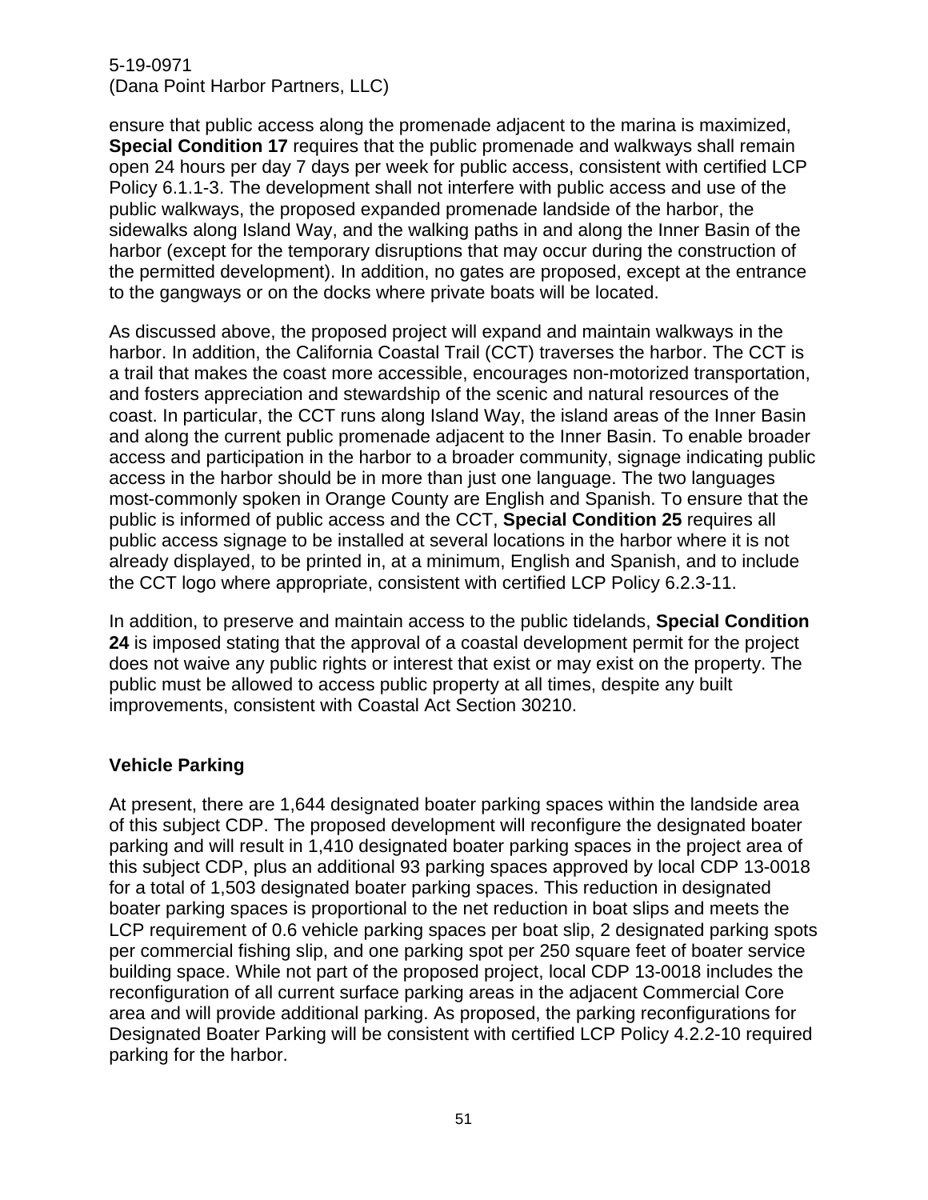ensure that public access along the promenade adjacent to the marina is maximized, **Special Condition 17** requires that the public promenade and walkways shall remain open 24 hours per day 7 days per week for public access, consistent with certified LCP Policy 6.1.1-3. The development shall not interfere with public access and use of the public walkways, the proposed expanded promenade landside of the harbor, the sidewalks along Island Way, and the walking paths in and along the Inner Basin of the harbor (except for the temporary disruptions that may occur during the construction of the permitted development). In addition, no gates are proposed, except at the entrance to the gangways or on the docks where private boats will be located.

As discussed above, the proposed project will expand and maintain walkways in the harbor. In addition, the California Coastal Trail (CCT) traverses the harbor. The CCT is a trail that makes the coast more accessible, encourages non-motorized transportation, and fosters appreciation and stewardship of the scenic and natural resources of the coast. In particular, the CCT runs along Island Way, the island areas of the Inner Basin and along the current public promenade adjacent to the Inner Basin. To enable broader access and participation in the harbor to a broader community, signage indicating public access in the harbor should be in more than just one language. The two languages most-commonly spoken in Orange County are English and Spanish. To ensure that the public is informed of public access and the CCT, **Special Condition 25** requires all public access signage to be installed at several locations in the harbor where it is not already displayed, to be printed in, at a minimum, English and Spanish, and to include the CCT logo where appropriate, consistent with certified LCP Policy 6.2.3-11.

In addition, to preserve and maintain access to the public tidelands, **Special Condition 24** is imposed stating that the approval of a coastal development permit for the project does not waive any public rights or interest that exist or may exist on the property. The public must be allowed to access public property at all times, despite any built improvements, consistent with Coastal Act Section 30210.

### Vehicle Parking

At present, there are 1,644 designated boater parking spaces within the landside area of this subject CDP. The proposed development will reconfigure the designated boater parking and will result in 1,410 designated boater parking spaces in the project area of this subject CDP, plus an additional 93 parking spaces approved by local CDP 13-0018 for a total of 1,503 designated boater parking spaces. This reduction in designated boater parking spaces is proportional to the net reduction in boat slips and meets the LCP requirement of 0.6 vehicle parking spaces per boat slip, 2 designated parking spots per commercial fishing slip, and one parking spot per 250 square feet of boater service building space. While not part of the proposed project, local CDP 13-0018 includes the reconfiguration of all current surface parking areas in the adjacent Commercial Core area and will provide additional parking. As proposed, the parking reconfigurations for Designated Boater Parking will be consistent with certified LCP Policy 4.2.2-10 required parking for the harbor.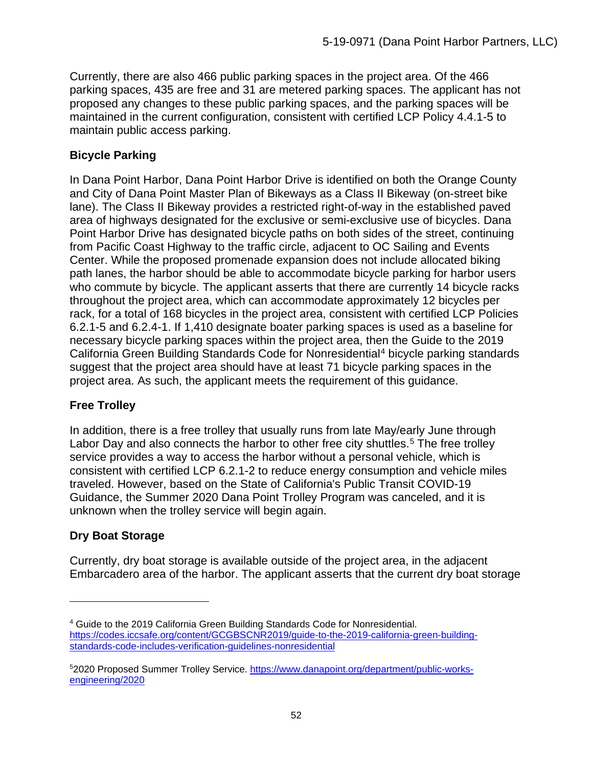Currently, there are also 466 public parking spaces in the project area. Of the 466 parking spaces, 435 are free and 31 are metered parking spaces. The applicant has not proposed any changes to these public parking spaces, and the parking spaces will be maintained in the current configuration, consistent with certified LCP Policy 4.4.1-5 to maintain public access parking.

**Bicycle Parking**

In Dana Point Harbor, Dana Point Harbor Drive is identified on both the Orange County and City of Dana Point Master Plan of Bikeways as a Class II Bikeway (on-street bike lane). The Class II Bikeway provides a restricted right-of-way in the established paved area of highways designated for the exclusive or semi-exclusive use of bicycles. Dana Point Harbor Drive has designated bicycle paths on both sides of the street, continuing from Pacific Coast Highway to the traffic circle, adjacent to OC Sailing and Events Center. While the proposed promenade expansion does not include allocated biking path lanes, the harbor should be able to accommodate bicycle parking for harbor users who commute by bicycle. The applicant asserts that there are currently 14 bicycle racks throughout the project area, which can accommodate approximately 12 bicycles per rack, for a total of 168 bicycles in the project area, consistent with certified LCP Policies 6.2.1-5 and 6.2.4-1. If 1,410 designate boater parking spaces is used as a baseline for necessary bicycle parking spaces within the project area, then the Guide to the 2019 California Green Building Standards Code for Nonresidential[4] bicycle parking standards suggest that the project area should have at least 71 bicycle parking spaces in the project area. As such, the applicant meets the requirement of this guidance.

**Free Trolley**

In addition, there is a free trolley that usually runs from late May/early June through Labor Day and also connects the harbor to other free city shuttles.[5] The free trolley service provides a way to access the harbor without a personal vehicle, which is consistent with certified LCP 6.2.1-2 to reduce energy consumption and vehicle miles traveled. However, based on the State of California's Public Transit COVID-19 Guidance, the Summer 2020 Dana Point Trolley Program was canceled, and it is unknown when the trolley service will begin again.

**Dry Boat Storage**

Currently, dry boat storage is available outside of the project area, in the adjacent Embarcadero area of the harbor. The applicant asserts that the current dry boat storage

---

[4] Guide to the 2019 California Green Building Standards Code for Nonresidential. https://codes.iccsafe.org/content/GCGBSCNR2019/guide-to-the-2019-california-green-building-standards-code-includes-verification-guidelines-nonresidential

[5] 2020 Proposed Summer Trolley Service. https://www.danapoint.org/department/public-works-engineering/2020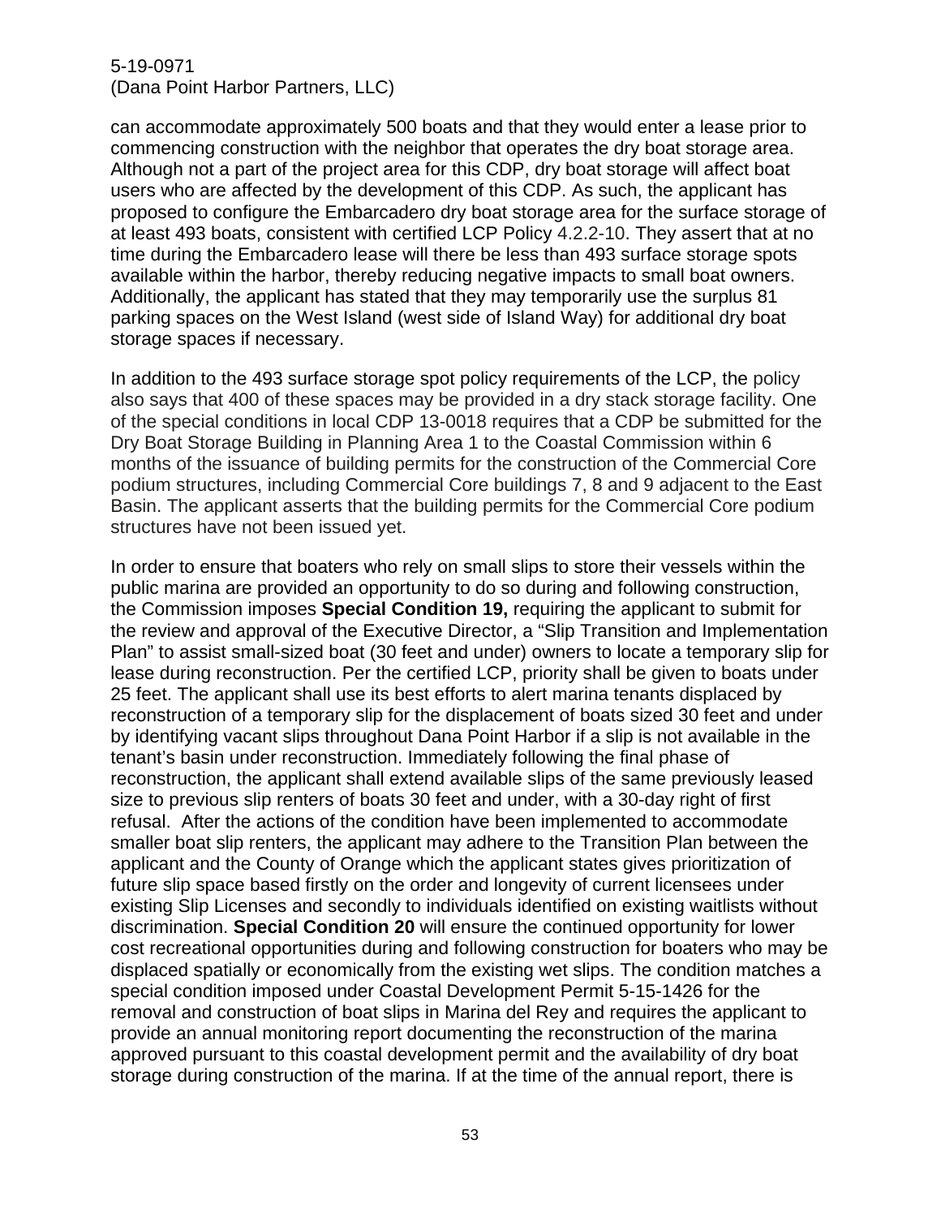can accommodate approximately 500 boats and that they would enter a lease prior to commencing construction with the neighbor that operates the dry boat storage area. Although not a part of the project area for this CDP, dry boat storage will affect boat users who are affected by the development of this CDP. As such, the applicant has proposed to configure the Embarcadero dry boat storage area for the surface storage of at least 493 boats, consistent with certified LCP Policy 4.2.2-10. They assert that at no time during the Embarcadero lease will there be less than 493 surface storage spots available within the harbor, thereby reducing negative impacts to small boat owners. Additionally, the applicant has stated that they may temporarily use the surplus 81 parking spaces on the West Island (west side of Island Way) for additional dry boat storage spaces if necessary.

In addition to the 493 surface storage spot policy requirements of the LCP, the policy also says that 400 of these spaces may be provided in a dry stack storage facility. One of the special conditions in local CDP 13-0018 requires that a CDP be submitted for the Dry Boat Storage Building in Planning Area 1 to the Coastal Commission within 6 months of the issuance of building permits for the construction of the Commercial Core podium structures, including Commercial Core buildings 7, 8 and 9 adjacent to the East Basin. The applicant asserts that the building permits for the Commercial Core podium structures have not been issued yet.

In order to ensure that boaters who rely on small slips to store their vessels within the public marina are provided an opportunity to do so during and following construction, the Commission imposes **Special Condition 19,** requiring the applicant to submit for the review and approval of the Executive Director, a "Slip Transition and Implementation Plan" to assist small-sized boat (30 feet and under) owners to locate a temporary slip for lease during reconstruction. Per the certified LCP, priority shall be given to boats under 25 feet. The applicant shall use its best efforts to alert marina tenants displaced by reconstruction of a temporary slip for the displacement of boats sized 30 feet and under by identifying vacant slips throughout Dana Point Harbor if a slip is not available in the tenant's basin under reconstruction. Immediately following the final phase of reconstruction, the applicant shall extend available slips of the same previously leased size to previous slip renters of boats 30 feet and under, with a 30-day right of first refusal. After the actions of the condition have been implemented to accommodate smaller boat slip renters, the applicant may adhere to the Transition Plan between the applicant and the County of Orange which the applicant states gives prioritization of future slip space based firstly on the order and longevity of current licensees under existing Slip Licenses and secondly to individuals identified on existing waitlists without discrimination. **Special Condition 20** will ensure the continued opportunity for lower cost recreational opportunities during and following construction for boaters who may be displaced spatially or economically from the existing wet slips. The condition matches a special condition imposed under Coastal Development Permit 5-15-1426 for the removal and construction of boat slips in Marina del Rey and requires the applicant to provide an annual monitoring report documenting the reconstruction of the marina approved pursuant to this coastal development permit and the availability of dry boat storage during construction of the marina. If at the time of the annual report, there is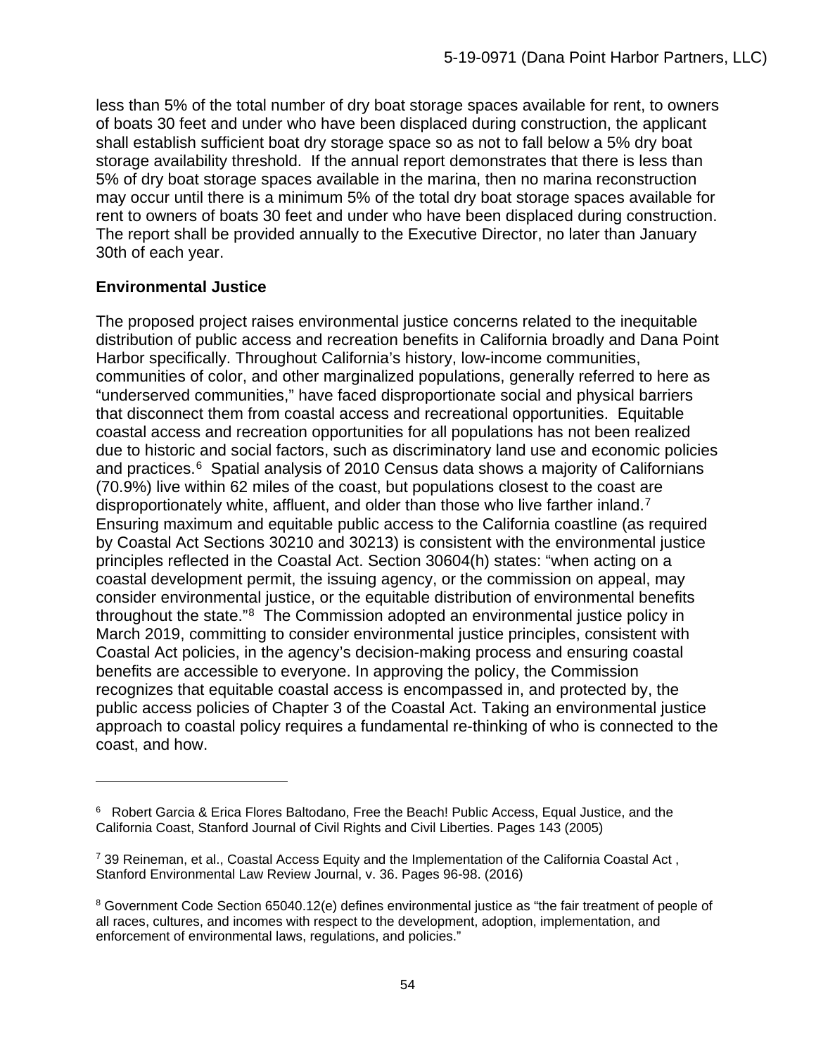less than 5% of the total number of dry boat storage spaces available for rent, to owners of boats 30 feet and under who have been displaced during construction, the applicant shall establish sufficient boat dry storage space so as not to fall below a 5% dry boat storage availability threshold. If the annual report demonstrates that there is less than 5% of dry boat storage spaces available in the marina, then no marina reconstruction may occur until there is a minimum 5% of the total dry boat storage spaces available for rent to owners of boats 30 feet and under who have been displaced during construction. The report shall be provided annually to the Executive Director, no later than January 30th of each year.

**Environmental Justice**

The proposed project raises environmental justice concerns related to the inequitable distribution of public access and recreation benefits in California broadly and Dana Point Harbor specifically. Throughout California's history, low-income communities, communities of color, and other marginalized populations, generally referred to here as "underserved communities," have faced disproportionate social and physical barriers that disconnect them from coastal access and recreational opportunities. Equitable coastal access and recreation opportunities for all populations has not been realized due to historic and social factors, such as discriminatory land use and economic policies and practices.[6] Spatial analysis of 2010 Census data shows a majority of Californians (70.9%) live within 62 miles of the coast, but populations closest to the coast are disproportionately white, affluent, and older than those who live farther inland.[7] Ensuring maximum and equitable public access to the California coastline (as required by Coastal Act Sections 30210 and 30213) is consistent with the environmental justice principles reflected in the Coastal Act. Section 30604(h) states: "when acting on a coastal development permit, the issuing agency, or the commission on appeal, may consider environmental justice, or the equitable distribution of environmental benefits throughout the state."[8] The Commission adopted an environmental justice policy in March 2019, committing to consider environmental justice principles, consistent with Coastal Act policies, in the agency's decision-making process and ensuring coastal benefits are accessible to everyone. In approving the policy, the Commission recognizes that equitable coastal access is encompassed in, and protected by, the public access policies of Chapter 3 of the Coastal Act. Taking an environmental justice approach to coastal policy requires a fundamental re-thinking of who is connected to the coast, and how.

---

[6] Robert Garcia & Erica Flores Baltodano, Free the Beach! Public Access, Equal Justice, and the California Coast, Stanford Journal of Civil Rights and Civil Liberties. Pages 143 (2005)

[7] 39 Reineman, et al., Coastal Access Equity and the Implementation of the California Coastal Act , Stanford Environmental Law Review Journal, v. 36. Pages 96-98. (2016)

[8] Government Code Section 65040.12(e) defines environmental justice as "the fair treatment of people of all races, cultures, and incomes with respect to the development, adoption, implementation, and enforcement of environmental laws, regulations, and policies."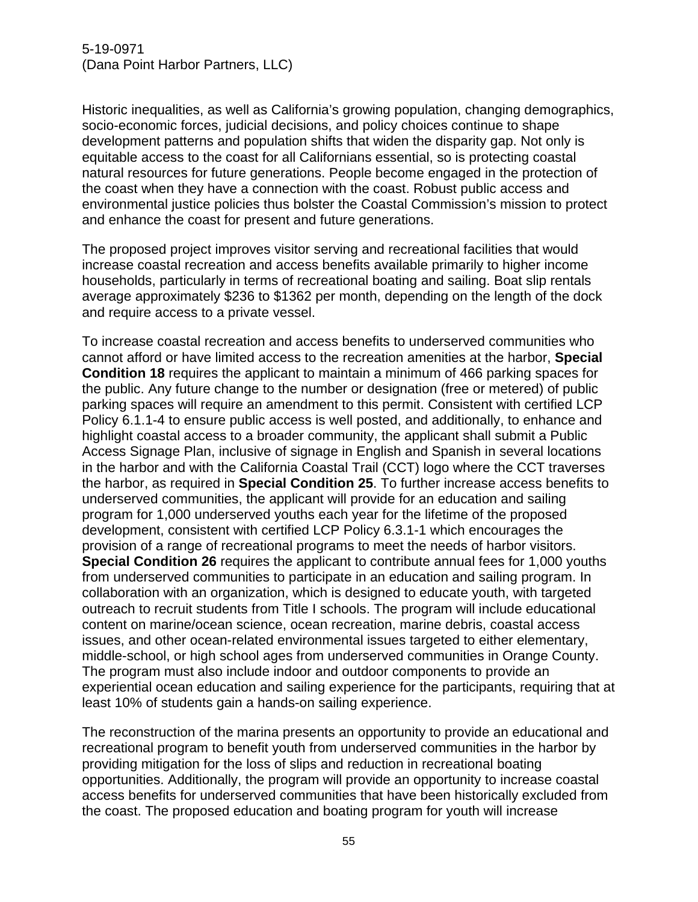Historic inequalities, as well as California's growing population, changing demographics, socio-economic forces, judicial decisions, and policy choices continue to shape development patterns and population shifts that widen the disparity gap. Not only is equitable access to the coast for all Californians essential, so is protecting coastal natural resources for future generations. People become engaged in the protection of the coast when they have a connection with the coast. Robust public access and environmental justice policies thus bolster the Coastal Commission's mission to protect and enhance the coast for present and future generations.

The proposed project improves visitor serving and recreational facilities that would increase coastal recreation and access benefits available primarily to higher income households, particularly in terms of recreational boating and sailing. Boat slip rentals average approximately $236 to $1362 per month, depending on the length of the dock and require access to a private vessel.

To increase coastal recreation and access benefits to underserved communities who cannot afford or have limited access to the recreation amenities at the harbor, **Special Condition 18** requires the applicant to maintain a minimum of 466 parking spaces for the public. Any future change to the number or designation (free or metered) of public parking spaces will require an amendment to this permit. Consistent with certified LCP Policy 6.1.1-4 to ensure public access is well posted, and additionally, to enhance and highlight coastal access to a broader community, the applicant shall submit a Public Access Signage Plan, inclusive of signage in English and Spanish in several locations in the harbor and with the California Coastal Trail (CCT) logo where the CCT traverses the harbor, as required in **Special Condition 25**. To further increase access benefits to underserved communities, the applicant will provide for an education and sailing program for 1,000 underserved youths each year for the lifetime of the proposed development, consistent with certified LCP Policy 6.3.1-1 which encourages the provision of a range of recreational programs to meet the needs of harbor visitors. **Special Condition 26** requires the applicant to contribute annual fees for 1,000 youths from underserved communities to participate in an education and sailing program. In collaboration with an organization, which is designed to educate youth, with targeted outreach to recruit students from Title I schools. The program will include educational content on marine/ocean science, ocean recreation, marine debris, coastal access issues, and other ocean-related environmental issues targeted to either elementary, middle-school, or high school ages from underserved communities in Orange County. The program must also include indoor and outdoor components to provide an experiential ocean education and sailing experience for the participants, requiring that at least 10% of students gain a hands-on sailing experience.

The reconstruction of the marina presents an opportunity to provide an educational and recreational program to benefit youth from underserved communities in the harbor by providing mitigation for the loss of slips and reduction in recreational boating opportunities. Additionally, the program will provide an opportunity to increase coastal access benefits for underserved communities that have been historically excluded from the coast. The proposed education and boating program for youth will increase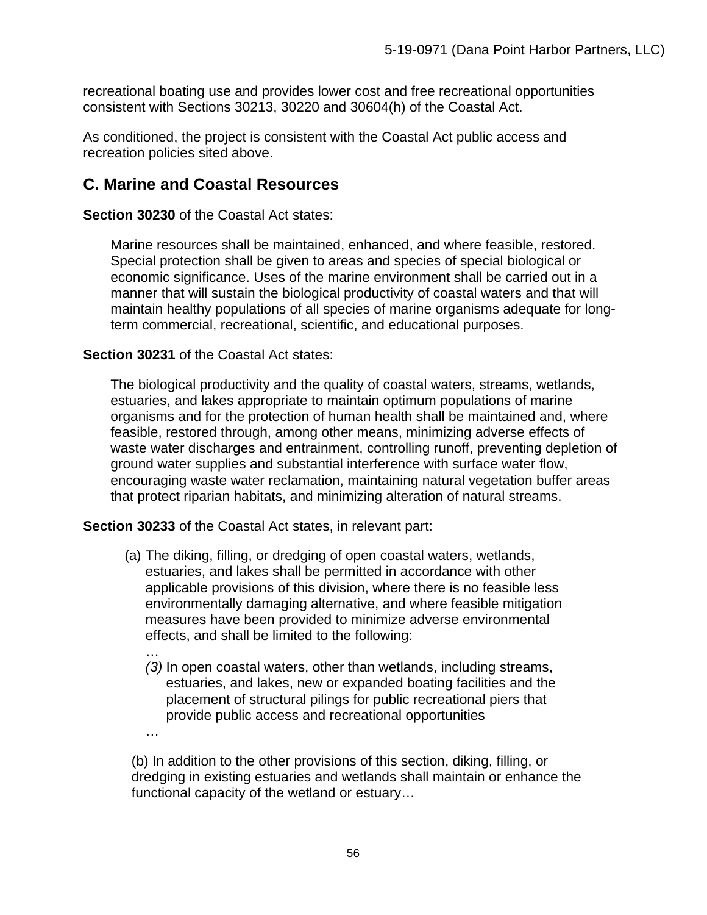recreational boating use and provides lower cost and free recreational opportunities consistent with Sections 30213, 30220 and 30604(h) of the Coastal Act.

As conditioned, the project is consistent with the Coastal Act public access and recreation policies sited above.

## C. Marine and Coastal Resources

**Section 30230** of the Coastal Act states:

> Marine resources shall be maintained, enhanced, and where feasible, restored. Special protection shall be given to areas and species of special biological or economic significance. Uses of the marine environment shall be carried out in a manner that will sustain the biological productivity of coastal waters and that will maintain healthy populations of all species of marine organisms adequate for long-term commercial, recreational, scientific, and educational purposes.

**Section 30231** of the Coastal Act states:

> The biological productivity and the quality of coastal waters, streams, wetlands, estuaries, and lakes appropriate to maintain optimum populations of marine organisms and for the protection of human health shall be maintained and, where feasible, restored through, among other means, minimizing adverse effects of waste water discharges and entrainment, controlling runoff, preventing depletion of ground water supplies and substantial interference with surface water flow, encouraging waste water reclamation, maintaining natural vegetation buffer areas that protect riparian habitats, and minimizing alteration of natural streams.

**Section 30233** of the Coastal Act states, in relevant part:

> (a) The diking, filling, or dredging of open coastal waters, wetlands, estuaries, and lakes shall be permitted in accordance with other applicable provisions of this division, where there is no feasible less environmentally damaging alternative, and where feasible mitigation measures have been provided to minimize adverse environmental effects, and shall be limited to the following:
>
> …
>
> *(3)* In open coastal waters, other than wetlands, including streams, estuaries, and lakes, new or expanded boating facilities and the placement of structural pilings for public recreational piers that provide public access and recreational opportunities
>
> …
>
> (b) In addition to the other provisions of this section, diking, filling, or dredging in existing estuaries and wetlands shall maintain or enhance the functional capacity of the wetland or estuary…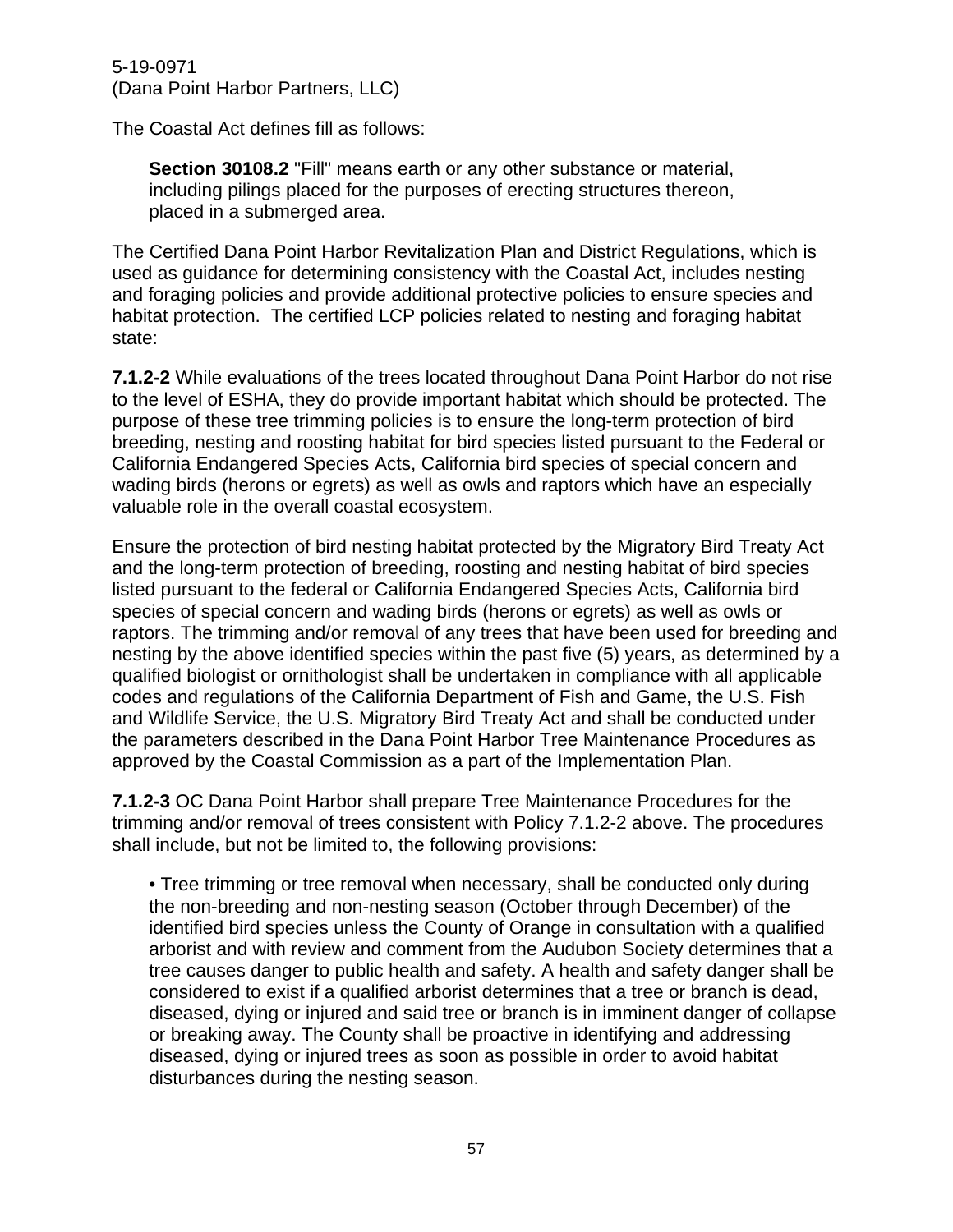The Coastal Act defines fill as follows:

> **Section 30108.2** "Fill" means earth or any other substance or material, including pilings placed for the purposes of erecting structures thereon, placed in a submerged area.

The Certified Dana Point Harbor Revitalization Plan and District Regulations, which is used as guidance for determining consistency with the Coastal Act, includes nesting and foraging policies and provide additional protective policies to ensure species and habitat protection. The certified LCP policies related to nesting and foraging habitat state:

**7.1.2-2** While evaluations of the trees located throughout Dana Point Harbor do not rise to the level of ESHA, they do provide important habitat which should be protected. The purpose of these tree trimming policies is to ensure the long-term protection of bird breeding, nesting and roosting habitat for bird species listed pursuant to the Federal or California Endangered Species Acts, California bird species of special concern and wading birds (herons or egrets) as well as owls and raptors which have an especially valuable role in the overall coastal ecosystem.

Ensure the protection of bird nesting habitat protected by the Migratory Bird Treaty Act and the long-term protection of breeding, roosting and nesting habitat of bird species listed pursuant to the federal or California Endangered Species Acts, California bird species of special concern and wading birds (herons or egrets) as well as owls or raptors. The trimming and/or removal of any trees that have been used for breeding and nesting by the above identified species within the past five (5) years, as determined by a qualified biologist or ornithologist shall be undertaken in compliance with all applicable codes and regulations of the California Department of Fish and Game, the U.S. Fish and Wildlife Service, the U.S. Migratory Bird Treaty Act and shall be conducted under the parameters described in the Dana Point Harbor Tree Maintenance Procedures as approved by the Coastal Commission as a part of the Implementation Plan.

**7.1.2-3** OC Dana Point Harbor shall prepare Tree Maintenance Procedures for the trimming and/or removal of trees consistent with Policy 7.1.2-2 above. The procedures shall include, but not be limited to, the following provisions:

- Tree trimming or tree removal when necessary, shall be conducted only during the non-breeding and non-nesting season (October through December) of the identified bird species unless the County of Orange in consultation with a qualified arborist and with review and comment from the Audubon Society determines that a tree causes danger to public health and safety. A health and safety danger shall be considered to exist if a qualified arborist determines that a tree or branch is dead, diseased, dying or injured and said tree or branch is in imminent danger of collapse or breaking away. The County shall be proactive in identifying and addressing diseased, dying or injured trees as soon as possible in order to avoid habitat disturbances during the nesting season.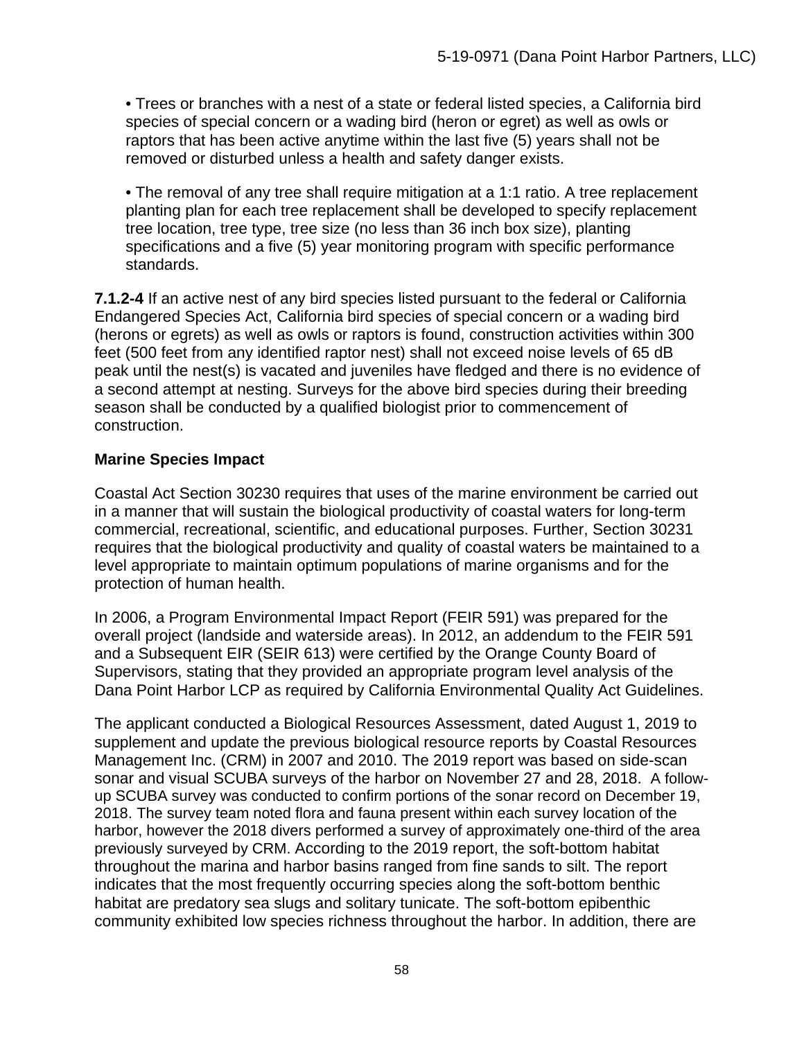- Trees or branches with a nest of a state or federal listed species, a California bird species of special concern or a wading bird (heron or egret) as well as owls or raptors that has been active anytime within the last five (5) years shall not be removed or disturbed unless a health and safety danger exists.

- The removal of any tree shall require mitigation at a 1:1 ratio. A tree replacement planting plan for each tree replacement shall be developed to specify replacement tree location, tree type, tree size (no less than 36 inch box size), planting specifications and a five (5) year monitoring program with specific performance standards.

**7.1.2-4** If an active nest of any bird species listed pursuant to the federal or California Endangered Species Act, California bird species of special concern or a wading bird (herons or egrets) as well as owls or raptors is found, construction activities within 300 feet (500 feet from any identified raptor nest) shall not exceed noise levels of 65 dB peak until the nest(s) is vacated and juveniles have fledged and there is no evidence of a second attempt at nesting. Surveys for the above bird species during their breeding season shall be conducted by a qualified biologist prior to commencement of construction.

**Marine Species Impact**

Coastal Act Section 30230 requires that uses of the marine environment be carried out in a manner that will sustain the biological productivity of coastal waters for long-term commercial, recreational, scientific, and educational purposes. Further, Section 30231 requires that the biological productivity and quality of coastal waters be maintained to a level appropriate to maintain optimum populations of marine organisms and for the protection of human health.

In 2006, a Program Environmental Impact Report (FEIR 591) was prepared for the overall project (landside and waterside areas). In 2012, an addendum to the FEIR 591 and a Subsequent EIR (SEIR 613) were certified by the Orange County Board of Supervisors, stating that they provided an appropriate program level analysis of the Dana Point Harbor LCP as required by California Environmental Quality Act Guidelines.

The applicant conducted a Biological Resources Assessment, dated August 1, 2019 to supplement and update the previous biological resource reports by Coastal Resources Management Inc. (CRM) in 2007 and 2010. The 2019 report was based on side-scan sonar and visual SCUBA surveys of the harbor on November 27 and 28, 2018. A follow-up SCUBA survey was conducted to confirm portions of the sonar record on December 19, 2018. The survey team noted flora and fauna present within each survey location of the harbor, however the 2018 divers performed a survey of approximately one-third of the area previously surveyed by CRM. According to the 2019 report, the soft-bottom habitat throughout the marina and harbor basins ranged from fine sands to silt. The report indicates that the most frequently occurring species along the soft-bottom benthic habitat are predatory sea slugs and solitary tunicate. The soft-bottom epibenthic community exhibited low species richness throughout the harbor. In addition, there are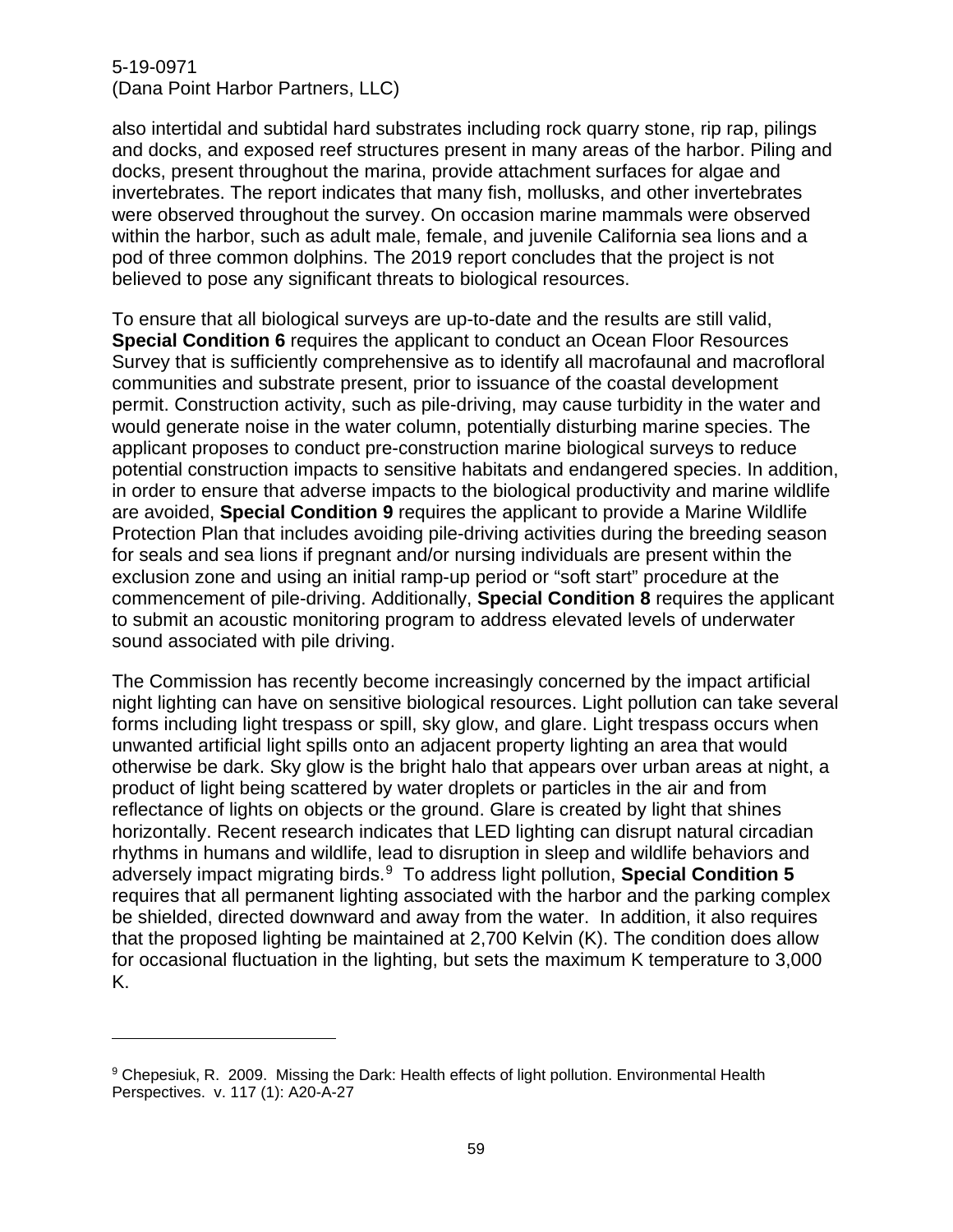also intertidal and subtidal hard substrates including rock quarry stone, rip rap, pilings and docks, and exposed reef structures present in many areas of the harbor. Piling and docks, present throughout the marina, provide attachment surfaces for algae and invertebrates. The report indicates that many fish, mollusks, and other invertebrates were observed throughout the survey. On occasion marine mammals were observed within the harbor, such as adult male, female, and juvenile California sea lions and a pod of three common dolphins. The 2019 report concludes that the project is not believed to pose any significant threats to biological resources.

To ensure that all biological surveys are up-to-date and the results are still valid, **Special Condition 6** requires the applicant to conduct an Ocean Floor Resources Survey that is sufficiently comprehensive as to identify all macrofaunal and macrofloral communities and substrate present, prior to issuance of the coastal development permit. Construction activity, such as pile-driving, may cause turbidity in the water and would generate noise in the water column, potentially disturbing marine species. The applicant proposes to conduct pre-construction marine biological surveys to reduce potential construction impacts to sensitive habitats and endangered species. In addition, in order to ensure that adverse impacts to the biological productivity and marine wildlife are avoided, **Special Condition 9** requires the applicant to provide a Marine Wildlife Protection Plan that includes avoiding pile-driving activities during the breeding season for seals and sea lions if pregnant and/or nursing individuals are present within the exclusion zone and using an initial ramp-up period or "soft start" procedure at the commencement of pile-driving. Additionally, **Special Condition 8** requires the applicant to submit an acoustic monitoring program to address elevated levels of underwater sound associated with pile driving.

The Commission has recently become increasingly concerned by the impact artificial night lighting can have on sensitive biological resources. Light pollution can take several forms including light trespass or spill, sky glow, and glare. Light trespass occurs when unwanted artificial light spills onto an adjacent property lighting an area that would otherwise be dark. Sky glow is the bright halo that appears over urban areas at night, a product of light being scattered by water droplets or particles in the air and from reflectance of lights on objects or the ground. Glare is created by light that shines horizontally. Recent research indicates that LED lighting can disrupt natural circadian rhythms in humans and wildlife, lead to disruption in sleep and wildlife behaviors and adversely impact migrating birds.[9] To address light pollution, **Special Condition 5** requires that all permanent lighting associated with the harbor and the parking complex be shielded, directed downward and away from the water. In addition, it also requires that the proposed lighting be maintained at 2,700 Kelvin (K). The condition does allow for occasional fluctuation in the lighting, but sets the maximum K temperature to 3,000 K.

---

[9] Chepesiuk, R. 2009. Missing the Dark: Health effects of light pollution. Environmental Health Perspectives. v. 117 (1): A20-A-27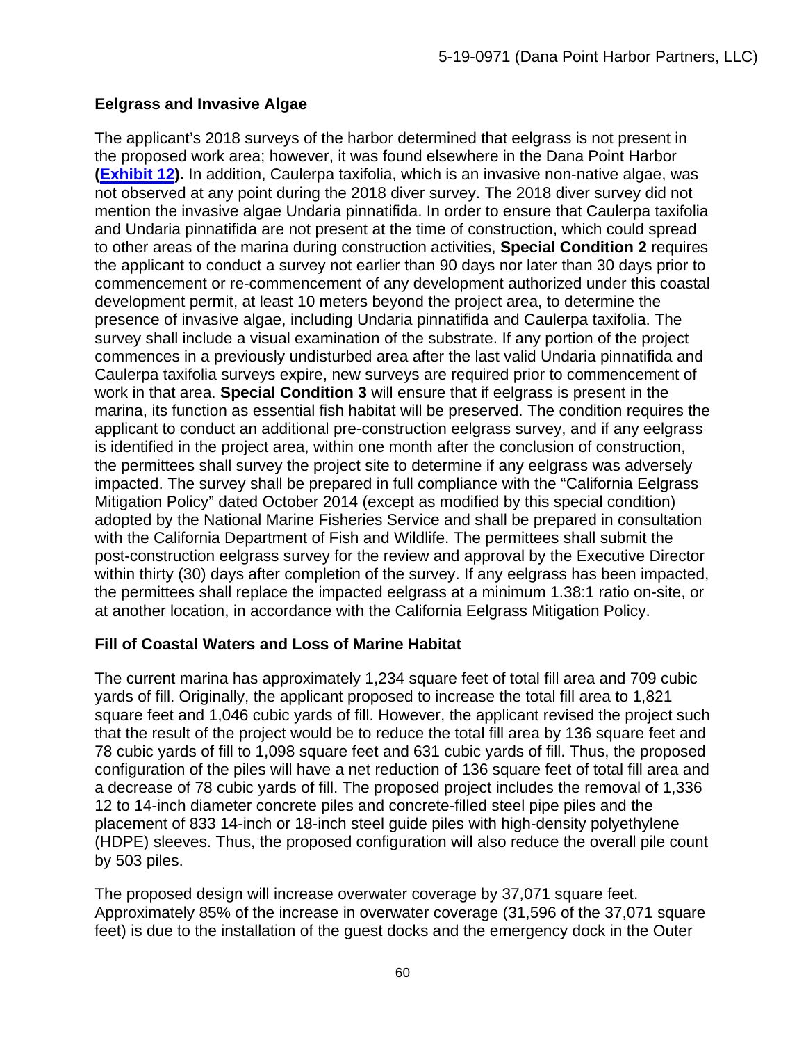### Eelgrass and Invasive Algae

The applicant's 2018 surveys of the harbor determined that eelgrass is not present in the proposed work area; however, it was found elsewhere in the Dana Point Harbor **(Exhibit 12).** In addition, Caulerpa taxifolia, which is an invasive non-native algae, was not observed at any point during the 2018 diver survey. The 2018 diver survey did not mention the invasive algae Undaria pinnatifida. In order to ensure that Caulerpa taxifolia and Undaria pinnatifida are not present at the time of construction, which could spread to other areas of the marina during construction activities, **Special Condition 2** requires the applicant to conduct a survey not earlier than 90 days nor later than 30 days prior to commencement or re-commencement of any development authorized under this coastal development permit, at least 10 meters beyond the project area, to determine the presence of invasive algae, including Undaria pinnatifida and Caulerpa taxifolia. The survey shall include a visual examination of the substrate. If any portion of the project commences in a previously undisturbed area after the last valid Undaria pinnatifida and Caulerpa taxifolia surveys expire, new surveys are required prior to commencement of work in that area. **Special Condition 3** will ensure that if eelgrass is present in the marina, its function as essential fish habitat will be preserved. The condition requires the applicant to conduct an additional pre-construction eelgrass survey, and if any eelgrass is identified in the project area, within one month after the conclusion of construction, the permittees shall survey the project site to determine if any eelgrass was adversely impacted. The survey shall be prepared in full compliance with the "California Eelgrass Mitigation Policy" dated October 2014 (except as modified by this special condition) adopted by the National Marine Fisheries Service and shall be prepared in consultation with the California Department of Fish and Wildlife. The permittees shall submit the post-construction eelgrass survey for the review and approval by the Executive Director within thirty (30) days after completion of the survey. If any eelgrass has been impacted, the permittees shall replace the impacted eelgrass at a minimum 1.38:1 ratio on-site, or at another location, in accordance with the California Eelgrass Mitigation Policy.

### Fill of Coastal Waters and Loss of Marine Habitat

The current marina has approximately 1,234 square feet of total fill area and 709 cubic yards of fill. Originally, the applicant proposed to increase the total fill area to 1,821 square feet and 1,046 cubic yards of fill. However, the applicant revised the project such that the result of the project would be to reduce the total fill area by 136 square feet and 78 cubic yards of fill to 1,098 square feet and 631 cubic yards of fill. Thus, the proposed configuration of the piles will have a net reduction of 136 square feet of total fill area and a decrease of 78 cubic yards of fill. The proposed project includes the removal of 1,336 12 to 14-inch diameter concrete piles and concrete-filled steel pipe piles and the placement of 833 14-inch or 18-inch steel guide piles with high-density polyethylene (HDPE) sleeves. Thus, the proposed configuration will also reduce the overall pile count by 503 piles.

The proposed design will increase overwater coverage by 37,071 square feet. Approximately 85% of the increase in overwater coverage (31,596 of the 37,071 square feet) is due to the installation of the guest docks and the emergency dock in the Outer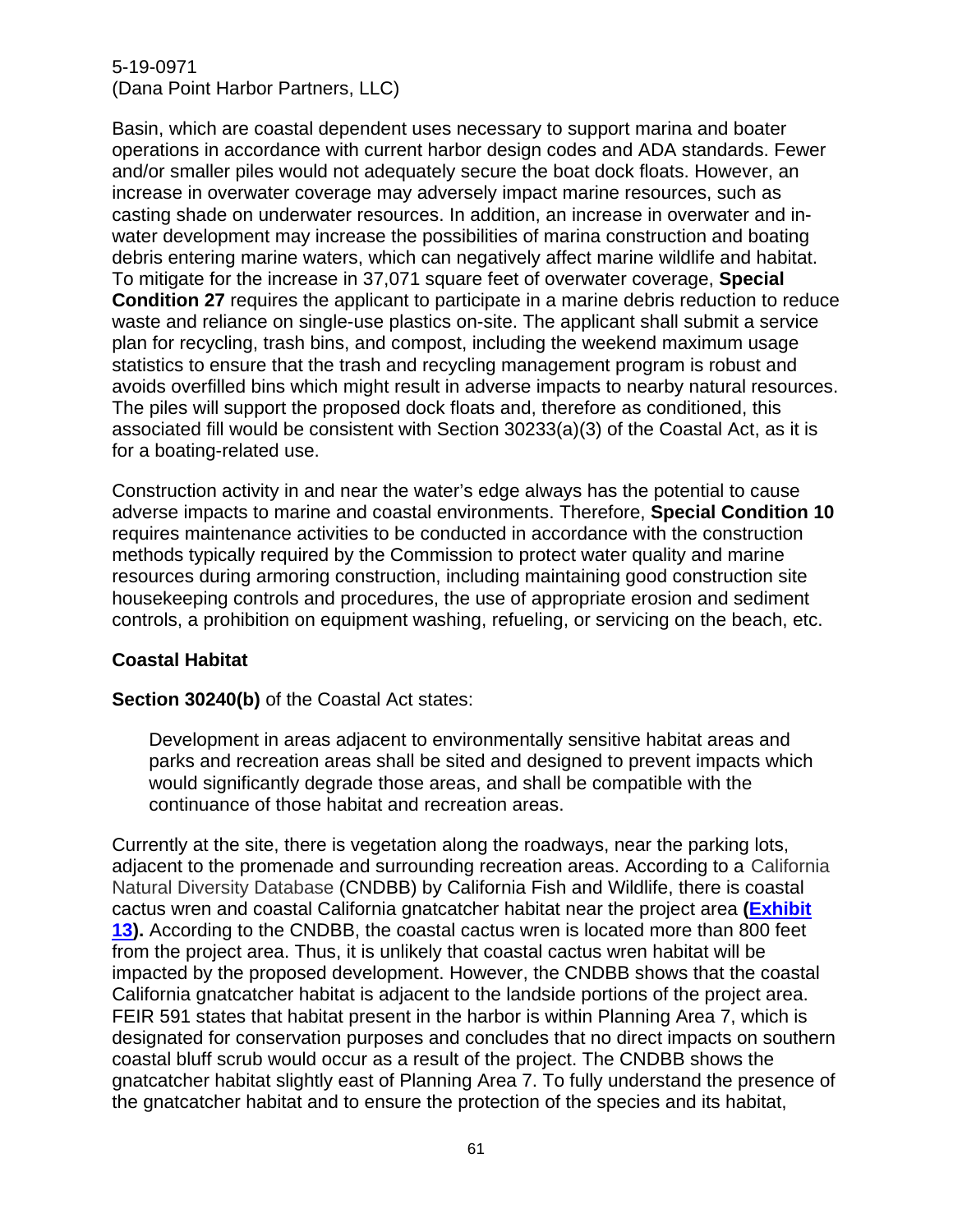Basin, which are coastal dependent uses necessary to support marina and boater operations in accordance with current harbor design codes and ADA standards. Fewer and/or smaller piles would not adequately secure the boat dock floats. However, an increase in overwater coverage may adversely impact marine resources, such as casting shade on underwater resources. In addition, an increase in overwater and in-water development may increase the possibilities of marina construction and boating debris entering marine waters, which can negatively affect marine wildlife and habitat. To mitigate for the increase in 37,071 square feet of overwater coverage, **Special Condition 27** requires the applicant to participate in a marine debris reduction to reduce waste and reliance on single-use plastics on-site. The applicant shall submit a service plan for recycling, trash bins, and compost, including the weekend maximum usage statistics to ensure that the trash and recycling management program is robust and avoids overfilled bins which might result in adverse impacts to nearby natural resources. The piles will support the proposed dock floats and, therefore as conditioned, this associated fill would be consistent with Section 30233(a)(3) of the Coastal Act, as it is for a boating-related use.

Construction activity in and near the water's edge always has the potential to cause adverse impacts to marine and coastal environments. Therefore, **Special Condition 10** requires maintenance activities to be conducted in accordance with the construction methods typically required by the Commission to protect water quality and marine resources during armoring construction, including maintaining good construction site housekeeping controls and procedures, the use of appropriate erosion and sediment controls, a prohibition on equipment washing, refueling, or servicing on the beach, etc.

**Coastal Habitat**

**Section 30240(b)** of the Coastal Act states:

> Development in areas adjacent to environmentally sensitive habitat areas and parks and recreation areas shall be sited and designed to prevent impacts which would significantly degrade those areas, and shall be compatible with the continuance of those habitat and recreation areas.

Currently at the site, there is vegetation along the roadways, near the parking lots, adjacent to the promenade and surrounding recreation areas. According to a California Natural Diversity Database (CNDBB) by California Fish and Wildlife, there is coastal cactus wren and coastal California gnatcatcher habitat near the project area **(Exhibit 13).** According to the CNDBB, the coastal cactus wren is located more than 800 feet from the project area. Thus, it is unlikely that coastal cactus wren habitat will be impacted by the proposed development. However, the CNDBB shows that the coastal California gnatcatcher habitat is adjacent to the landside portions of the project area. FEIR 591 states that habitat present in the harbor is within Planning Area 7, which is designated for conservation purposes and concludes that no direct impacts on southern coastal bluff scrub would occur as a result of the project. The CNDBB shows the gnatcatcher habitat slightly east of Planning Area 7. To fully understand the presence of the gnatcatcher habitat and to ensure the protection of the species and its habitat,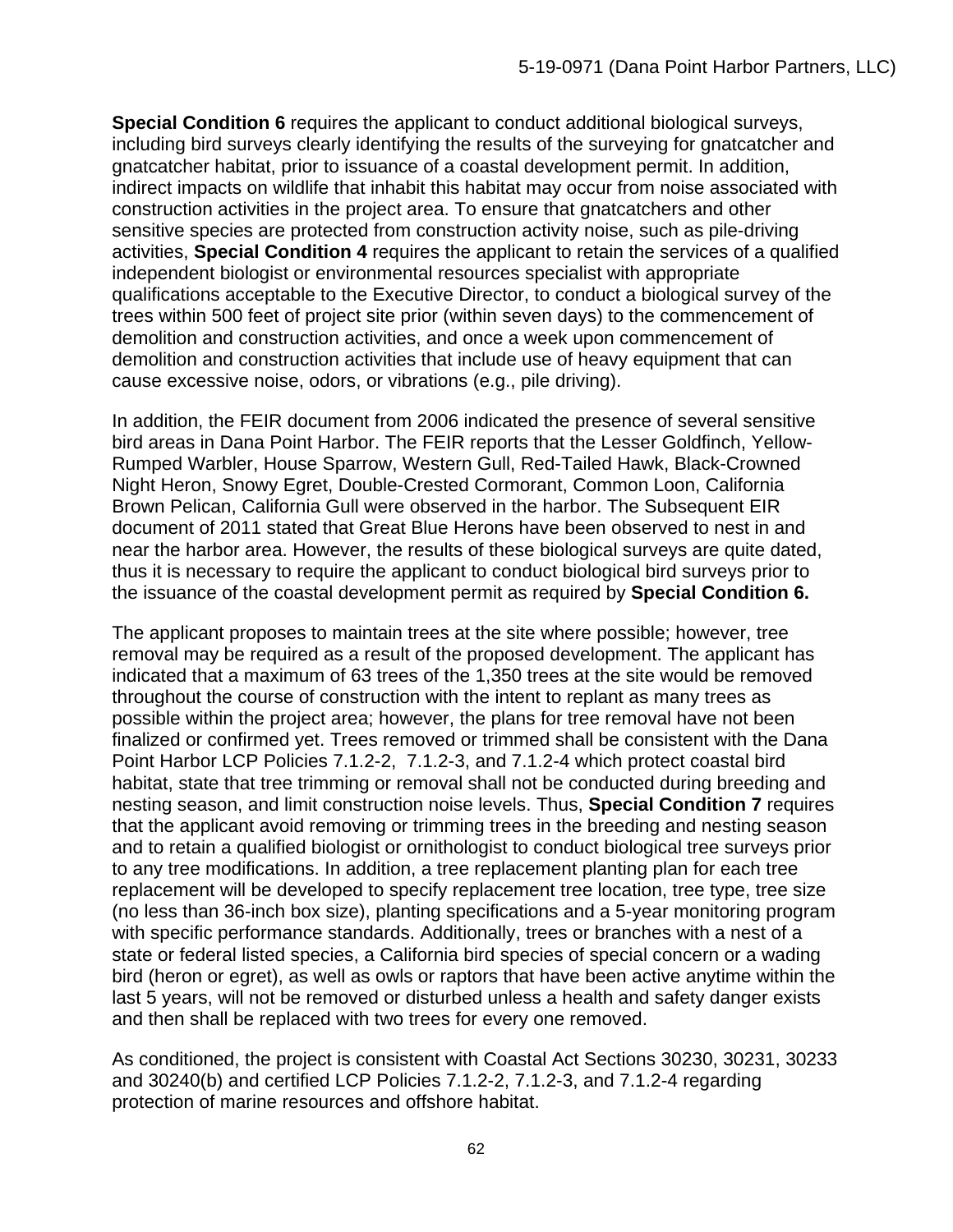**Special Condition 6** requires the applicant to conduct additional biological surveys, including bird surveys clearly identifying the results of the surveying for gnatcatcher and gnatcatcher habitat, prior to issuance of a coastal development permit. In addition, indirect impacts on wildlife that inhabit this habitat may occur from noise associated with construction activities in the project area. To ensure that gnatcatchers and other sensitive species are protected from construction activity noise, such as pile-driving activities, **Special Condition 4** requires the applicant to retain the services of a qualified independent biologist or environmental resources specialist with appropriate qualifications acceptable to the Executive Director, to conduct a biological survey of the trees within 500 feet of project site prior (within seven days) to the commencement of demolition and construction activities, and once a week upon commencement of demolition and construction activities that include use of heavy equipment that can cause excessive noise, odors, or vibrations (e.g., pile driving).

In addition, the FEIR document from 2006 indicated the presence of several sensitive bird areas in Dana Point Harbor. The FEIR reports that the Lesser Goldfinch, Yellow-Rumped Warbler, House Sparrow, Western Gull, Red-Tailed Hawk, Black-Crowned Night Heron, Snowy Egret, Double-Crested Cormorant, Common Loon, California Brown Pelican, California Gull were observed in the harbor. The Subsequent EIR document of 2011 stated that Great Blue Herons have been observed to nest in and near the harbor area. However, the results of these biological surveys are quite dated, thus it is necessary to require the applicant to conduct biological bird surveys prior to the issuance of the coastal development permit as required by **Special Condition 6.**

The applicant proposes to maintain trees at the site where possible; however, tree removal may be required as a result of the proposed development. The applicant has indicated that a maximum of 63 trees of the 1,350 trees at the site would be removed throughout the course of construction with the intent to replant as many trees as possible within the project area; however, the plans for tree removal have not been finalized or confirmed yet. Trees removed or trimmed shall be consistent with the Dana Point Harbor LCP Policies 7.1.2-2, 7.1.2-3, and 7.1.2-4 which protect coastal bird habitat, state that tree trimming or removal shall not be conducted during breeding and nesting season, and limit construction noise levels. Thus, **Special Condition 7** requires that the applicant avoid removing or trimming trees in the breeding and nesting season and to retain a qualified biologist or ornithologist to conduct biological tree surveys prior to any tree modifications. In addition, a tree replacement planting plan for each tree replacement will be developed to specify replacement tree location, tree type, tree size (no less than 36-inch box size), planting specifications and a 5-year monitoring program with specific performance standards. Additionally, trees or branches with a nest of a state or federal listed species, a California bird species of special concern or a wading bird (heron or egret), as well as owls or raptors that have been active anytime within the last 5 years, will not be removed or disturbed unless a health and safety danger exists and then shall be replaced with two trees for every one removed.

As conditioned, the project is consistent with Coastal Act Sections 30230, 30231, 30233 and 30240(b) and certified LCP Policies 7.1.2-2, 7.1.2-3, and 7.1.2-4 regarding protection of marine resources and offshore habitat.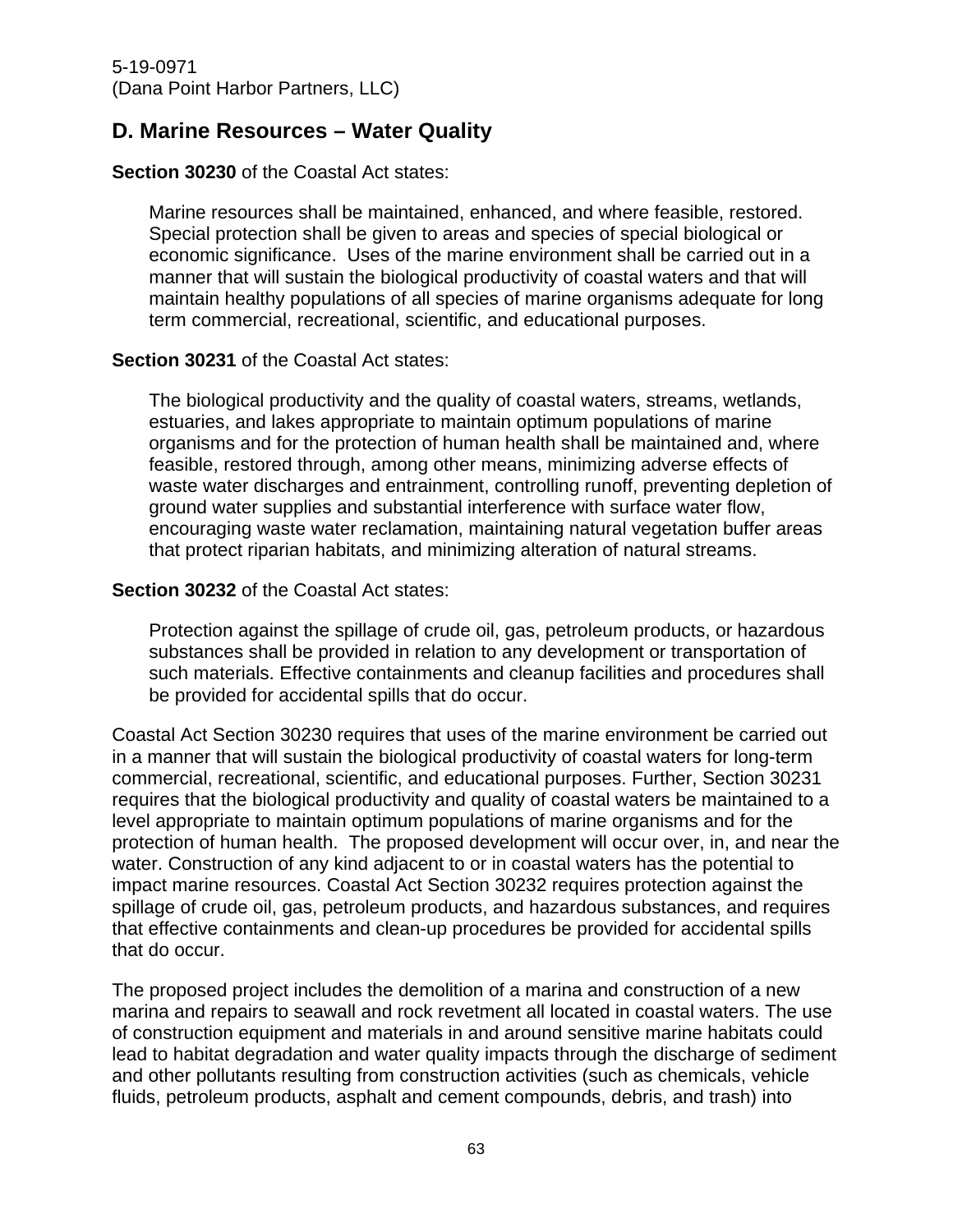## D. Marine Resources – Water Quality

**Section 30230** of the Coastal Act states:

> Marine resources shall be maintained, enhanced, and where feasible, restored. Special protection shall be given to areas and species of special biological or economic significance. Uses of the marine environment shall be carried out in a manner that will sustain the biological productivity of coastal waters and that will maintain healthy populations of all species of marine organisms adequate for long term commercial, recreational, scientific, and educational purposes.

**Section 30231** of the Coastal Act states:

> The biological productivity and the quality of coastal waters, streams, wetlands, estuaries, and lakes appropriate to maintain optimum populations of marine organisms and for the protection of human health shall be maintained and, where feasible, restored through, among other means, minimizing adverse effects of waste water discharges and entrainment, controlling runoff, preventing depletion of ground water supplies and substantial interference with surface water flow, encouraging waste water reclamation, maintaining natural vegetation buffer areas that protect riparian habitats, and minimizing alteration of natural streams.

**Section 30232** of the Coastal Act states:

> Protection against the spillage of crude oil, gas, petroleum products, or hazardous substances shall be provided in relation to any development or transportation of such materials. Effective containments and cleanup facilities and procedures shall be provided for accidental spills that do occur.

Coastal Act Section 30230 requires that uses of the marine environment be carried out in a manner that will sustain the biological productivity of coastal waters for long-term commercial, recreational, scientific, and educational purposes. Further, Section 30231 requires that the biological productivity and quality of coastal waters be maintained to a level appropriate to maintain optimum populations of marine organisms and for the protection of human health. The proposed development will occur over, in, and near the water. Construction of any kind adjacent to or in coastal waters has the potential to impact marine resources. Coastal Act Section 30232 requires protection against the spillage of crude oil, gas, petroleum products, and hazardous substances, and requires that effective containments and clean-up procedures be provided for accidental spills that do occur.

The proposed project includes the demolition of a marina and construction of a new marina and repairs to seawall and rock revetment all located in coastal waters. The use of construction equipment and materials in and around sensitive marine habitats could lead to habitat degradation and water quality impacts through the discharge of sediment and other pollutants resulting from construction activities (such as chemicals, vehicle fluids, petroleum products, asphalt and cement compounds, debris, and trash) into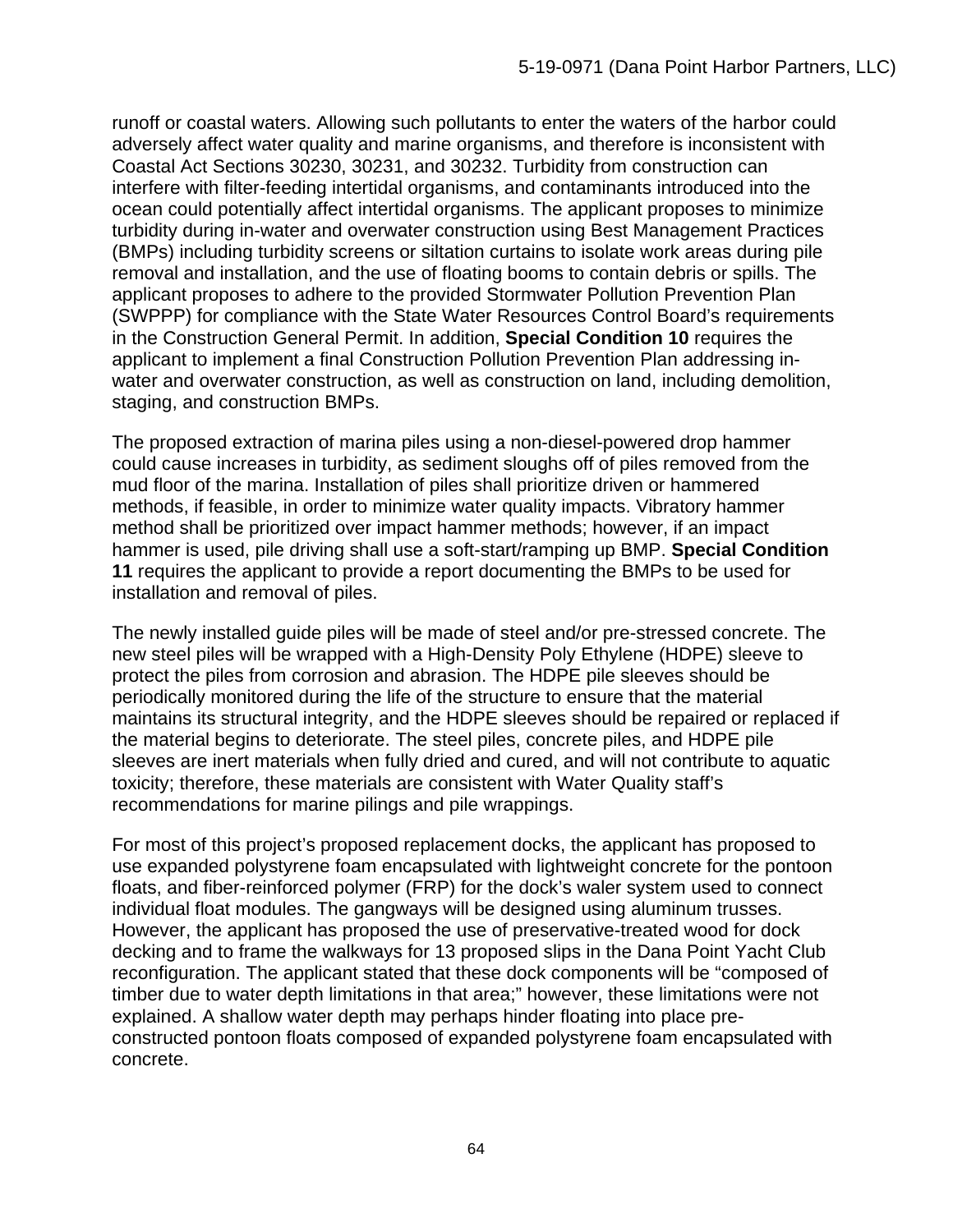runoff or coastal waters. Allowing such pollutants to enter the waters of the harbor could adversely affect water quality and marine organisms, and therefore is inconsistent with Coastal Act Sections 30230, 30231, and 30232. Turbidity from construction can interfere with filter-feeding intertidal organisms, and contaminants introduced into the ocean could potentially affect intertidal organisms. The applicant proposes to minimize turbidity during in-water and overwater construction using Best Management Practices (BMPs) including turbidity screens or siltation curtains to isolate work areas during pile removal and installation, and the use of floating booms to contain debris or spills. The applicant proposes to adhere to the provided Stormwater Pollution Prevention Plan (SWPPP) for compliance with the State Water Resources Control Board's requirements in the Construction General Permit. In addition, **Special Condition 10** requires the applicant to implement a final Construction Pollution Prevention Plan addressing in-water and overwater construction, as well as construction on land, including demolition, staging, and construction BMPs.

The proposed extraction of marina piles using a non-diesel-powered drop hammer could cause increases in turbidity, as sediment sloughs off of piles removed from the mud floor of the marina. Installation of piles shall prioritize driven or hammered methods, if feasible, in order to minimize water quality impacts. Vibratory hammer method shall be prioritized over impact hammer methods; however, if an impact hammer is used, pile driving shall use a soft-start/ramping up BMP. **Special Condition 11** requires the applicant to provide a report documenting the BMPs to be used for installation and removal of piles.

The newly installed guide piles will be made of steel and/or pre-stressed concrete. The new steel piles will be wrapped with a High-Density Poly Ethylene (HDPE) sleeve to protect the piles from corrosion and abrasion. The HDPE pile sleeves should be periodically monitored during the life of the structure to ensure that the material maintains its structural integrity, and the HDPE sleeves should be repaired or replaced if the material begins to deteriorate. The steel piles, concrete piles, and HDPE pile sleeves are inert materials when fully dried and cured, and will not contribute to aquatic toxicity; therefore, these materials are consistent with Water Quality staff's recommendations for marine pilings and pile wrappings.

For most of this project's proposed replacement docks, the applicant has proposed to use expanded polystyrene foam encapsulated with lightweight concrete for the pontoon floats, and fiber-reinforced polymer (FRP) for the dock's waler system used to connect individual float modules. The gangways will be designed using aluminum trusses. However, the applicant has proposed the use of preservative-treated wood for dock decking and to frame the walkways for 13 proposed slips in the Dana Point Yacht Club reconfiguration. The applicant stated that these dock components will be "composed of timber due to water depth limitations in that area;" however, these limitations were not explained. A shallow water depth may perhaps hinder floating into place pre-constructed pontoon floats composed of expanded polystyrene foam encapsulated with concrete.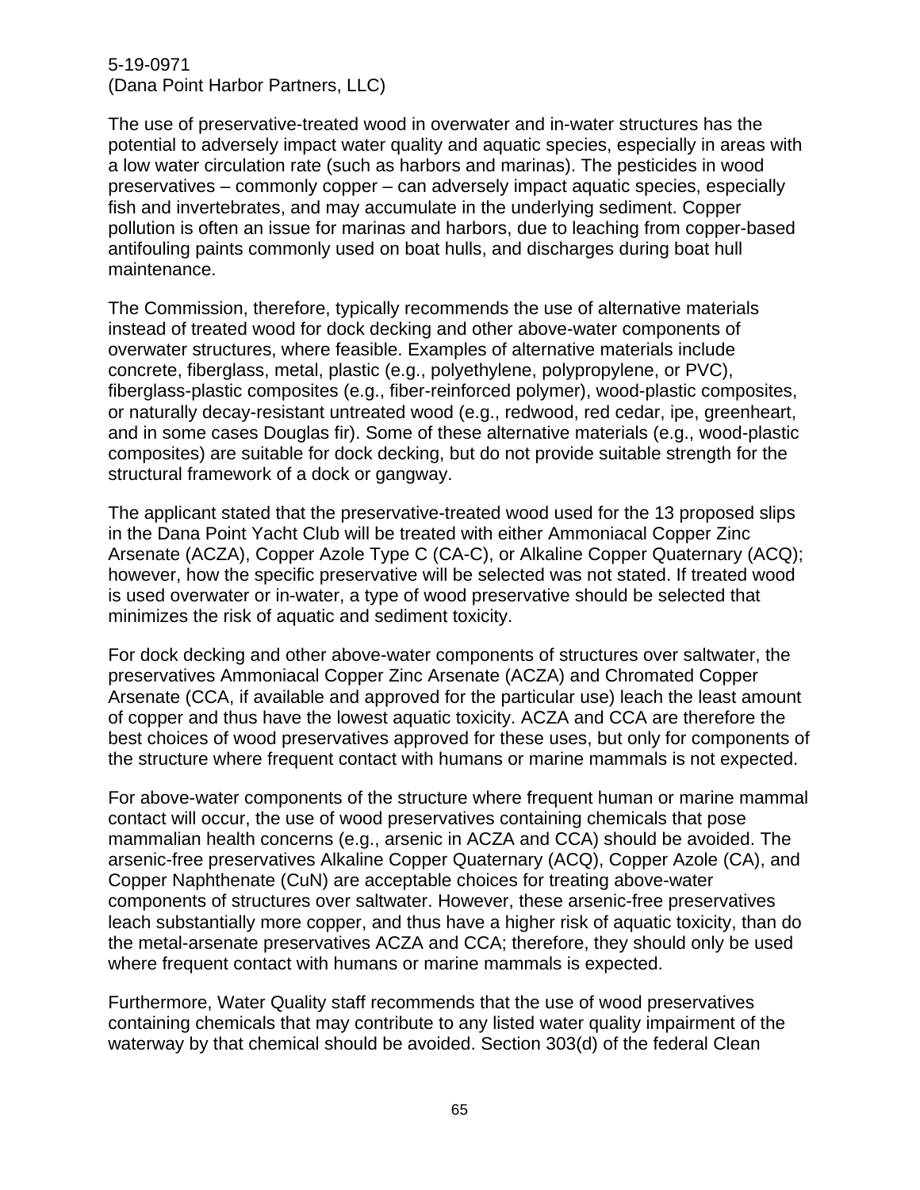The use of preservative-treated wood in overwater and in-water structures has the potential to adversely impact water quality and aquatic species, especially in areas with a low water circulation rate (such as harbors and marinas). The pesticides in wood preservatives – commonly copper – can adversely impact aquatic species, especially fish and invertebrates, and may accumulate in the underlying sediment. Copper pollution is often an issue for marinas and harbors, due to leaching from copper-based antifouling paints commonly used on boat hulls, and discharges during boat hull maintenance.

The Commission, therefore, typically recommends the use of alternative materials instead of treated wood for dock decking and other above-water components of overwater structures, where feasible. Examples of alternative materials include concrete, fiberglass, metal, plastic (e.g., polyethylene, polypropylene, or PVC), fiberglass-plastic composites (e.g., fiber-reinforced polymer), wood-plastic composites, or naturally decay-resistant untreated wood (e.g., redwood, red cedar, ipe, greenheart, and in some cases Douglas fir). Some of these alternative materials (e.g., wood-plastic composites) are suitable for dock decking, but do not provide suitable strength for the structural framework of a dock or gangway.

The applicant stated that the preservative-treated wood used for the 13 proposed slips in the Dana Point Yacht Club will be treated with either Ammoniacal Copper Zinc Arsenate (ACZA), Copper Azole Type C (CA-C), or Alkaline Copper Quaternary (ACQ); however, how the specific preservative will be selected was not stated. If treated wood is used overwater or in-water, a type of wood preservative should be selected that minimizes the risk of aquatic and sediment toxicity.

For dock decking and other above-water components of structures over saltwater, the preservatives Ammoniacal Copper Zinc Arsenate (ACZA) and Chromated Copper Arsenate (CCA, if available and approved for the particular use) leach the least amount of copper and thus have the lowest aquatic toxicity. ACZA and CCA are therefore the best choices of wood preservatives approved for these uses, but only for components of the structure where frequent contact with humans or marine mammals is not expected.

For above-water components of the structure where frequent human or marine mammal contact will occur, the use of wood preservatives containing chemicals that pose mammalian health concerns (e.g., arsenic in ACZA and CCA) should be avoided. The arsenic-free preservatives Alkaline Copper Quaternary (ACQ), Copper Azole (CA), and Copper Naphthenate (CuN) are acceptable choices for treating above-water components of structures over saltwater. However, these arsenic-free preservatives leach substantially more copper, and thus have a higher risk of aquatic toxicity, than do the metal-arsenate preservatives ACZA and CCA; therefore, they should only be used where frequent contact with humans or marine mammals is expected.

Furthermore, Water Quality staff recommends that the use of wood preservatives containing chemicals that may contribute to any listed water quality impairment of the waterway by that chemical should be avoided. Section 303(d) of the federal Clean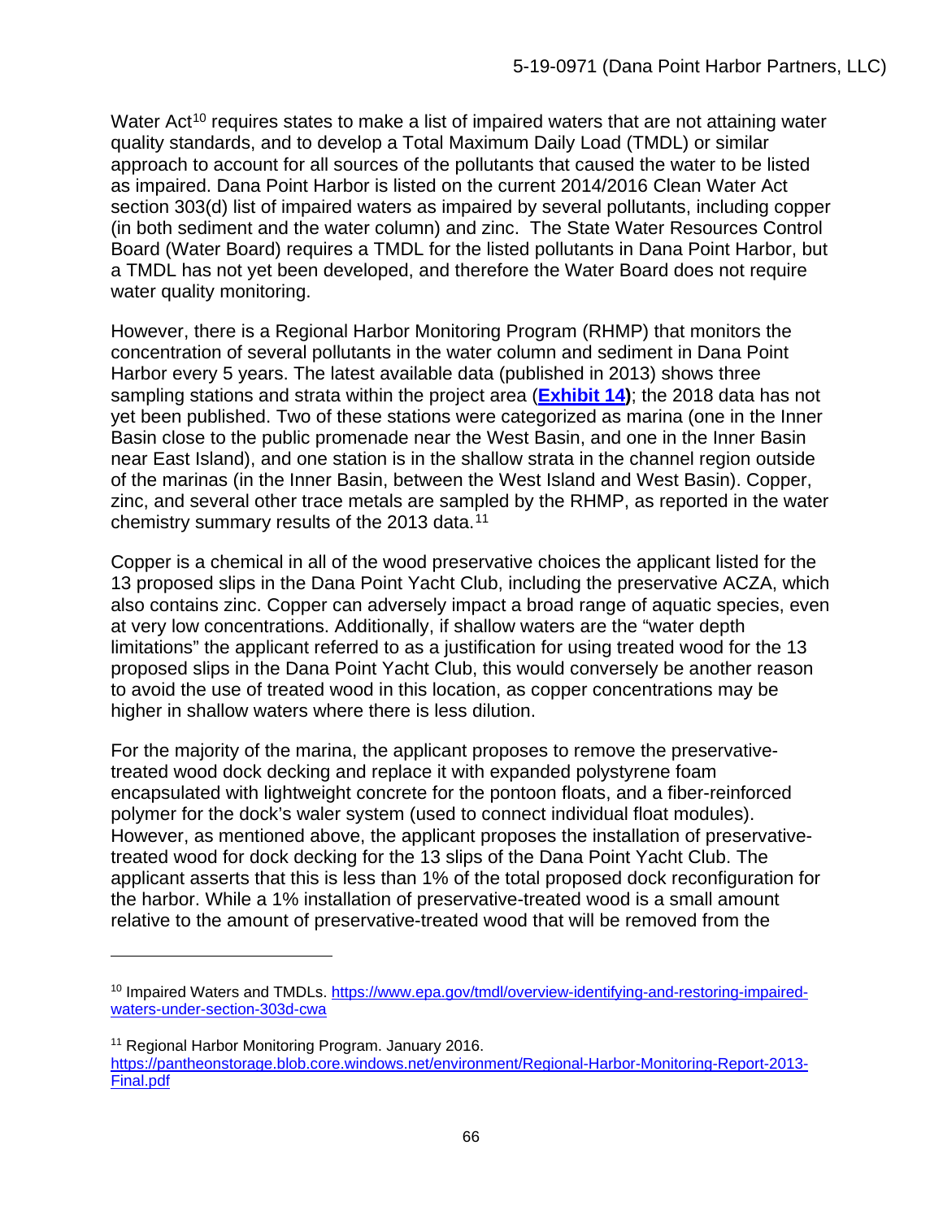Water Act[10] requires states to make a list of impaired waters that are not attaining water quality standards, and to develop a Total Maximum Daily Load (TMDL) or similar approach to account for all sources of the pollutants that caused the water to be listed as impaired. Dana Point Harbor is listed on the current 2014/2016 Clean Water Act section 303(d) list of impaired waters as impaired by several pollutants, including copper (in both sediment and the water column) and zinc. The State Water Resources Control Board (Water Board) requires a TMDL for the listed pollutants in Dana Point Harbor, but a TMDL has not yet been developed, and therefore the Water Board does not require water quality monitoring.

However, there is a Regional Harbor Monitoring Program (RHMP) that monitors the concentration of several pollutants in the water column and sediment in Dana Point Harbor every 5 years. The latest available data (published in 2013) shows three sampling stations and strata within the project area (**Exhibit 14**); the 2018 data has not yet been published. Two of these stations were categorized as marina (one in the Inner Basin close to the public promenade near the West Basin, and one in the Inner Basin near East Island), and one station is in the shallow strata in the channel region outside of the marinas (in the Inner Basin, between the West Island and West Basin). Copper, zinc, and several other trace metals are sampled by the RHMP, as reported in the water chemistry summary results of the 2013 data.[11]

Copper is a chemical in all of the wood preservative choices the applicant listed for the 13 proposed slips in the Dana Point Yacht Club, including the preservative ACZA, which also contains zinc. Copper can adversely impact a broad range of aquatic species, even at very low concentrations. Additionally, if shallow waters are the "water depth limitations" the applicant referred to as a justification for using treated wood for the 13 proposed slips in the Dana Point Yacht Club, this would conversely be another reason to avoid the use of treated wood in this location, as copper concentrations may be higher in shallow waters where there is less dilution.

For the majority of the marina, the applicant proposes to remove the preservative-treated wood dock decking and replace it with expanded polystyrene foam encapsulated with lightweight concrete for the pontoon floats, and a fiber-reinforced polymer for the dock's waler system (used to connect individual float modules). However, as mentioned above, the applicant proposes the installation of preservative-treated wood for dock decking for the 13 slips of the Dana Point Yacht Club. The applicant asserts that this is less than 1% of the total proposed dock reconfiguration for the harbor. While a 1% installation of preservative-treated wood is a small amount relative to the amount of preservative-treated wood that will be removed from the

---

[10] Impaired Waters and TMDLs. https://www.epa.gov/tmdl/overview-identifying-and-restoring-impaired-waters-under-section-303d-cwa

[11] Regional Harbor Monitoring Program. January 2016. https://pantheonstorage.blob.core.windows.net/environment/Regional-Harbor-Monitoring-Report-2013-Final.pdf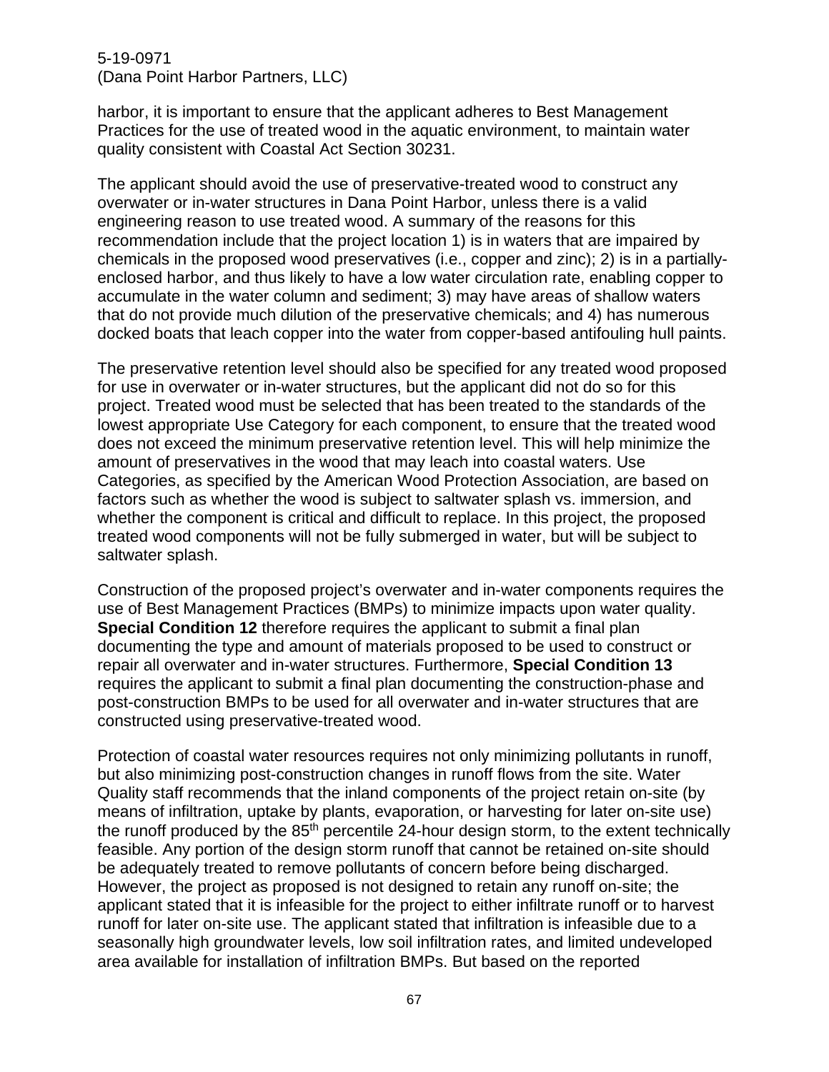harbor, it is important to ensure that the applicant adheres to Best Management Practices for the use of treated wood in the aquatic environment, to maintain water quality consistent with Coastal Act Section 30231.

The applicant should avoid the use of preservative-treated wood to construct any overwater or in-water structures in Dana Point Harbor, unless there is a valid engineering reason to use treated wood. A summary of the reasons for this recommendation include that the project location 1) is in waters that are impaired by chemicals in the proposed wood preservatives (i.e., copper and zinc); 2) is in a partially-enclosed harbor, and thus likely to have a low water circulation rate, enabling copper to accumulate in the water column and sediment; 3) may have areas of shallow waters that do not provide much dilution of the preservative chemicals; and 4) has numerous docked boats that leach copper into the water from copper-based antifouling hull paints.

The preservative retention level should also be specified for any treated wood proposed for use in overwater or in-water structures, but the applicant did not do so for this project. Treated wood must be selected that has been treated to the standards of the lowest appropriate Use Category for each component, to ensure that the treated wood does not exceed the minimum preservative retention level. This will help minimize the amount of preservatives in the wood that may leach into coastal waters. Use Categories, as specified by the American Wood Protection Association, are based on factors such as whether the wood is subject to saltwater splash vs. immersion, and whether the component is critical and difficult to replace. In this project, the proposed treated wood components will not be fully submerged in water, but will be subject to saltwater splash.

Construction of the proposed project's overwater and in-water components requires the use of Best Management Practices (BMPs) to minimize impacts upon water quality. **Special Condition 12** therefore requires the applicant to submit a final plan documenting the type and amount of materials proposed to be used to construct or repair all overwater and in-water structures. Furthermore, **Special Condition 13** requires the applicant to submit a final plan documenting the construction-phase and post-construction BMPs to be used for all overwater and in-water structures that are constructed using preservative-treated wood.

Protection of coastal water resources requires not only minimizing pollutants in runoff, but also minimizing post-construction changes in runoff flows from the site. Water Quality staff recommends that the inland components of the project retain on-site (by means of infiltration, uptake by plants, evaporation, or harvesting for later on-site use) the runoff produced by the 85$^{th}$ percentile 24-hour design storm, to the extent technically feasible. Any portion of the design storm runoff that cannot be retained on-site should be adequately treated to remove pollutants of concern before being discharged. However, the project as proposed is not designed to retain any runoff on-site; the applicant stated that it is infeasible for the project to either infiltrate runoff or to harvest runoff for later on-site use. The applicant stated that infiltration is infeasible due to a seasonally high groundwater levels, low soil infiltration rates, and limited undeveloped area available for installation of infiltration BMPs. But based on the reported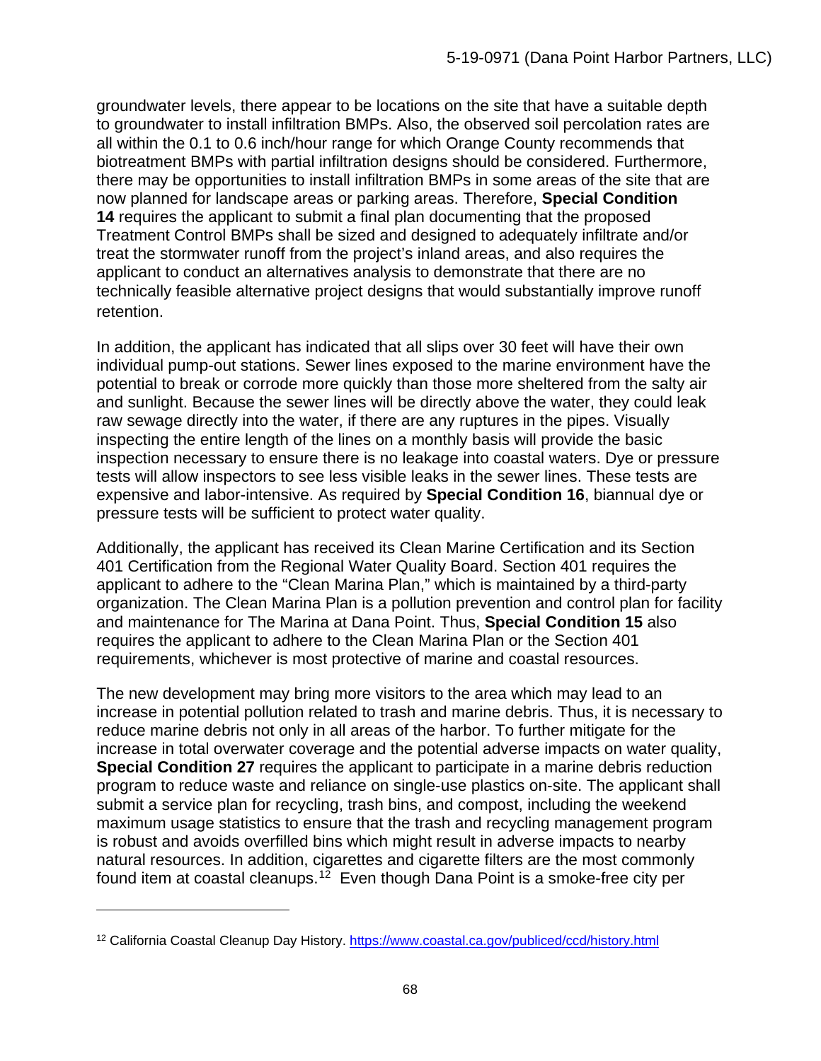groundwater levels, there appear to be locations on the site that have a suitable depth to groundwater to install infiltration BMPs. Also, the observed soil percolation rates are all within the 0.1 to 0.6 inch/hour range for which Orange County recommends that biotreatment BMPs with partial infiltration designs should be considered. Furthermore, there may be opportunities to install infiltration BMPs in some areas of the site that are now planned for landscape areas or parking areas. Therefore, **Special Condition 14** requires the applicant to submit a final plan documenting that the proposed Treatment Control BMPs shall be sized and designed to adequately infiltrate and/or treat the stormwater runoff from the project's inland areas, and also requires the applicant to conduct an alternatives analysis to demonstrate that there are no technically feasible alternative project designs that would substantially improve runoff retention.

In addition, the applicant has indicated that all slips over 30 feet will have their own individual pump-out stations. Sewer lines exposed to the marine environment have the potential to break or corrode more quickly than those more sheltered from the salty air and sunlight. Because the sewer lines will be directly above the water, they could leak raw sewage directly into the water, if there are any ruptures in the pipes. Visually inspecting the entire length of the lines on a monthly basis will provide the basic inspection necessary to ensure there is no leakage into coastal waters. Dye or pressure tests will allow inspectors to see less visible leaks in the sewer lines. These tests are expensive and labor-intensive. As required by **Special Condition 16**, biannual dye or pressure tests will be sufficient to protect water quality.

Additionally, the applicant has received its Clean Marine Certification and its Section 401 Certification from the Regional Water Quality Board. Section 401 requires the applicant to adhere to the "Clean Marina Plan," which is maintained by a third-party organization. The Clean Marina Plan is a pollution prevention and control plan for facility and maintenance for The Marina at Dana Point. Thus, **Special Condition 15** also requires the applicant to adhere to the Clean Marina Plan or the Section 401 requirements, whichever is most protective of marine and coastal resources.

The new development may bring more visitors to the area which may lead to an increase in potential pollution related to trash and marine debris. Thus, it is necessary to reduce marine debris not only in all areas of the harbor. To further mitigate for the increase in total overwater coverage and the potential adverse impacts on water quality, **Special Condition 27** requires the applicant to participate in a marine debris reduction program to reduce waste and reliance on single-use plastics on-site. The applicant shall submit a service plan for recycling, trash bins, and compost, including the weekend maximum usage statistics to ensure that the trash and recycling management program is robust and avoids overfilled bins which might result in adverse impacts to nearby natural resources. In addition, cigarettes and cigarette filters are the most commonly found item at coastal cleanups.[12] Even though Dana Point is a smoke-free city per

---

[12] California Coastal Cleanup Day History. https://www.coastal.ca.gov/publiced/ccd/history.html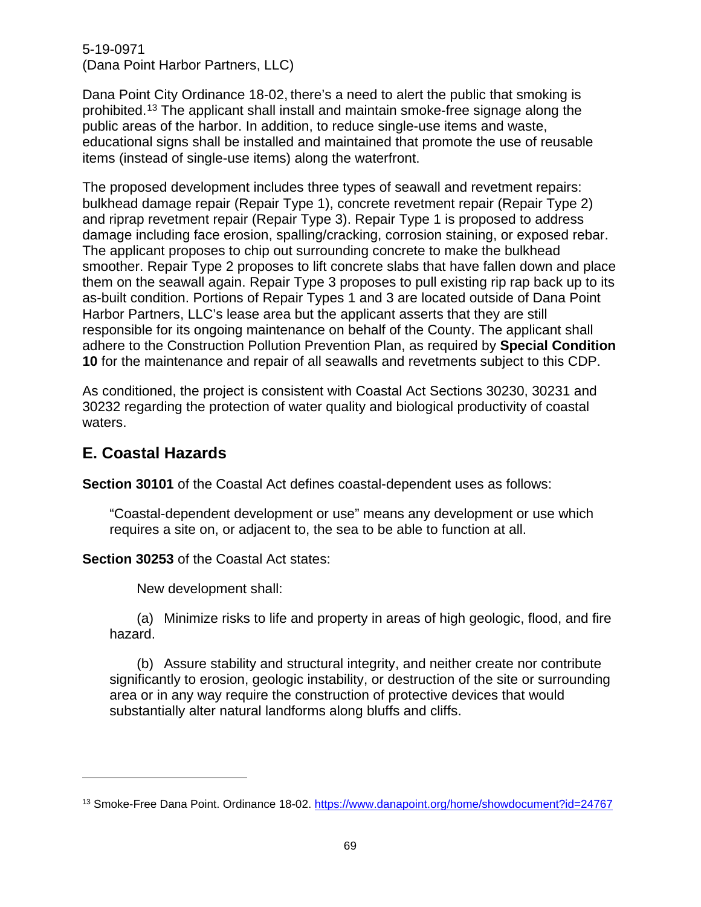Dana Point City Ordinance 18-02, there's a need to alert the public that smoking is prohibited.[13] The applicant shall install and maintain smoke-free signage along the public areas of the harbor. In addition, to reduce single-use items and waste, educational signs shall be installed and maintained that promote the use of reusable items (instead of single-use items) along the waterfront.

The proposed development includes three types of seawall and revetment repairs: bulkhead damage repair (Repair Type 1), concrete revetment repair (Repair Type 2) and riprap revetment repair (Repair Type 3). Repair Type 1 is proposed to address damage including face erosion, spalling/cracking, corrosion staining, or exposed rebar. The applicant proposes to chip out surrounding concrete to make the bulkhead smoother. Repair Type 2 proposes to lift concrete slabs that have fallen down and place them on the seawall again. Repair Type 3 proposes to pull existing rip rap back up to its as-built condition. Portions of Repair Types 1 and 3 are located outside of Dana Point Harbor Partners, LLC's lease area but the applicant asserts that they are still responsible for its ongoing maintenance on behalf of the County. The applicant shall adhere to the Construction Pollution Prevention Plan, as required by **Special Condition 10** for the maintenance and repair of all seawalls and revetments subject to this CDP.

As conditioned, the project is consistent with Coastal Act Sections 30230, 30231 and 30232 regarding the protection of water quality and biological productivity of coastal waters.

## E. Coastal Hazards

**Section 30101** of the Coastal Act defines coastal-dependent uses as follows:

> "Coastal-dependent development or use" means any development or use which requires a site on, or adjacent to, the sea to be able to function at all.

**Section 30253** of the Coastal Act states:

> New development shall:
>
> (a) Minimize risks to life and property in areas of high geologic, flood, and fire hazard.
>
> (b) Assure stability and structural integrity, and neither create nor contribute significantly to erosion, geologic instability, or destruction of the site or surrounding area or in any way require the construction of protective devices that would substantially alter natural landforms along bluffs and cliffs.

---

[13] Smoke-Free Dana Point. Ordinance 18-02. https://www.danapoint.org/home/showdocument?id=24767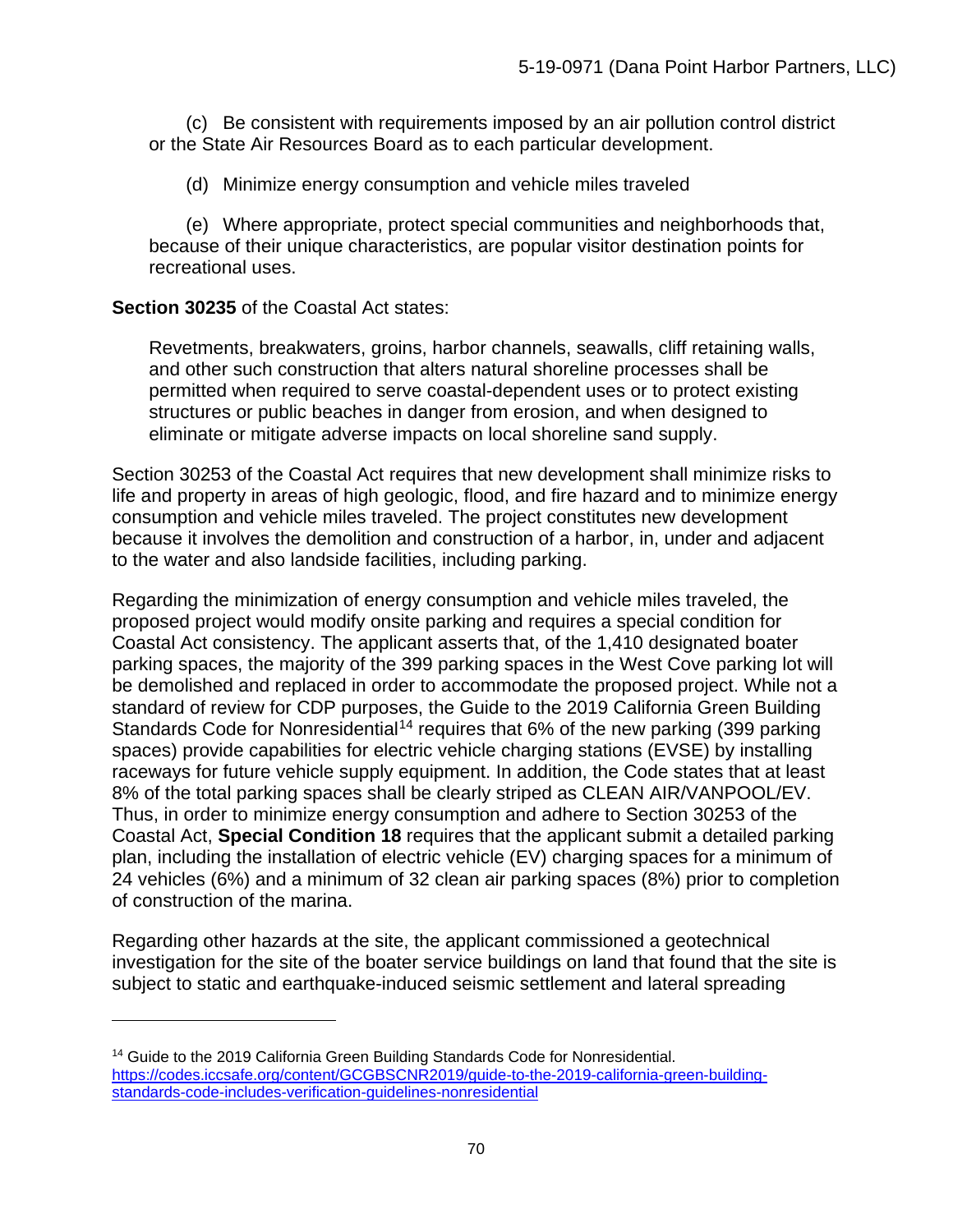(c) Be consistent with requirements imposed by an air pollution control district or the State Air Resources Board as to each particular development.

(d) Minimize energy consumption and vehicle miles traveled

(e) Where appropriate, protect special communities and neighborhoods that, because of their unique characteristics, are popular visitor destination points for recreational uses.

**Section 30235** of the Coastal Act states:

> Revetments, breakwaters, groins, harbor channels, seawalls, cliff retaining walls, and other such construction that alters natural shoreline processes shall be permitted when required to serve coastal-dependent uses or to protect existing structures or public beaches in danger from erosion, and when designed to eliminate or mitigate adverse impacts on local shoreline sand supply.

Section 30253 of the Coastal Act requires that new development shall minimize risks to life and property in areas of high geologic, flood, and fire hazard and to minimize energy consumption and vehicle miles traveled. The project constitutes new development because it involves the demolition and construction of a harbor, in, under and adjacent to the water and also landside facilities, including parking.

Regarding the minimization of energy consumption and vehicle miles traveled, the proposed project would modify onsite parking and requires a special condition for Coastal Act consistency. The applicant asserts that, of the 1,410 designated boater parking spaces, the majority of the 399 parking spaces in the West Cove parking lot will be demolished and replaced in order to accommodate the proposed project. While not a standard of review for CDP purposes, the Guide to the 2019 California Green Building Standards Code for Nonresidential[14] requires that 6% of the new parking (399 parking spaces) provide capabilities for electric vehicle charging stations (EVSE) by installing raceways for future vehicle supply equipment. In addition, the Code states that at least 8% of the total parking spaces shall be clearly striped as CLEAN AIR/VANPOOL/EV. Thus, in order to minimize energy consumption and adhere to Section 30253 of the Coastal Act, **Special Condition 18** requires that the applicant submit a detailed parking plan, including the installation of electric vehicle (EV) charging spaces for a minimum of 24 vehicles (6%) and a minimum of 32 clean air parking spaces (8%) prior to completion of construction of the marina.

Regarding other hazards at the site, the applicant commissioned a geotechnical investigation for the site of the boater service buildings on land that found that the site is subject to static and earthquake-induced seismic settlement and lateral spreading

---

[14] Guide to the 2019 California Green Building Standards Code for Nonresidential. https://codes.iccsafe.org/content/GCGBSCNR2019/guide-to-the-2019-california-green-building-standards-code-includes-verification-guidelines-nonresidential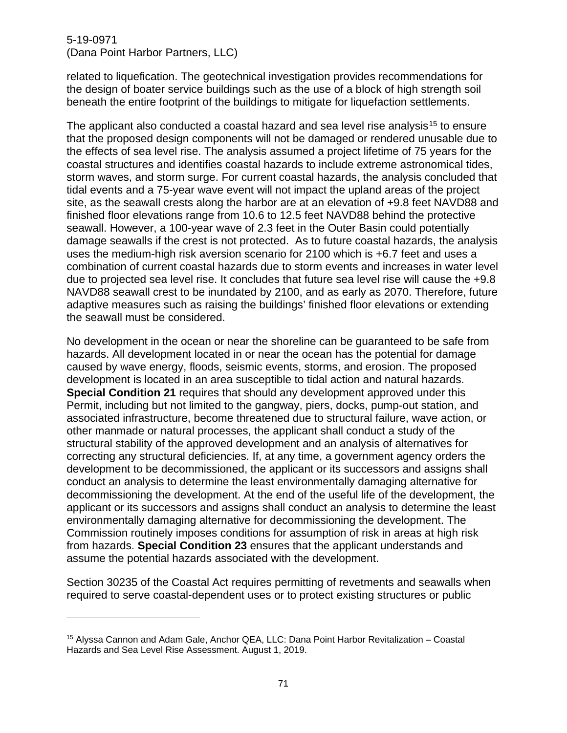related to liquefication. The geotechnical investigation provides recommendations for the design of boater service buildings such as the use of a block of high strength soil beneath the entire footprint of the buildings to mitigate for liquefaction settlements.

The applicant also conducted a coastal hazard and sea level rise analysis[15] to ensure that the proposed design components will not be damaged or rendered unusable due to the effects of sea level rise. The analysis assumed a project lifetime of 75 years for the coastal structures and identifies coastal hazards to include extreme astronomical tides, storm waves, and storm surge. For current coastal hazards, the analysis concluded that tidal events and a 75-year wave event will not impact the upland areas of the project site, as the seawall crests along the harbor are at an elevation of +9.8 feet NAVD88 and finished floor elevations range from 10.6 to 12.5 feet NAVD88 behind the protective seawall. However, a 100-year wave of 2.3 feet in the Outer Basin could potentially damage seawalls if the crest is not protected. As to future coastal hazards, the analysis uses the medium-high risk aversion scenario for 2100 which is +6.7 feet and uses a combination of current coastal hazards due to storm events and increases in water level due to projected sea level rise. It concludes that future sea level rise will cause the +9.8 NAVD88 seawall crest to be inundated by 2100, and as early as 2070. Therefore, future adaptive measures such as raising the buildings' finished floor elevations or extending the seawall must be considered.

No development in the ocean or near the shoreline can be guaranteed to be safe from hazards. All development located in or near the ocean has the potential for damage caused by wave energy, floods, seismic events, storms, and erosion. The proposed development is located in an area susceptible to tidal action and natural hazards. **Special Condition 21** requires that should any development approved under this Permit, including but not limited to the gangway, piers, docks, pump-out station, and associated infrastructure, become threatened due to structural failure, wave action, or other manmade or natural processes, the applicant shall conduct a study of the structural stability of the approved development and an analysis of alternatives for correcting any structural deficiencies. If, at any time, a government agency orders the development to be decommissioned, the applicant or its successors and assigns shall conduct an analysis to determine the least environmentally damaging alternative for decommissioning the development. At the end of the useful life of the development, the applicant or its successors and assigns shall conduct an analysis to determine the least environmentally damaging alternative for decommissioning the development. The Commission routinely imposes conditions for assumption of risk in areas at high risk from hazards. **Special Condition 23** ensures that the applicant understands and assume the potential hazards associated with the development.

Section 30235 of the Coastal Act requires permitting of revetments and seawalls when required to serve coastal-dependent uses or to protect existing structures or public

[15] Alyssa Cannon and Adam Gale, Anchor QEA, LLC: Dana Point Harbor Revitalization – Coastal Hazards and Sea Level Rise Assessment. August 1, 2019.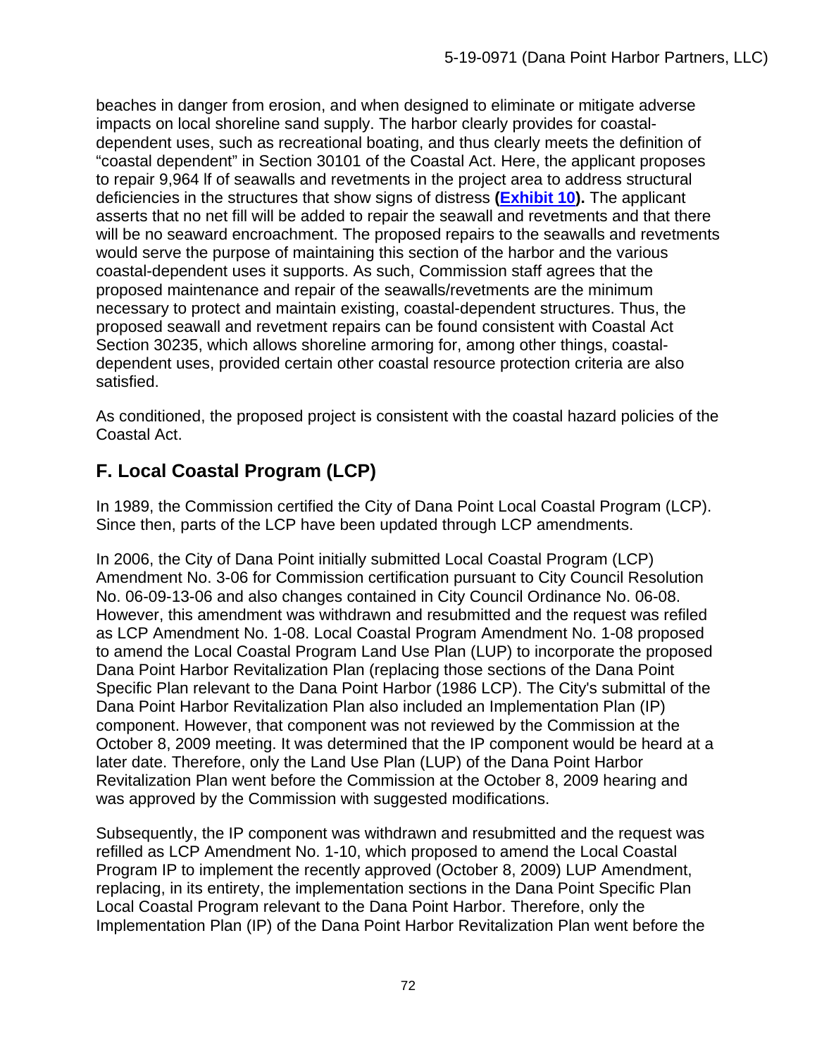beaches in danger from erosion, and when designed to eliminate or mitigate adverse impacts on local shoreline sand supply. The harbor clearly provides for coastal-dependent uses, such as recreational boating, and thus clearly meets the definition of "coastal dependent" in Section 30101 of the Coastal Act. Here, the applicant proposes to repair 9,964 lf of seawalls and revetments in the project area to address structural deficiencies in the structures that show signs of distress **(Exhibit 10).** The applicant asserts that no net fill will be added to repair the seawall and revetments and that there will be no seaward encroachment. The proposed repairs to the seawalls and revetments would serve the purpose of maintaining this section of the harbor and the various coastal-dependent uses it supports. As such, Commission staff agrees that the proposed maintenance and repair of the seawalls/revetments are the minimum necessary to protect and maintain existing, coastal-dependent structures. Thus, the proposed seawall and revetment repairs can be found consistent with Coastal Act Section 30235, which allows shoreline armoring for, among other things, coastal-dependent uses, provided certain other coastal resource protection criteria are also satisfied.

As conditioned, the proposed project is consistent with the coastal hazard policies of the Coastal Act.

## F. Local Coastal Program (LCP)

In 1989, the Commission certified the City of Dana Point Local Coastal Program (LCP). Since then, parts of the LCP have been updated through LCP amendments.

In 2006, the City of Dana Point initially submitted Local Coastal Program (LCP) Amendment No. 3-06 for Commission certification pursuant to City Council Resolution No. 06-09-13-06 and also changes contained in City Council Ordinance No. 06-08. However, this amendment was withdrawn and resubmitted and the request was refiled as LCP Amendment No. 1-08. Local Coastal Program Amendment No. 1-08 proposed to amend the Local Coastal Program Land Use Plan (LUP) to incorporate the proposed Dana Point Harbor Revitalization Plan (replacing those sections of the Dana Point Specific Plan relevant to the Dana Point Harbor (1986 LCP). The City's submittal of the Dana Point Harbor Revitalization Plan also included an Implementation Plan (IP) component. However, that component was not reviewed by the Commission at the October 8, 2009 meeting. It was determined that the IP component would be heard at a later date. Therefore, only the Land Use Plan (LUP) of the Dana Point Harbor Revitalization Plan went before the Commission at the October 8, 2009 hearing and was approved by the Commission with suggested modifications.

Subsequently, the IP component was withdrawn and resubmitted and the request was refilled as LCP Amendment No. 1-10, which proposed to amend the Local Coastal Program IP to implement the recently approved (October 8, 2009) LUP Amendment, replacing, in its entirety, the implementation sections in the Dana Point Specific Plan Local Coastal Program relevant to the Dana Point Harbor. Therefore, only the Implementation Plan (IP) of the Dana Point Harbor Revitalization Plan went before the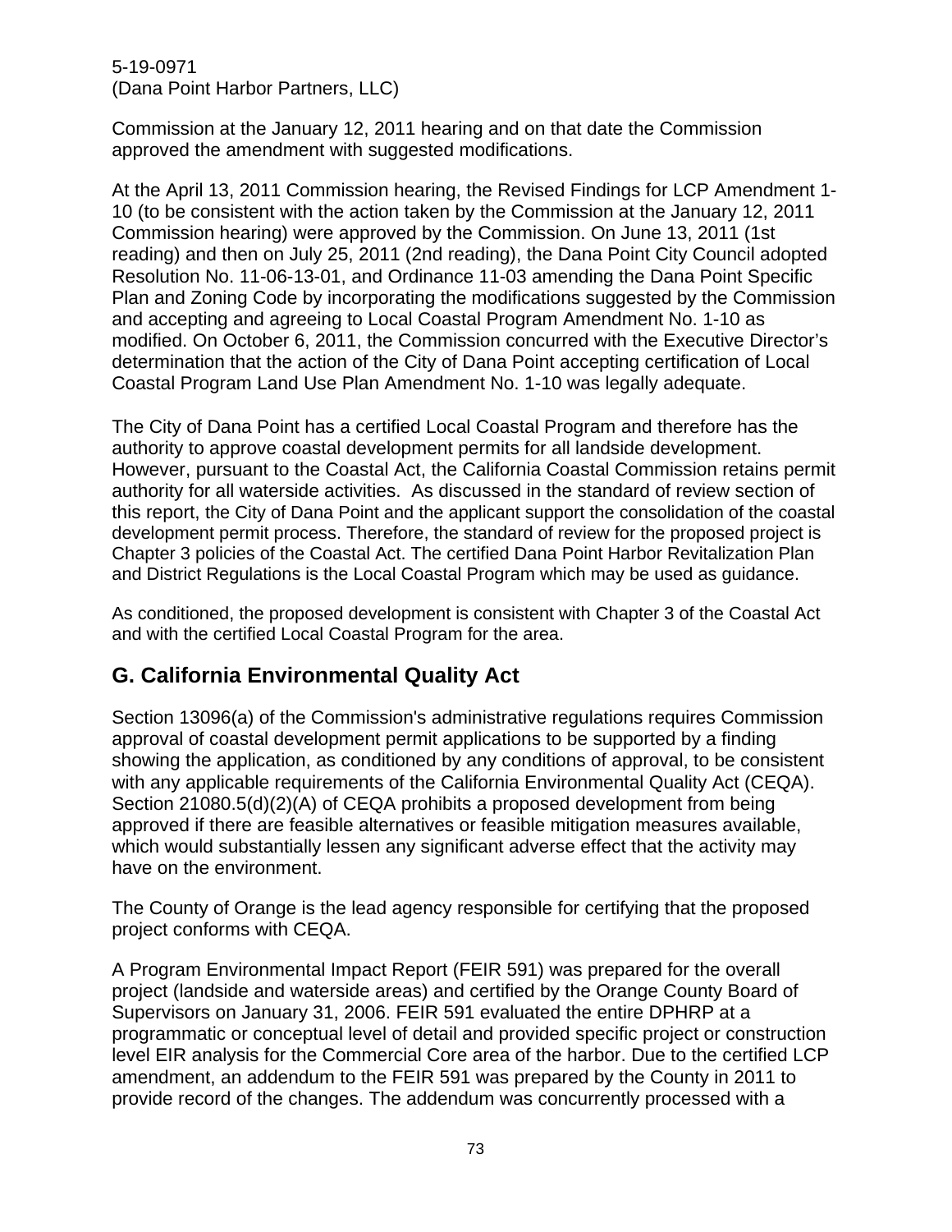Commission at the January 12, 2011 hearing and on that date the Commission approved the amendment with suggested modifications.

At the April 13, 2011 Commission hearing, the Revised Findings for LCP Amendment 1-10 (to be consistent with the action taken by the Commission at the January 12, 2011 Commission hearing) were approved by the Commission. On June 13, 2011 (1st reading) and then on July 25, 2011 (2nd reading), the Dana Point City Council adopted Resolution No. 11-06-13-01, and Ordinance 11-03 amending the Dana Point Specific Plan and Zoning Code by incorporating the modifications suggested by the Commission and accepting and agreeing to Local Coastal Program Amendment No. 1-10 as modified. On October 6, 2011, the Commission concurred with the Executive Director's determination that the action of the City of Dana Point accepting certification of Local Coastal Program Land Use Plan Amendment No. 1-10 was legally adequate.

The City of Dana Point has a certified Local Coastal Program and therefore has the authority to approve coastal development permits for all landside development. However, pursuant to the Coastal Act, the California Coastal Commission retains permit authority for all waterside activities. As discussed in the standard of review section of this report, the City of Dana Point and the applicant support the consolidation of the coastal development permit process. Therefore, the standard of review for the proposed project is Chapter 3 policies of the Coastal Act. The certified Dana Point Harbor Revitalization Plan and District Regulations is the Local Coastal Program which may be used as guidance.

As conditioned, the proposed development is consistent with Chapter 3 of the Coastal Act and with the certified Local Coastal Program for the area.

## G. California Environmental Quality Act

Section 13096(a) of the Commission's administrative regulations requires Commission approval of coastal development permit applications to be supported by a finding showing the application, as conditioned by any conditions of approval, to be consistent with any applicable requirements of the California Environmental Quality Act (CEQA). Section 21080.5(d)(2)(A) of CEQA prohibits a proposed development from being approved if there are feasible alternatives or feasible mitigation measures available, which would substantially lessen any significant adverse effect that the activity may have on the environment.

The County of Orange is the lead agency responsible for certifying that the proposed project conforms with CEQA.

A Program Environmental Impact Report (FEIR 591) was prepared for the overall project (landside and waterside areas) and certified by the Orange County Board of Supervisors on January 31, 2006. FEIR 591 evaluated the entire DPHRP at a programmatic or conceptual level of detail and provided specific project or construction level EIR analysis for the Commercial Core area of the harbor. Due to the certified LCP amendment, an addendum to the FEIR 591 was prepared by the County in 2011 to provide record of the changes. The addendum was concurrently processed with a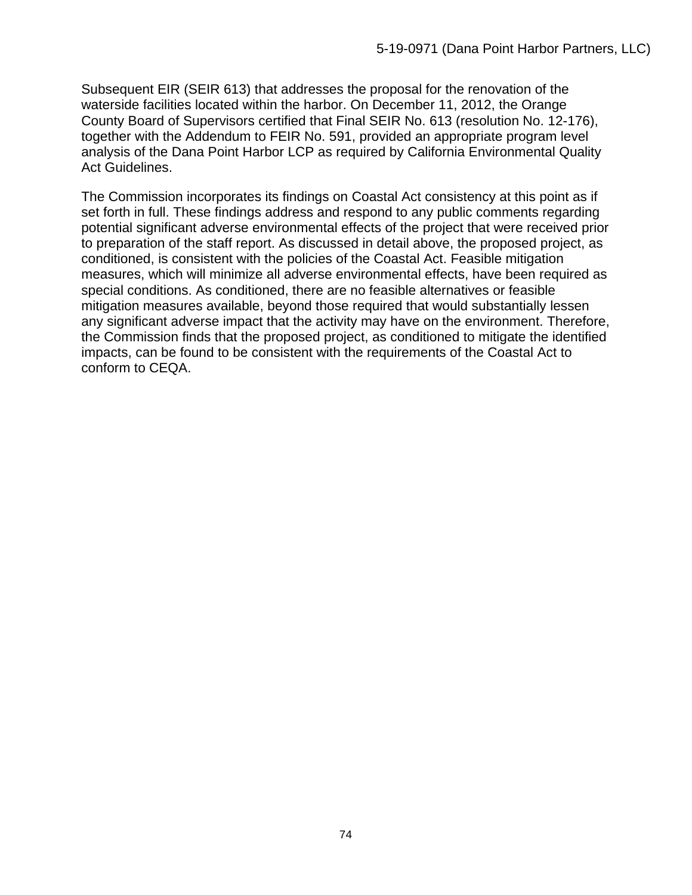Subsequent EIR (SEIR 613) that addresses the proposal for the renovation of the waterside facilities located within the harbor. On December 11, 2012, the Orange County Board of Supervisors certified that Final SEIR No. 613 (resolution No. 12-176), together with the Addendum to FEIR No. 591, provided an appropriate program level analysis of the Dana Point Harbor LCP as required by California Environmental Quality Act Guidelines.

The Commission incorporates its findings on Coastal Act consistency at this point as if set forth in full. These findings address and respond to any public comments regarding potential significant adverse environmental effects of the project that were received prior to preparation of the staff report. As discussed in detail above, the proposed project, as conditioned, is consistent with the policies of the Coastal Act. Feasible mitigation measures, which will minimize all adverse environmental effects, have been required as special conditions. As conditioned, there are no feasible alternatives or feasible mitigation measures available, beyond those required that would substantially lessen any significant adverse impact that the activity may have on the environment. Therefore, the Commission finds that the proposed project, as conditioned to mitigate the identified impacts, can be found to be consistent with the requirements of the Coastal Act to conform to CEQA.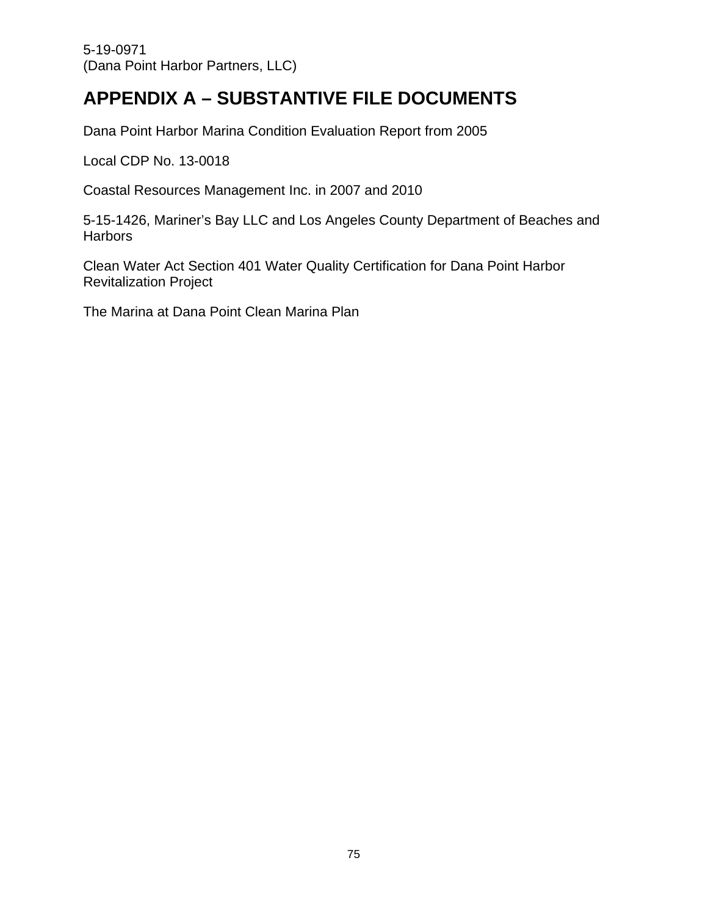# APPENDIX A – SUBSTANTIVE FILE DOCUMENTS

Dana Point Harbor Marina Condition Evaluation Report from 2005

Local CDP No. 13-0018

Coastal Resources Management Inc. in 2007 and 2010

5-15-1426, Mariner's Bay LLC and Los Angeles County Department of Beaches and Harbors

Clean Water Act Section 401 Water Quality Certification for Dana Point Harbor Revitalization Project

The Marina at Dana Point Clean Marina Plan